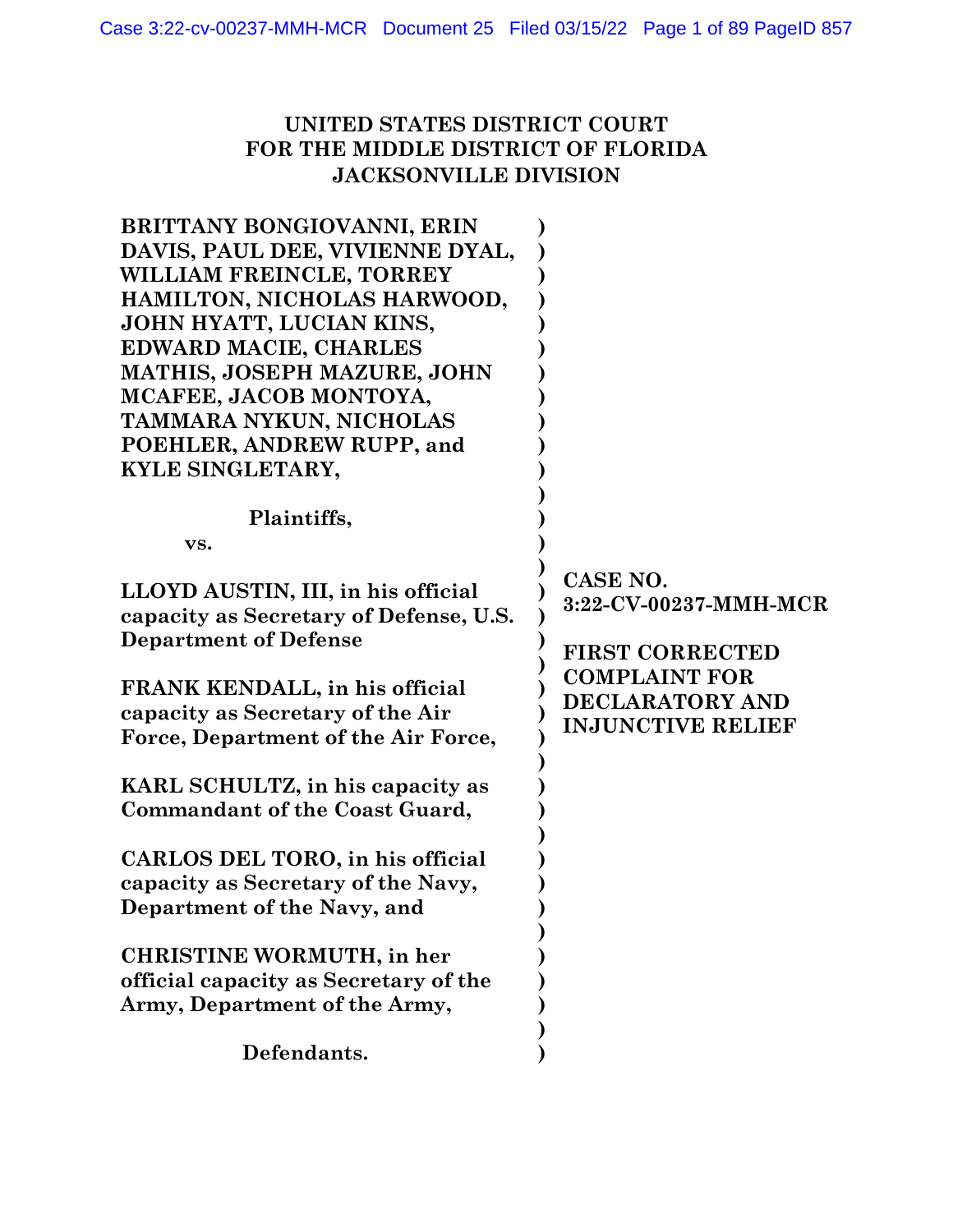**UNITED STATES DISTRICT COURT**
**FOR THE MIDDLE DISTRICT OF FLORIDA**
**JACKSONVILLE DIVISION**

**BRITTANY BONGIOVANNI, ERIN DAVIS, PAUL DEE, VIVIENNE DYAL, WILLIAM FREINCLE, TORREY HAMILTON, NICHOLAS HARWOOD, JOHN HYATT, LUCIAN KINS, EDWARD MACIE, CHARLES MATHIS, JOSEPH MAZURE, JOHN MCAFEE, JACOB MONTOYA, TAMMARA NYKUN, NICHOLAS POEHLER, ANDREW RUPP, and KYLE SINGLETARY,**

**Plaintiffs,**

**vs.**

**LLOYD AUSTIN, III, in his official capacity as Secretary of Defense, U.S. Department of Defense**

**FRANK KENDALL, in his official capacity as Secretary of the Air Force, Department of the Air Force,**

**KARL SCHULTZ, in his capacity as Commandant of the Coast Guard,**

**CARLOS DEL TORO, in his official capacity as Secretary of the Navy, Department of the Navy, and**

**CHRISTINE WORMUTH, in her official capacity as Secretary of the Army, Department of the Army,**

**Defendants.**

**CASE NO. 3:22-CV-00237-MMH-MCR**

**FIRST CORRECTED COMPLAINT FOR DECLARATORY AND INJUNCTIVE RELIEF**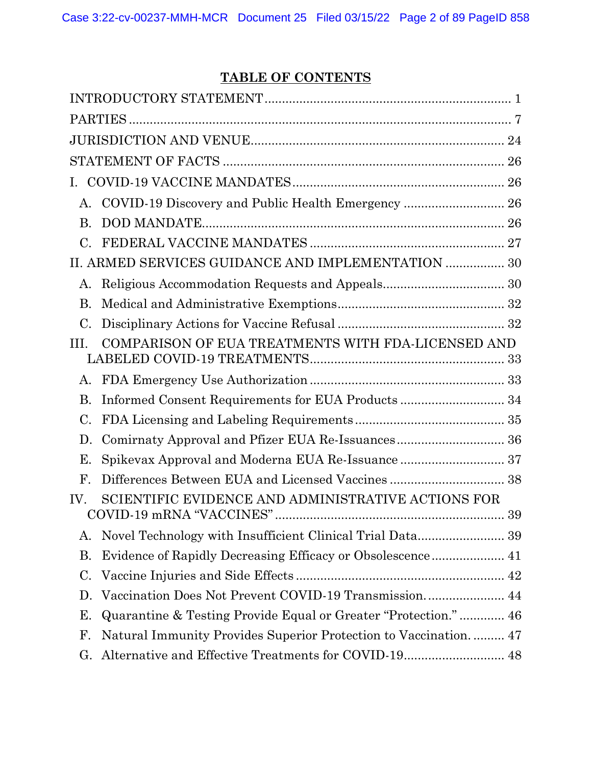## TABLE OF CONTENTS

INTRODUCTORY STATEMENT ........................................................................ 1

PARTIES ............................................................................................................. 7

JURISDICTION AND VENUE........................................................................ 24

STATEMENT OF FACTS ................................................................................. 26

I. COVID-19 VACCINE MANDATES ............................................................. 26

- A. COVID-19 Discovery and Public Health Emergency ............................. 26
- B. DOD MANDATE....................................................................................... 26
- C. FEDERAL VACCINE MANDATES ........................................................ 27

II. ARMED SERVICES GUIDANCE AND IMPLEMENTATION ................. 30

- A. Religious Accommodation Requests and Appeals.................................. 30
- B. Medical and Administrative Exemptions................................................ 32
- C. Disciplinary Actions for Vaccine Refusal ................................................ 32

III. COMPARISON OF EUA TREATMENTS WITH FDA-LICENSED AND LABELED COVID-19 TREATMENTS........................................................ 33

- A. FDA Emergency Use Authorization ....................................................... 33
- B. Informed Consent Requirements for EUA Products ............................. 34
- C. FDA Licensing and Labeling Requirements........................................... 35
- D. Comirnaty Approval and Pfizer EUA Re-Issuances............................... 36
- E. Spikevax Approval and Moderna EUA Re-Issuance ............................. 37
- F. Differences Between EUA and Licensed Vaccines ................................. 38

IV. SCIENTIFIC EVIDENCE AND ADMINISTRATIVE ACTIONS FOR COVID-19 mRNA "VACCINES" ................................................................. 39

- A. Novel Technology with Insufficient Clinical Trial Data......................... 39
- B. Evidence of Rapidly Decreasing Efficacy or Obsolescence..................... 41
- C. Vaccine Injuries and Side Effects ........................................................... 42
- D. Vaccination Does Not Prevent COVID-19 Transmission. ...................... 44
- E. Quarantine & Testing Provide Equal or Greater "Protection." ............. 46
- F. Natural Immunity Provides Superior Protection to Vaccination. ......... 47
- G. Alternative and Effective Treatments for COVID-19............................. 48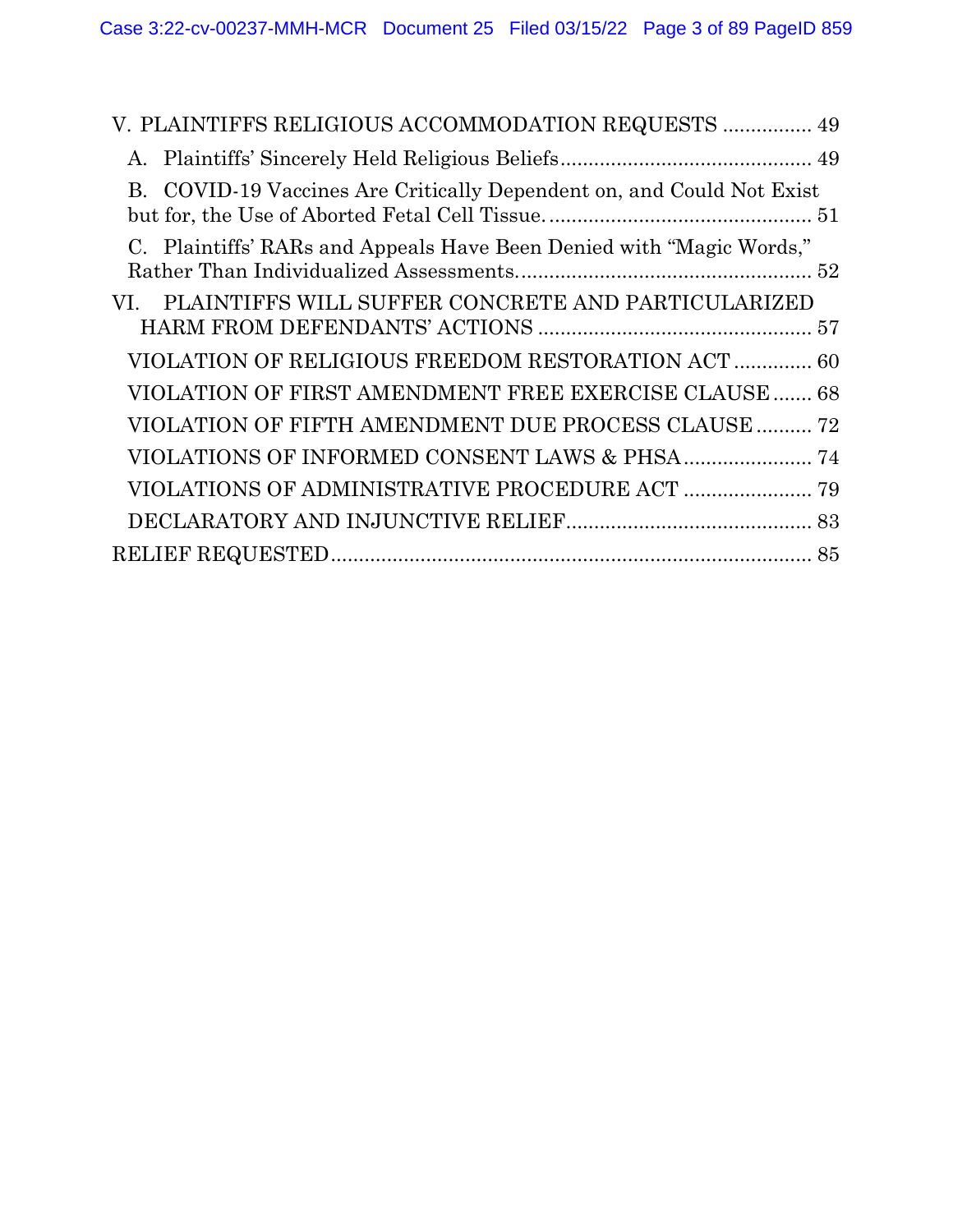V. PLAINTIFFS RELIGIOUS ACCOMMODATION REQUESTS ................ 49

A. Plaintiffs' Sincerely Held Religious Beliefs ............................................ 49

B. COVID-19 Vaccines Are Critically Dependent on, and Could Not Exist but for, the Use of Aborted Fetal Cell Tissue. .............................................. 51

C. Plaintiffs' RARs and Appeals Have Been Denied with "Magic Words," Rather Than Individualized Assessments. .................................................... 52

VI. PLAINTIFFS WILL SUFFER CONCRETE AND PARTICULARIZED HARM FROM DEFENDANTS' ACTIONS ................................................ 57

VIOLATION OF RELIGIOUS FREEDOM RESTORATION ACT .............. 60

VIOLATION OF FIRST AMENDMENT FREE EXERCISE CLAUSE ....... 68

VIOLATION OF FIFTH AMENDMENT DUE PROCESS CLAUSE .......... 72

VIOLATIONS OF INFORMED CONSENT LAWS & PHSA ....................... 74

VIOLATIONS OF ADMINISTRATIVE PROCEDURE ACT ....................... 79

DECLARATORY AND INJUNCTIVE RELIEF ............................................ 83

RELIEF REQUESTED ...................................................................................... 85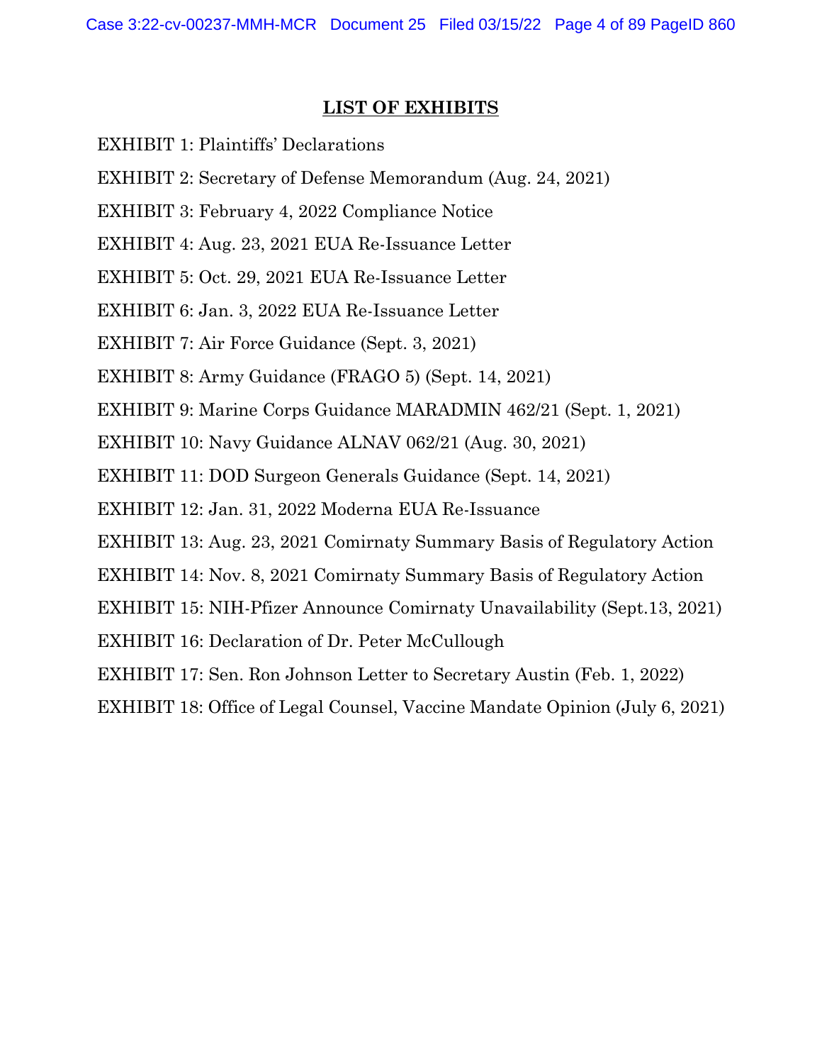## LIST OF EXHIBITS

EXHIBIT 1: Plaintiffs' Declarations

EXHIBIT 2: Secretary of Defense Memorandum (Aug. 24, 2021)

EXHIBIT 3: February 4, 2022 Compliance Notice

EXHIBIT 4: Aug. 23, 2021 EUA Re-Issuance Letter

EXHIBIT 5: Oct. 29, 2021 EUA Re-Issuance Letter

EXHIBIT 6: Jan. 3, 2022 EUA Re-Issuance Letter

EXHIBIT 7: Air Force Guidance (Sept. 3, 2021)

EXHIBIT 8: Army Guidance (FRAGO 5) (Sept. 14, 2021)

EXHIBIT 9: Marine Corps Guidance MARADMIN 462/21 (Sept. 1, 2021)

EXHIBIT 10: Navy Guidance ALNAV 062/21 (Aug. 30, 2021)

EXHIBIT 11: DOD Surgeon Generals Guidance (Sept. 14, 2021)

EXHIBIT 12: Jan. 31, 2022 Moderna EUA Re-Issuance

EXHIBIT 13: Aug. 23, 2021 Comirnaty Summary Basis of Regulatory Action

EXHIBIT 14: Nov. 8, 2021 Comirnaty Summary Basis of Regulatory Action

EXHIBIT 15: NIH-Pfizer Announce Comirnaty Unavailability (Sept.13, 2021)

EXHIBIT 16: Declaration of Dr. Peter McCullough

EXHIBIT 17: Sen. Ron Johnson Letter to Secretary Austin (Feb. 1, 2022)

EXHIBIT 18: Office of Legal Counsel, Vaccine Mandate Opinion (July 6, 2021)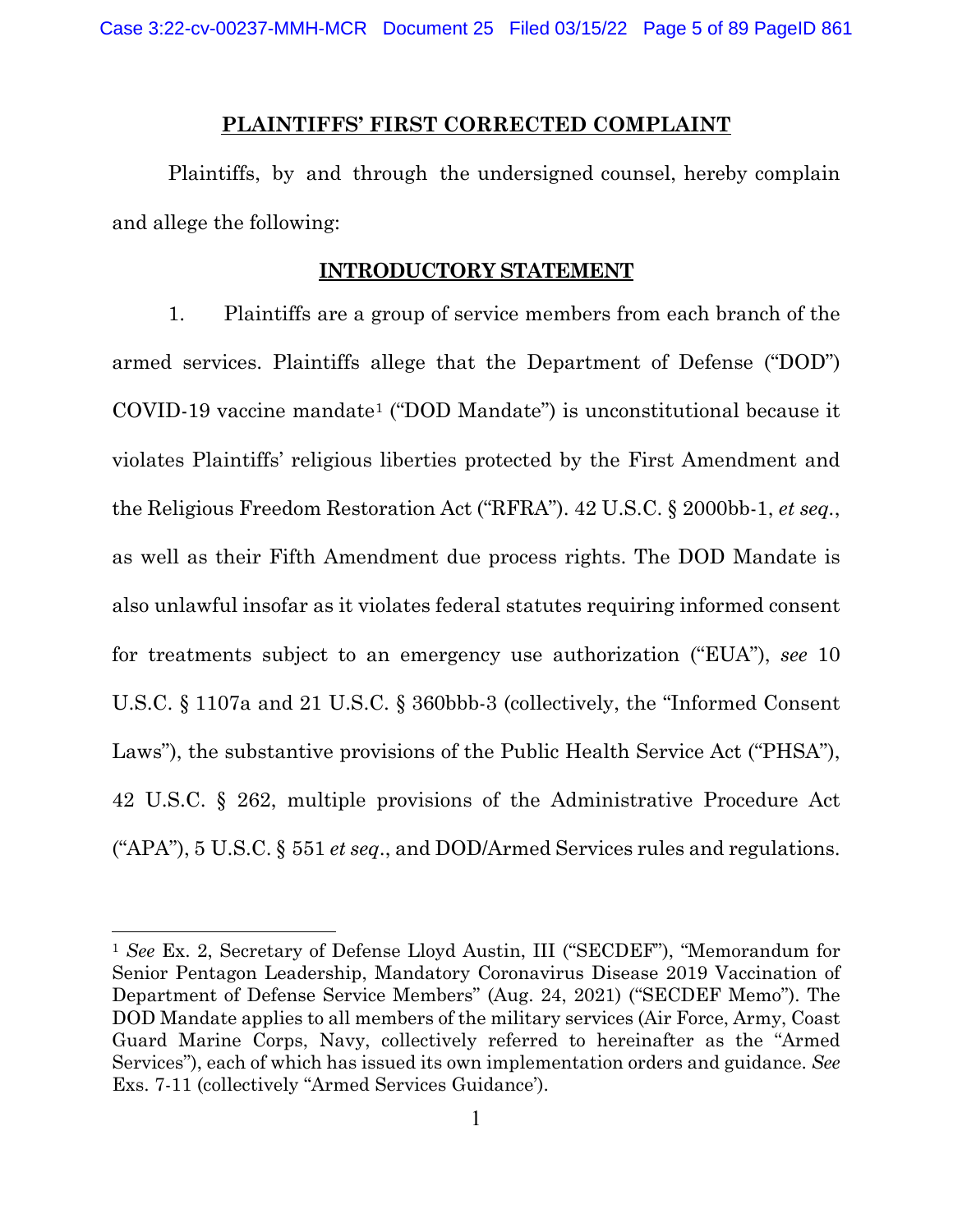## PLAINTIFFS' FIRST CORRECTED COMPLAINT

Plaintiffs, by and through the undersigned counsel, hereby complain and allege the following:

## INTRODUCTORY STATEMENT

1. Plaintiffs are a group of service members from each branch of the armed services. Plaintiffs allege that the Department of Defense ("DOD") COVID-19 vaccine mandate[1] ("DOD Mandate") is unconstitutional because it violates Plaintiffs' religious liberties protected by the First Amendment and the Religious Freedom Restoration Act ("RFRA"). 42 U.S.C. § 2000bb-1, *et seq.*, as well as their Fifth Amendment due process rights. The DOD Mandate is also unlawful insofar as it violates federal statutes requiring informed consent for treatments subject to an emergency use authorization ("EUA"), *see* 10 U.S.C. § 1107a and 21 U.S.C. § 360bbb-3 (collectively, the "Informed Consent Laws"), the substantive provisions of the Public Health Service Act ("PHSA"), 42 U.S.C. § 262, multiple provisions of the Administrative Procedure Act ("APA"), 5 U.S.C. § 551 *et seq.*, and DOD/Armed Services rules and regulations.

---

[1] *See* Ex. 2, Secretary of Defense Lloyd Austin, III ("SECDEF"), "Memorandum for Senior Pentagon Leadership, Mandatory Coronavirus Disease 2019 Vaccination of Department of Defense Service Members" (Aug. 24, 2021) ("SECDEF Memo"). The DOD Mandate applies to all members of the military services (Air Force, Army, Coast Guard Marine Corps, Navy, collectively referred to hereinafter as the "Armed Services"), each of which has issued its own implementation orders and guidance. *See* Exs. 7-11 (collectively "Armed Services Guidance').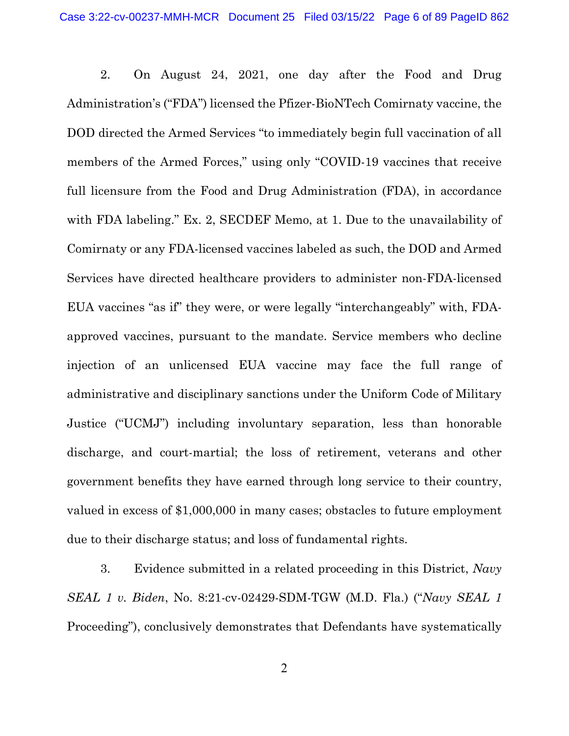2. On August 24, 2021, one day after the Food and Drug Administration's ("FDA") licensed the Pfizer-BioNTech Comirnaty vaccine, the DOD directed the Armed Services "to immediately begin full vaccination of all members of the Armed Forces," using only "COVID-19 vaccines that receive full licensure from the Food and Drug Administration (FDA), in accordance with FDA labeling." Ex. 2, SECDEF Memo, at 1. Due to the unavailability of Comirnaty or any FDA-licensed vaccines labeled as such, the DOD and Armed Services have directed healthcare providers to administer non-FDA-licensed EUA vaccines "as if" they were, or were legally "interchangeably" with, FDA-approved vaccines, pursuant to the mandate. Service members who decline injection of an unlicensed EUA vaccine may face the full range of administrative and disciplinary sanctions under the Uniform Code of Military Justice ("UCMJ") including involuntary separation, less than honorable discharge, and court-martial; the loss of retirement, veterans and other government benefits they have earned through long service to their country, valued in excess of $1,000,000 in many cases; obstacles to future employment due to their discharge status; and loss of fundamental rights.

3. Evidence submitted in a related proceeding in this District, *Navy SEAL 1 v. Biden*, No. 8:21-cv-02429-SDM-TGW (M.D. Fla.) ("*Navy SEAL 1* Proceeding"), conclusively demonstrates that Defendants have systematically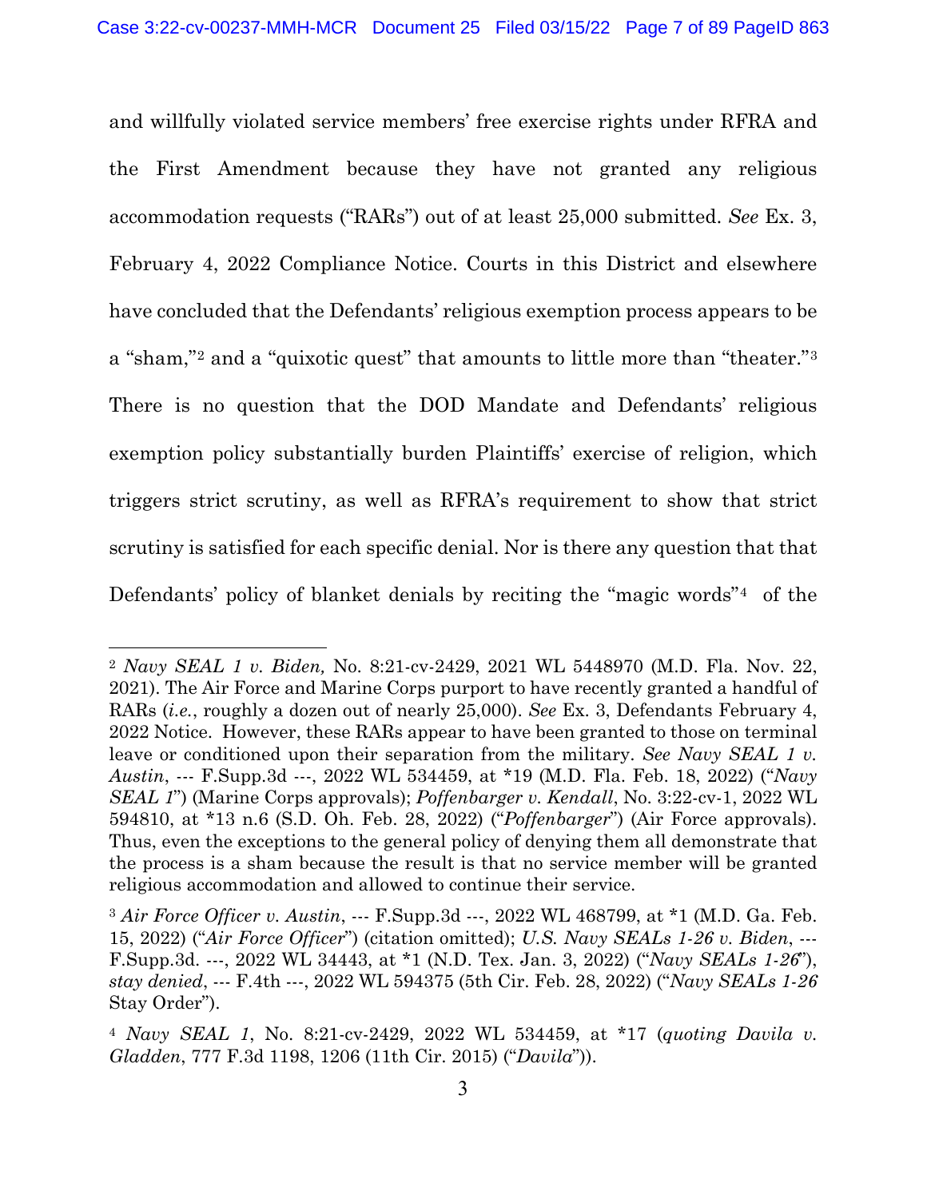and willfully violated service members' free exercise rights under RFRA and the First Amendment because they have not granted any religious accommodation requests ("RARs") out of at least 25,000 submitted. *See* Ex. 3, February 4, 2022 Compliance Notice. Courts in this District and elsewhere have concluded that the Defendants' religious exemption process appears to be a "sham,"[2] and a "quixotic quest" that amounts to little more than "theater."[3] There is no question that the DOD Mandate and Defendants' religious exemption policy substantially burden Plaintiffs' exercise of religion, which triggers strict scrutiny, as well as RFRA's requirement to show that strict scrutiny is satisfied for each specific denial. Nor is there any question that that Defendants' policy of blanket denials by reciting the "magic words"[4] of the

---

[2] *Navy SEAL 1 v. Biden,* No. 8:21-cv-2429, 2021 WL 5448970 (M.D. Fla. Nov. 22, 2021). The Air Force and Marine Corps purport to have recently granted a handful of RARs (*i.e.*, roughly a dozen out of nearly 25,000). *See* Ex. 3, Defendants February 4, 2022 Notice. However, these RARs appear to have been granted to those on terminal leave or conditioned upon their separation from the military. *See Navy SEAL 1 v. Austin*, --- F.Supp.3d ---, 2022 WL 534459, at *19 (M.D. Fla. Feb. 18, 2022) ("*Navy SEAL 1*") (Marine Corps approvals); *Poffenbarger v. Kendall*, No. 3:22-cv-1, 2022 WL 594810, at *13 n.6 (S.D. Oh. Feb. 28, 2022) ("*Poffenbarger*") (Air Force approvals). Thus, even the exceptions to the general policy of denying them all demonstrate that the process is a sham because the result is that no service member will be granted religious accommodation and allowed to continue their service.

[3] *Air Force Officer v. Austin*, --- F.Supp.3d ---, 2022 WL 468799, at *1 (M.D. Ga. Feb. 15, 2022) ("*Air Force Officer*") (citation omitted); *U.S. Navy SEALs 1-26 v. Biden*, --- F.Supp.3d. ---, 2022 WL 34443, at *1 (N.D. Tex. Jan. 3, 2022) ("*Navy SEALs 1-26*"), *stay denied*, --- F.4th ---, 2022 WL 594375 (5th Cir. Feb. 28, 2022) ("*Navy SEALs 1-26* Stay Order").

[4] *Navy SEAL 1*, No. 8:21-cv-2429, 2022 WL 534459, at *17 (*quoting Davila v. Gladden*, 777 F.3d 1198, 1206 (11th Cir. 2015) ("*Davila*")).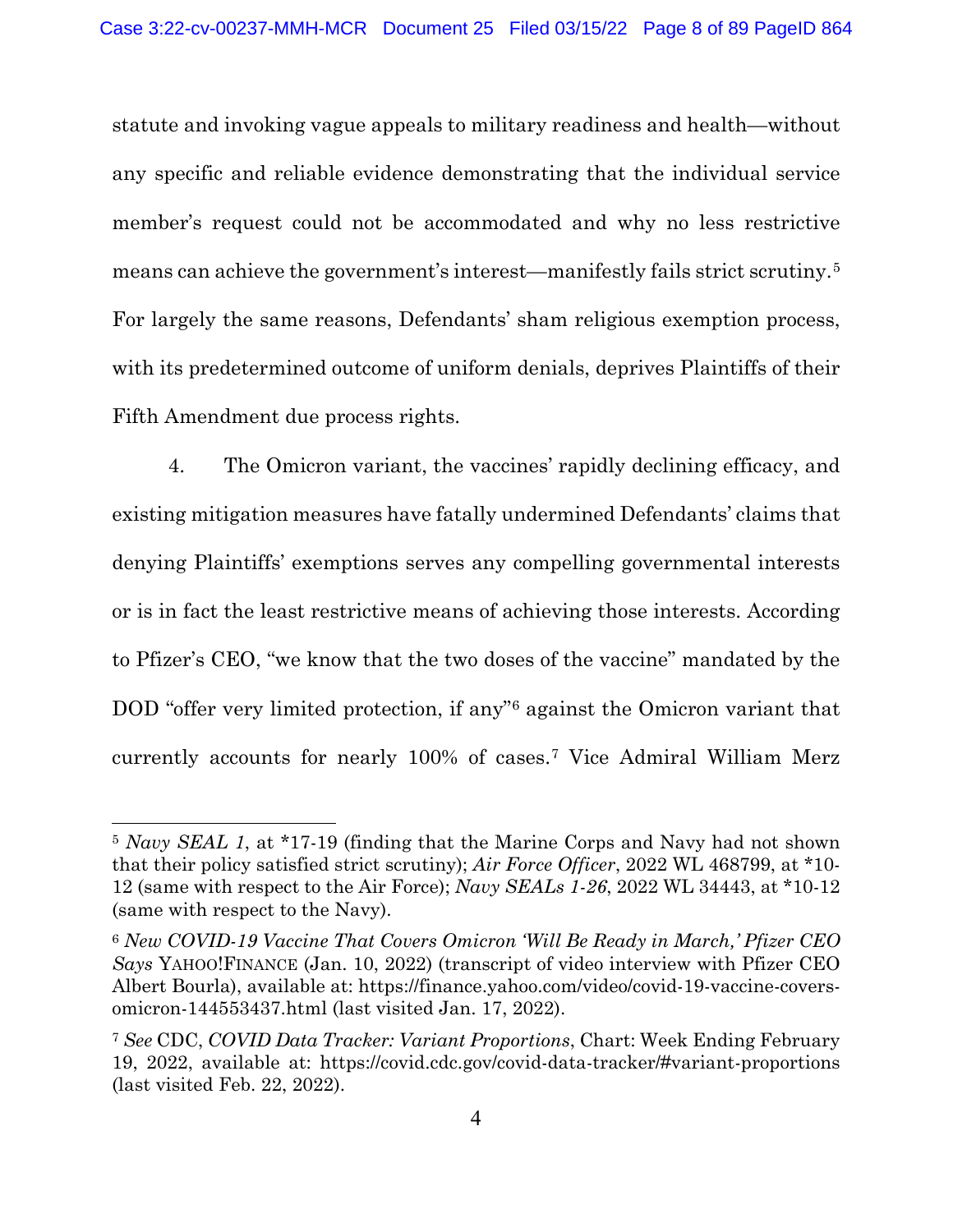statute and invoking vague appeals to military readiness and health—without any specific and reliable evidence demonstrating that the individual service member's request could not be accommodated and why no less restrictive means can achieve the government's interest—manifestly fails strict scrutiny.[5] For largely the same reasons, Defendants' sham religious exemption process, with its predetermined outcome of uniform denials, deprives Plaintiffs of their Fifth Amendment due process rights.

4. The Omicron variant, the vaccines' rapidly declining efficacy, and existing mitigation measures have fatally undermined Defendants' claims that denying Plaintiffs' exemptions serves any compelling governmental interests or is in fact the least restrictive means of achieving those interests. According to Pfizer's CEO, "we know that the two doses of the vaccine" mandated by the DOD "offer very limited protection, if any"[6] against the Omicron variant that currently accounts for nearly 100% of cases.[7] Vice Admiral William Merz

---

[5] *Navy SEAL 1*, at *17-19 (finding that the Marine Corps and Navy had not shown that their policy satisfied strict scrutiny); *Air Force Officer*, 2022 WL 468799, at *10-12 (same with respect to the Air Force); *Navy SEALs 1-26*, 2022 WL 34443, at *10-12 (same with respect to the Navy).

[6] *New COVID-19 Vaccine That Covers Omicron 'Will Be Ready in March,' Pfizer CEO Says* YAHOO!FINANCE (Jan. 10, 2022) (transcript of video interview with Pfizer CEO Albert Bourla), available at: https://finance.yahoo.com/video/covid-19-vaccine-covers-omicron-144553437.html (last visited Jan. 17, 2022).

[7] *See* CDC, *COVID Data Tracker: Variant Proportions*, Chart: Week Ending February 19, 2022, available at: https://covid.cdc.gov/covid-data-tracker/#variant-proportions (last visited Feb. 22, 2022).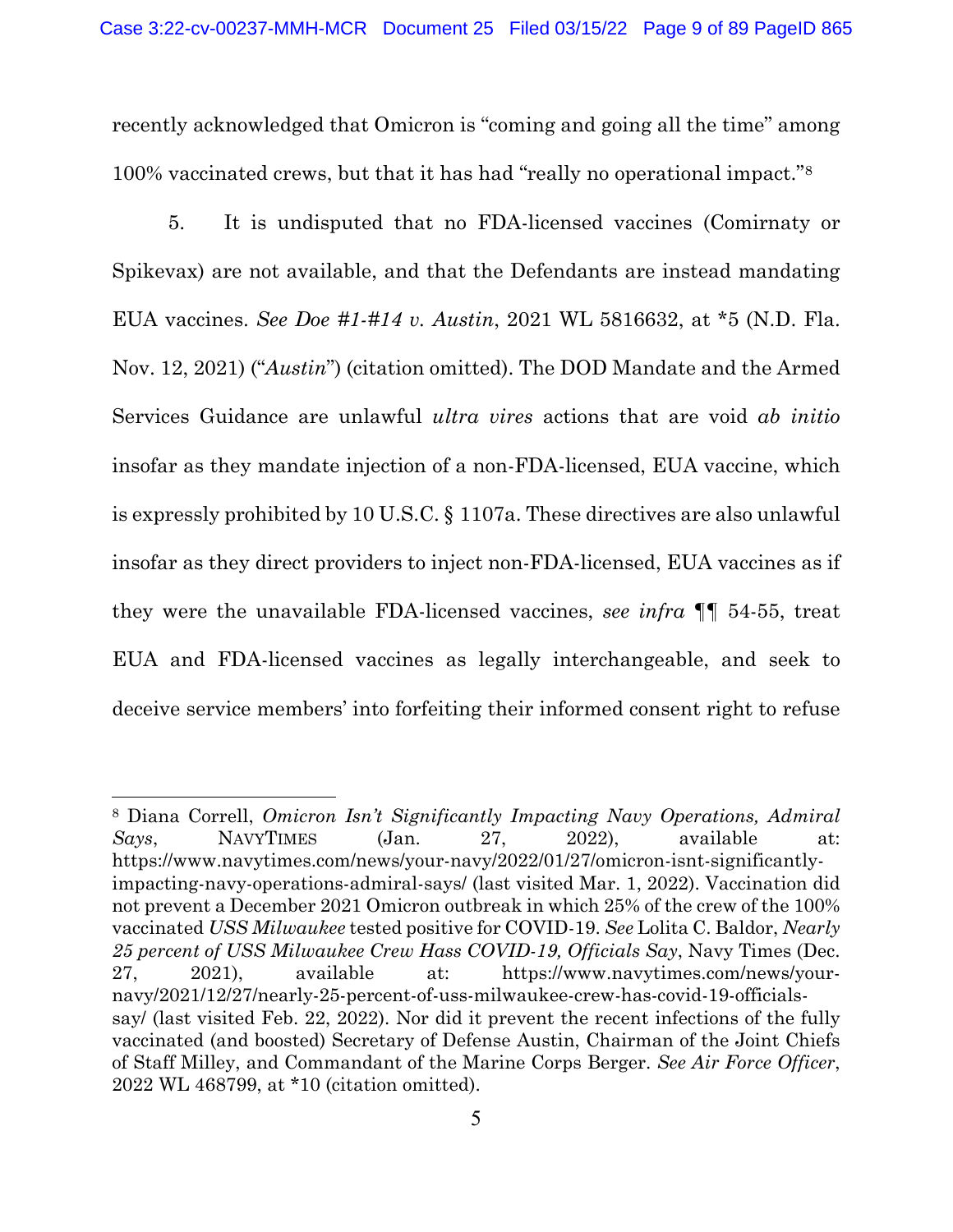recently acknowledged that Omicron is "coming and going all the time" among 100% vaccinated crews, but that it has had "really no operational impact."[8]

5. It is undisputed that no FDA-licensed vaccines (Comirnaty or Spikevax) are not available, and that the Defendants are instead mandating EUA vaccines. *See Doe #1-#14 v. Austin*, 2021 WL 5816632, at *5 (N.D. Fla. Nov. 12, 2021) ("*Austin*") (citation omitted). The DOD Mandate and the Armed Services Guidance are unlawful *ultra vires* actions that are void *ab initio* insofar as they mandate injection of a non-FDA-licensed, EUA vaccine, which is expressly prohibited by 10 U.S.C. § 1107a. These directives are also unlawful insofar as they direct providers to inject non-FDA-licensed, EUA vaccines as if they were the unavailable FDA-licensed vaccines, *see infra* ¶¶ 54-55, treat EUA and FDA-licensed vaccines as legally interchangeable, and seek to deceive service members' into forfeiting their informed consent right to refuse

---

[8] Diana Correll, *Omicron Isn't Significantly Impacting Navy Operations, Admiral Says*, NAVYTIMES (Jan. 27, 2022), available at: https://www.navytimes.com/news/your-navy/2022/01/27/omicron-isnt-significantly-impacting-navy-operations-admiral-says/ (last visited Mar. 1, 2022). Vaccination did not prevent a December 2021 Omicron outbreak in which 25% of the crew of the 100% vaccinated *USS Milwaukee* tested positive for COVID-19. *See* Lolita C. Baldor, *Nearly 25 percent of USS Milwaukee Crew Hass COVID-19, Officials Say*, Navy Times (Dec. 27, 2021), available at: https://www.navytimes.com/news/your-navy/2021/12/27/nearly-25-percent-of-uss-milwaukee-crew-has-covid-19-officials-say/ (last visited Feb. 22, 2022). Nor did it prevent the recent infections of the fully vaccinated (and boosted) Secretary of Defense Austin, Chairman of the Joint Chiefs of Staff Milley, and Commandant of the Marine Corps Berger. *See Air Force Officer*, 2022 WL 468799, at *10 (citation omitted).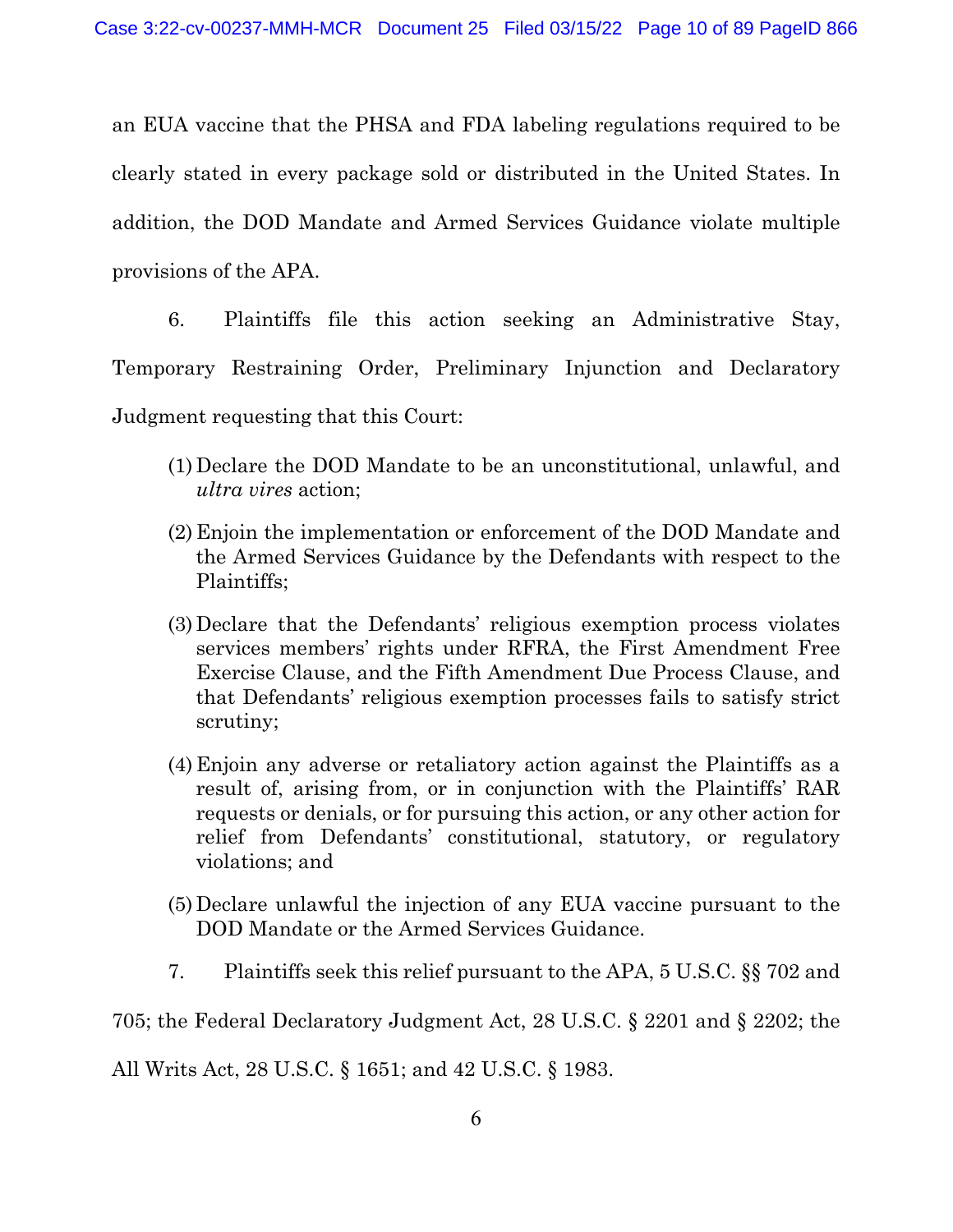an EUA vaccine that the PHSA and FDA labeling regulations required to be clearly stated in every package sold or distributed in the United States. In addition, the DOD Mandate and Armed Services Guidance violate multiple provisions of the APA.

6. Plaintiffs file this action seeking an Administrative Stay, Temporary Restraining Order, Preliminary Injunction and Declaratory Judgment requesting that this Court:

(1) Declare the DOD Mandate to be an unconstitutional, unlawful, and *ultra vires* action;

(2) Enjoin the implementation or enforcement of the DOD Mandate and the Armed Services Guidance by the Defendants with respect to the Plaintiffs;

(3) Declare that the Defendants' religious exemption process violates services members' rights under RFRA, the First Amendment Free Exercise Clause, and the Fifth Amendment Due Process Clause, and that Defendants' religious exemption processes fails to satisfy strict scrutiny;

(4) Enjoin any adverse or retaliatory action against the Plaintiffs as a result of, arising from, or in conjunction with the Plaintiffs' RAR requests or denials, or for pursuing this action, or any other action for relief from Defendants' constitutional, statutory, or regulatory violations; and

(5) Declare unlawful the injection of any EUA vaccine pursuant to the DOD Mandate or the Armed Services Guidance.

7. Plaintiffs seek this relief pursuant to the APA, 5 U.S.C. §§ 702 and 705; the Federal Declaratory Judgment Act, 28 U.S.C. § 2201 and § 2202; the All Writs Act, 28 U.S.C. § 1651; and 42 U.S.C. § 1983.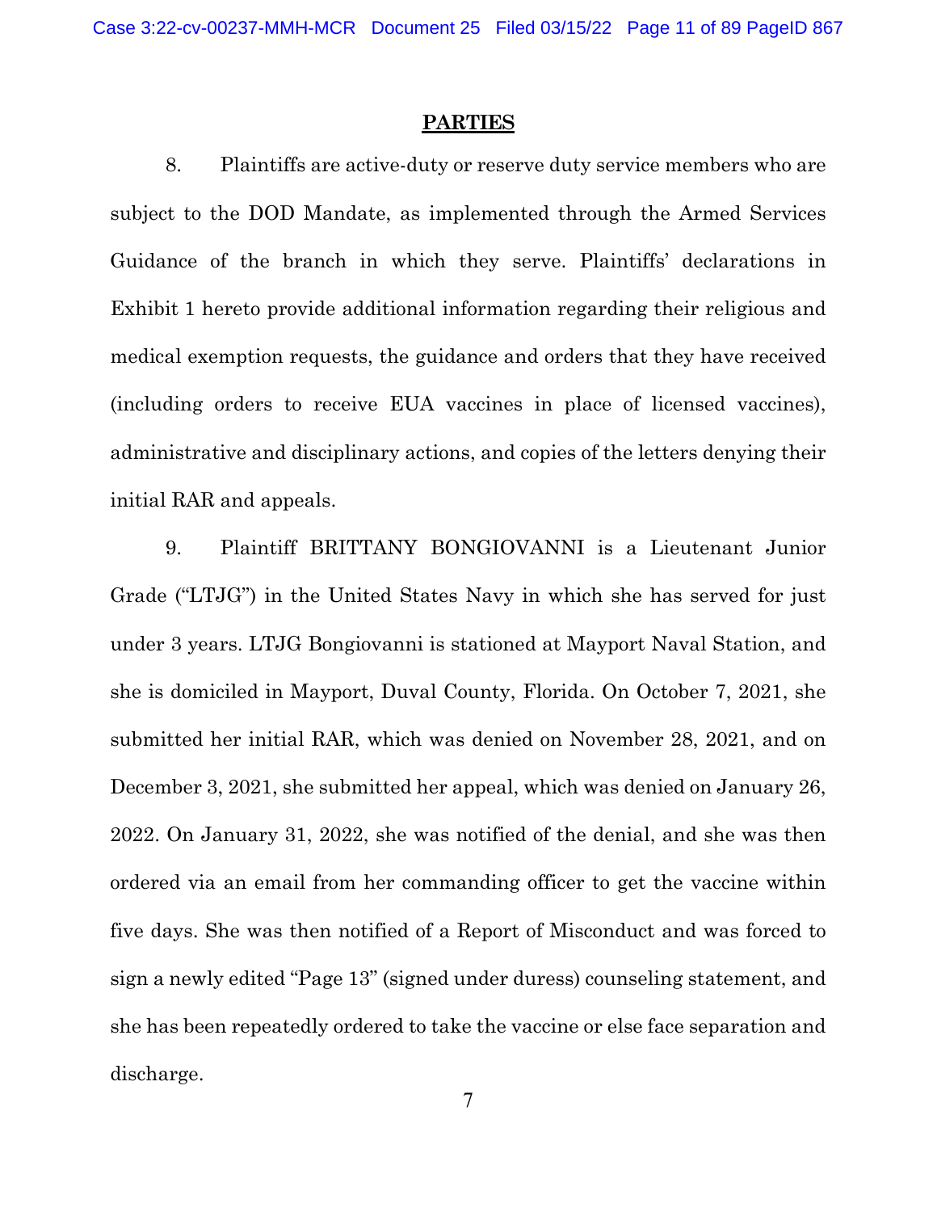## PARTIES

8. Plaintiffs are active-duty or reserve duty service members who are subject to the DOD Mandate, as implemented through the Armed Services Guidance of the branch in which they serve. Plaintiffs' declarations in Exhibit 1 hereto provide additional information regarding their religious and medical exemption requests, the guidance and orders that they have received (including orders to receive EUA vaccines in place of licensed vaccines), administrative and disciplinary actions, and copies of the letters denying their initial RAR and appeals.

9. Plaintiff BRITTANY BONGIOVANNI is a Lieutenant Junior Grade ("LTJG") in the United States Navy in which she has served for just under 3 years. LTJG Bongiovanni is stationed at Mayport Naval Station, and she is domiciled in Mayport, Duval County, Florida. On October 7, 2021, she submitted her initial RAR, which was denied on November 28, 2021, and on December 3, 2021, she submitted her appeal, which was denied on January 26, 2022. On January 31, 2022, she was notified of the denial, and she was then ordered via an email from her commanding officer to get the vaccine within five days. She was then notified of a Report of Misconduct and was forced to sign a newly edited "Page 13" (signed under duress) counseling statement, and she has been repeatedly ordered to take the vaccine or else face separation and discharge.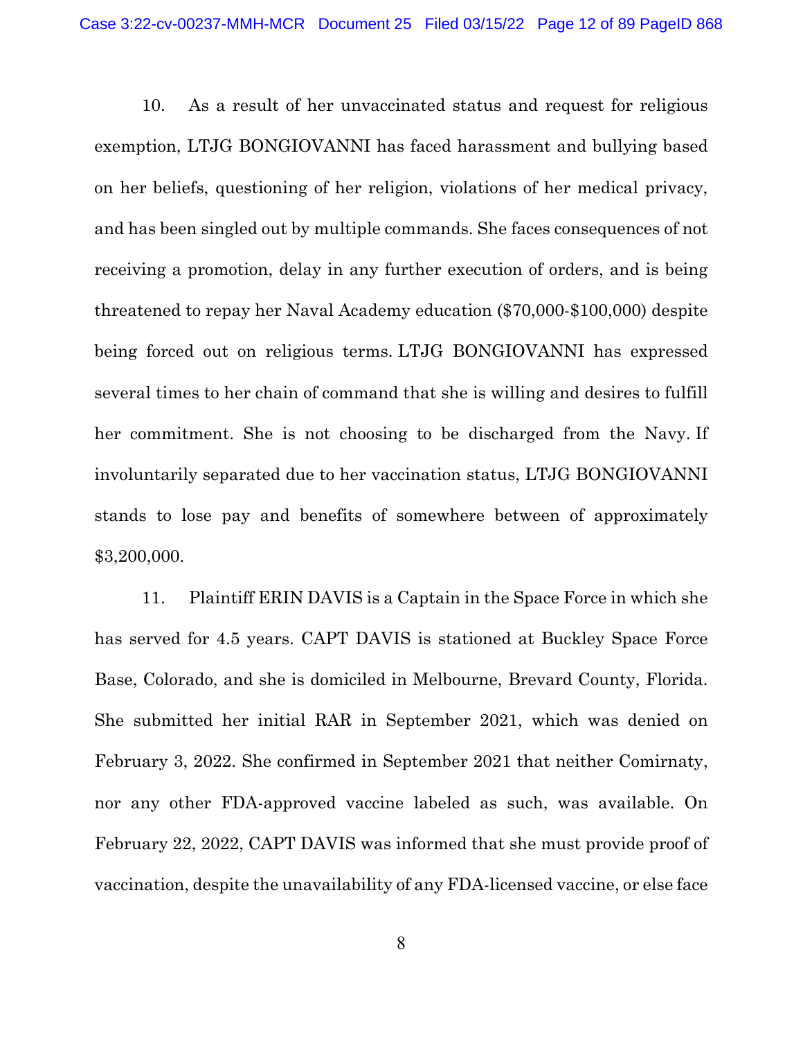10. As a result of her unvaccinated status and request for religious exemption, LTJG BONGIOVANNI has faced harassment and bullying based on her beliefs, questioning of her religion, violations of her medical privacy, and has been singled out by multiple commands. She faces consequences of not receiving a promotion, delay in any further execution of orders, and is being threatened to repay her Naval Academy education ($70,000-$100,000) despite being forced out on religious terms. LTJG BONGIOVANNI has expressed several times to her chain of command that she is willing and desires to fulfill her commitment. She is not choosing to be discharged from the Navy. If involuntarily separated due to her vaccination status, LTJG BONGIOVANNI stands to lose pay and benefits of somewhere between of approximately $3,200,000.

11. Plaintiff ERIN DAVIS is a Captain in the Space Force in which she has served for 4.5 years. CAPT DAVIS is stationed at Buckley Space Force Base, Colorado, and she is domiciled in Melbourne, Brevard County, Florida. She submitted her initial RAR in September 2021, which was denied on February 3, 2022. She confirmed in September 2021 that neither Comirnaty, nor any other FDA-approved vaccine labeled as such, was available. On February 22, 2022, CAPT DAVIS was informed that she must provide proof of vaccination, despite the unavailability of any FDA-licensed vaccine, or else face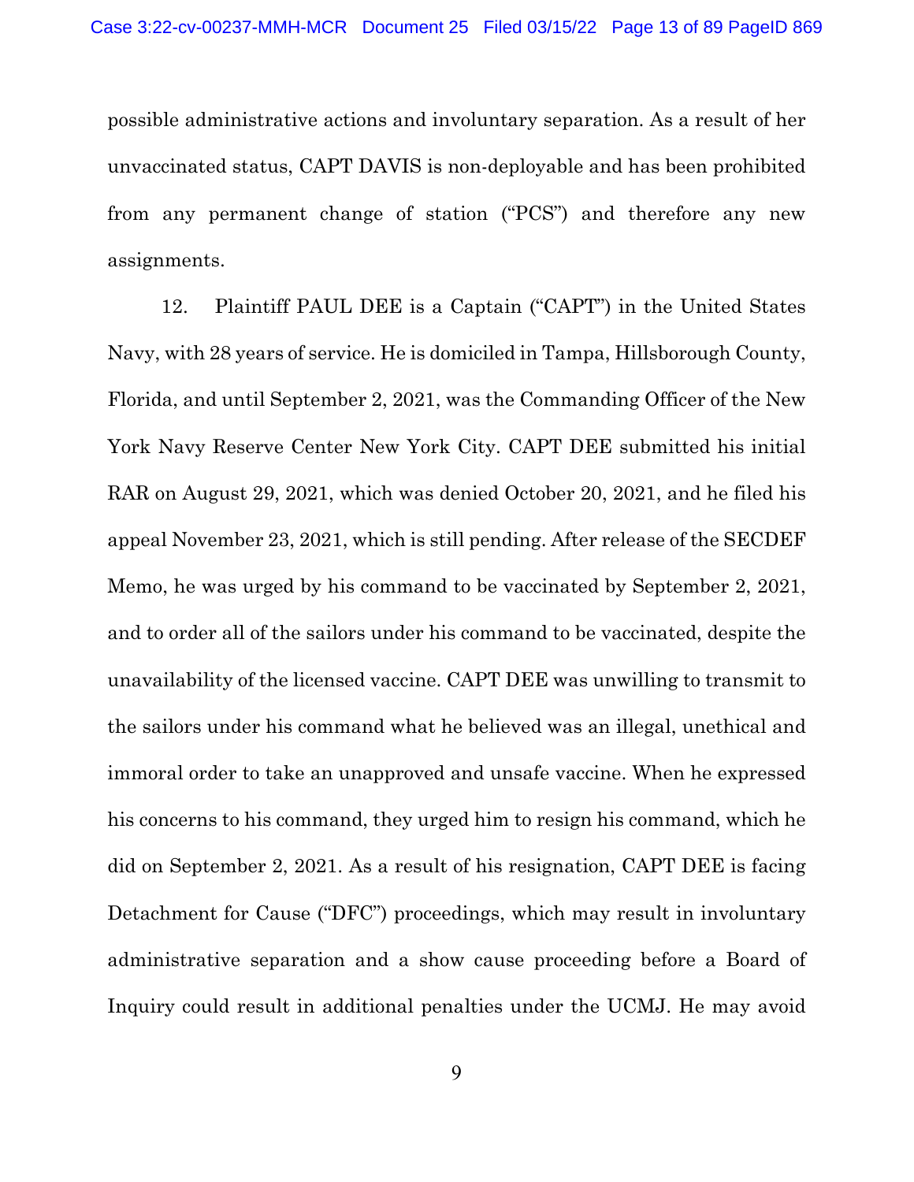possible administrative actions and involuntary separation. As a result of her unvaccinated status, CAPT DAVIS is non-deployable and has been prohibited from any permanent change of station ("PCS") and therefore any new assignments.

12. Plaintiff PAUL DEE is a Captain ("CAPT") in the United States Navy, with 28 years of service. He is domiciled in Tampa, Hillsborough County, Florida, and until September 2, 2021, was the Commanding Officer of the New York Navy Reserve Center New York City. CAPT DEE submitted his initial RAR on August 29, 2021, which was denied October 20, 2021, and he filed his appeal November 23, 2021, which is still pending. After release of the SECDEF Memo, he was urged by his command to be vaccinated by September 2, 2021, and to order all of the sailors under his command to be vaccinated, despite the unavailability of the licensed vaccine. CAPT DEE was unwilling to transmit to the sailors under his command what he believed was an illegal, unethical and immoral order to take an unapproved and unsafe vaccine. When he expressed his concerns to his command, they urged him to resign his command, which he did on September 2, 2021. As a result of his resignation, CAPT DEE is facing Detachment for Cause ("DFC") proceedings, which may result in involuntary administrative separation and a show cause proceeding before a Board of Inquiry could result in additional penalties under the UCMJ. He may avoid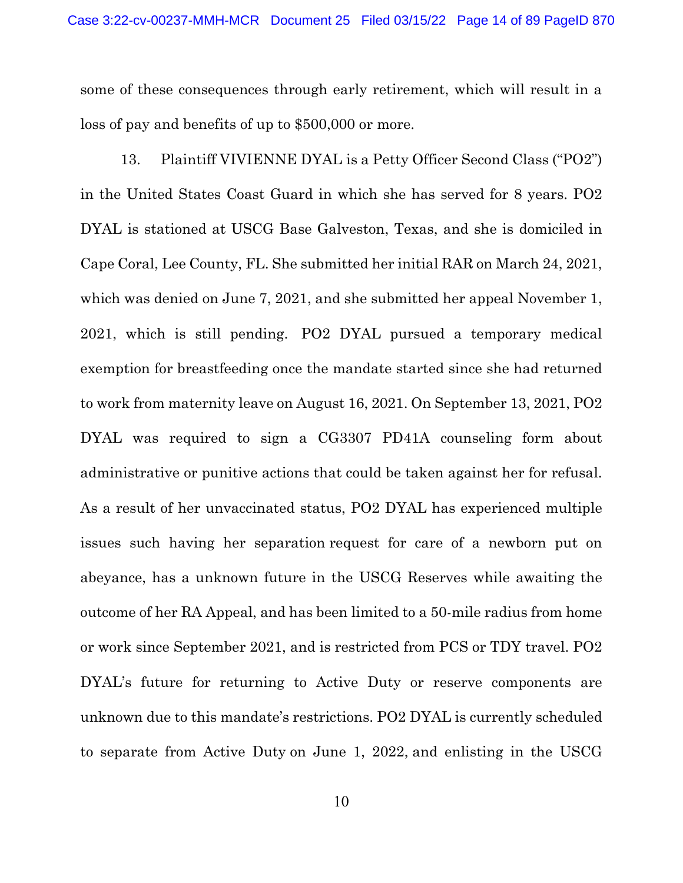some of these consequences through early retirement, which will result in a loss of pay and benefits of up to $500,000 or more.

13. Plaintiff VIVIENNE DYAL is a Petty Officer Second Class ("PO2") in the United States Coast Guard in which she has served for 8 years. PO2 DYAL is stationed at USCG Base Galveston, Texas, and she is domiciled in Cape Coral, Lee County, FL. She submitted her initial RAR on March 24, 2021, which was denied on June 7, 2021, and she submitted her appeal November 1, 2021, which is still pending. PO2 DYAL pursued a temporary medical exemption for breastfeeding once the mandate started since she had returned to work from maternity leave on August 16, 2021. On September 13, 2021, PO2 DYAL was required to sign a CG3307 PD41A counseling form about administrative or punitive actions that could be taken against her for refusal. As a result of her unvaccinated status, PO2 DYAL has experienced multiple issues such having her separation request for care of a newborn put on abeyance, has a unknown future in the USCG Reserves while awaiting the outcome of her RA Appeal, and has been limited to a 50-mile radius from home or work since September 2021, and is restricted from PCS or TDY travel. PO2 DYAL's future for returning to Active Duty or reserve components are unknown due to this mandate's restrictions. PO2 DYAL is currently scheduled to separate from Active Duty on June 1, 2022, and enlisting in the USCG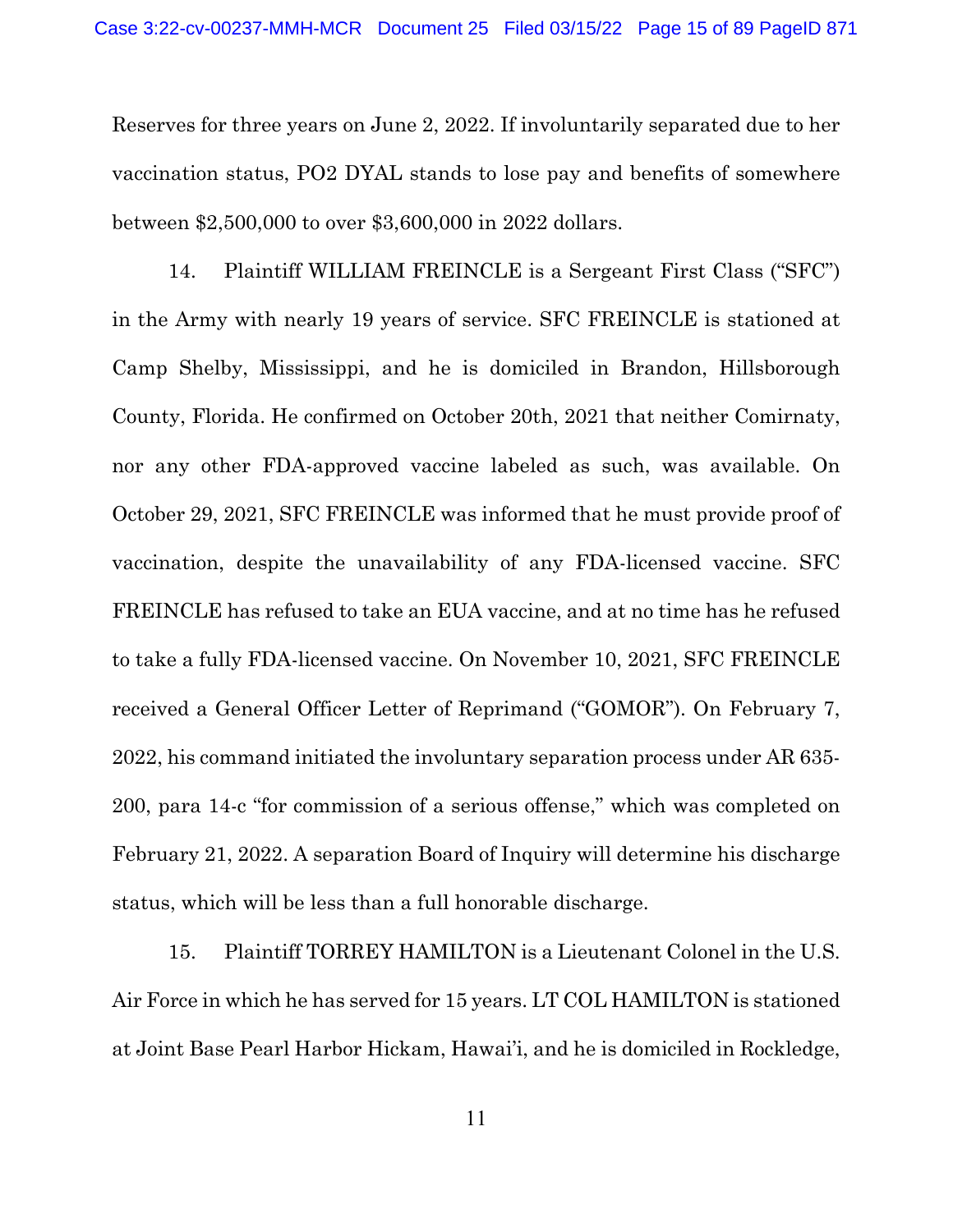Reserves for three years on June 2, 2022. If involuntarily separated due to her vaccination status, PO2 DYAL stands to lose pay and benefits of somewhere between $2,500,000 to over $3,600,000 in 2022 dollars.

14. Plaintiff WILLIAM FREINCLE is a Sergeant First Class ("SFC") in the Army with nearly 19 years of service. SFC FREINCLE is stationed at Camp Shelby, Mississippi, and he is domiciled in Brandon, Hillsborough County, Florida. He confirmed on October 20th, 2021 that neither Comirnaty, nor any other FDA-approved vaccine labeled as such, was available. On October 29, 2021, SFC FREINCLE was informed that he must provide proof of vaccination, despite the unavailability of any FDA-licensed vaccine. SFC FREINCLE has refused to take an EUA vaccine, and at no time has he refused to take a fully FDA-licensed vaccine. On November 10, 2021, SFC FREINCLE received a General Officer Letter of Reprimand ("GOMOR"). On February 7, 2022, his command initiated the involuntary separation process under AR 635-200, para 14-c "for commission of a serious offense," which was completed on February 21, 2022. A separation Board of Inquiry will determine his discharge status, which will be less than a full honorable discharge.

15. Plaintiff TORREY HAMILTON is a Lieutenant Colonel in the U.S. Air Force in which he has served for 15 years. LT COL HAMILTON is stationed at Joint Base Pearl Harbor Hickam, Hawai'i, and he is domiciled in Rockledge,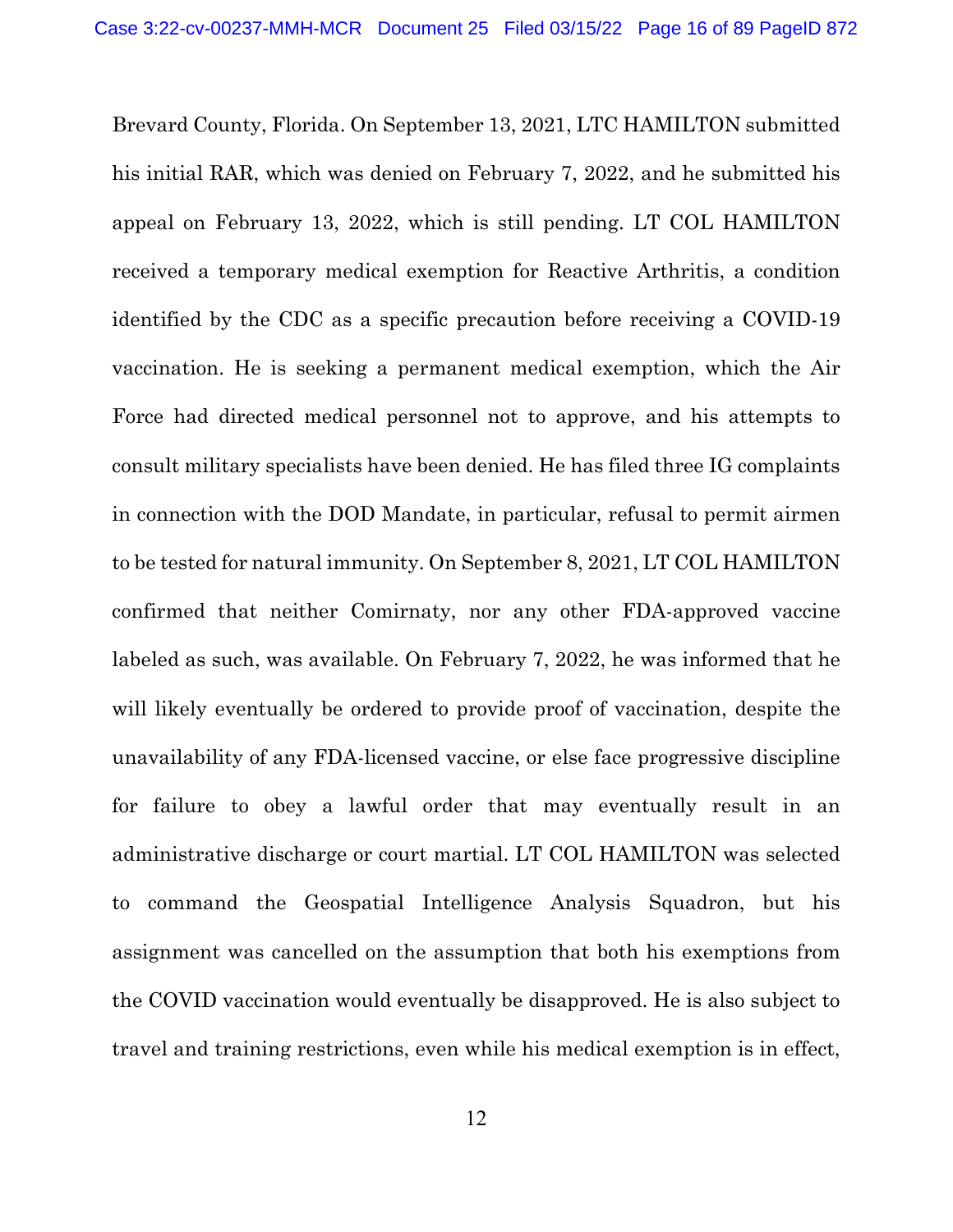Brevard County, Florida. On September 13, 2021, LTC HAMILTON submitted his initial RAR, which was denied on February 7, 2022, and he submitted his appeal on February 13, 2022, which is still pending. LT COL HAMILTON received a temporary medical exemption for Reactive Arthritis, a condition identified by the CDC as a specific precaution before receiving a COVID-19 vaccination. He is seeking a permanent medical exemption, which the Air Force had directed medical personnel not to approve, and his attempts to consult military specialists have been denied. He has filed three IG complaints in connection with the DOD Mandate, in particular, refusal to permit airmen to be tested for natural immunity. On September 8, 2021, LT COL HAMILTON confirmed that neither Comirnaty, nor any other FDA-approved vaccine labeled as such, was available. On February 7, 2022, he was informed that he will likely eventually be ordered to provide proof of vaccination, despite the unavailability of any FDA-licensed vaccine, or else face progressive discipline for failure to obey a lawful order that may eventually result in an administrative discharge or court martial. LT COL HAMILTON was selected to command the Geospatial Intelligence Analysis Squadron, but his assignment was cancelled on the assumption that both his exemptions from the COVID vaccination would eventually be disapproved. He is also subject to travel and training restrictions, even while his medical exemption is in effect,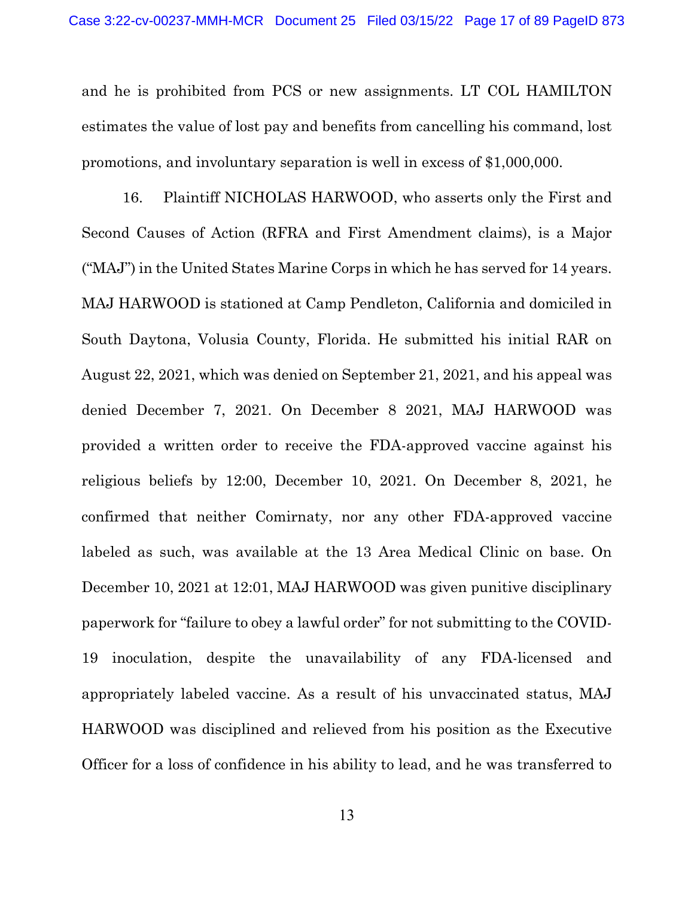and he is prohibited from PCS or new assignments. LT COL HAMILTON estimates the value of lost pay and benefits from cancelling his command, lost promotions, and involuntary separation is well in excess of $1,000,000.

16. Plaintiff NICHOLAS HARWOOD, who asserts only the First and Second Causes of Action (RFRA and First Amendment claims), is a Major ("MAJ") in the United States Marine Corps in which he has served for 14 years. MAJ HARWOOD is stationed at Camp Pendleton, California and domiciled in South Daytona, Volusia County, Florida. He submitted his initial RAR on August 22, 2021, which was denied on September 21, 2021, and his appeal was denied December 7, 2021. On December 8 2021, MAJ HARWOOD was provided a written order to receive the FDA-approved vaccine against his religious beliefs by 12:00, December 10, 2021. On December 8, 2021, he confirmed that neither Comirnaty, nor any other FDA-approved vaccine labeled as such, was available at the 13 Area Medical Clinic on base. On December 10, 2021 at 12:01, MAJ HARWOOD was given punitive disciplinary paperwork for "failure to obey a lawful order" for not submitting to the COVID-19 inoculation, despite the unavailability of any FDA-licensed and appropriately labeled vaccine. As a result of his unvaccinated status, MAJ HARWOOD was disciplined and relieved from his position as the Executive Officer for a loss of confidence in his ability to lead, and he was transferred to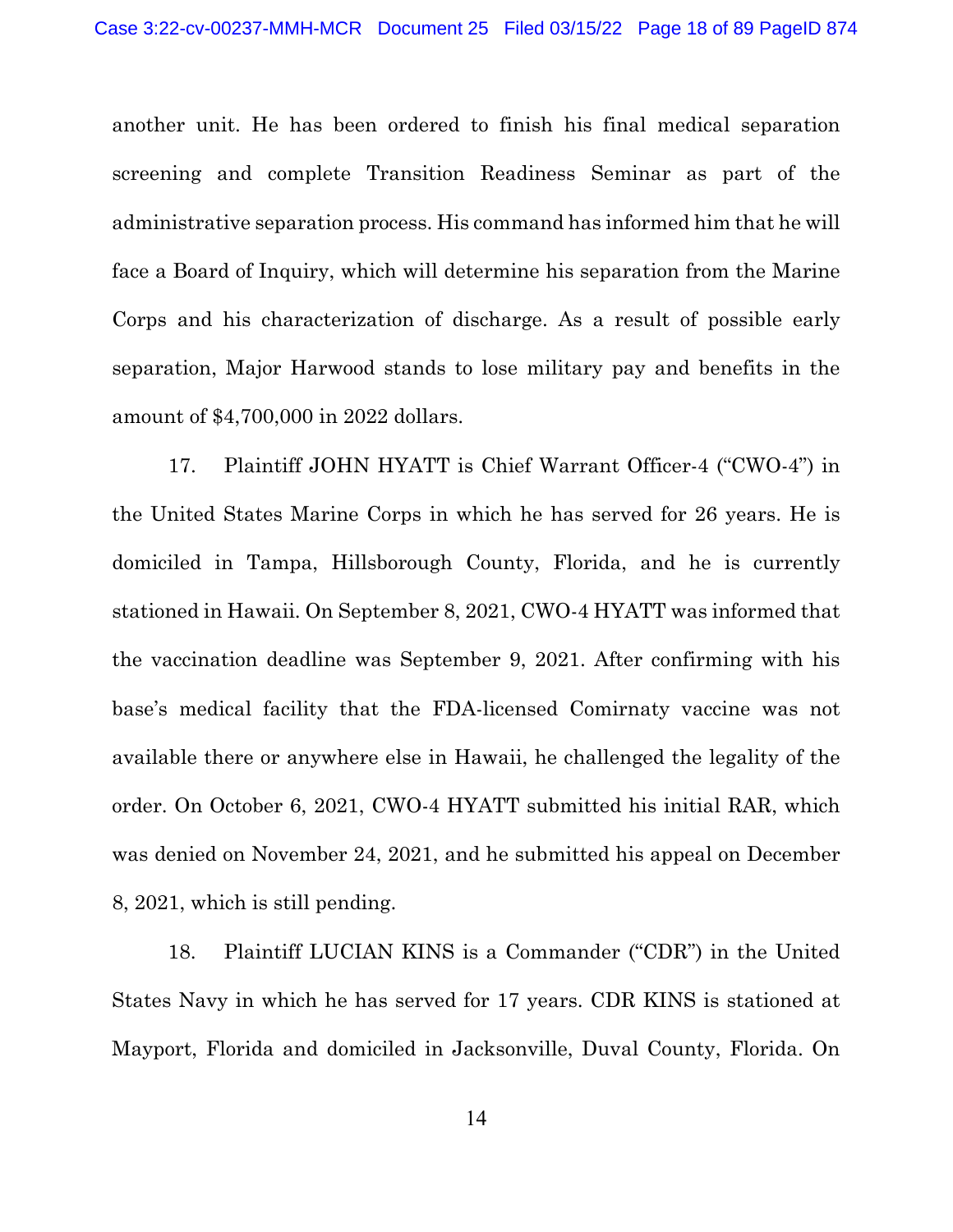another unit. He has been ordered to finish his final medical separation screening and complete Transition Readiness Seminar as part of the administrative separation process. His command has informed him that he will face a Board of Inquiry, which will determine his separation from the Marine Corps and his characterization of discharge. As a result of possible early separation, Major Harwood stands to lose military pay and benefits in the amount of $4,700,000 in 2022 dollars.

17. Plaintiff JOHN HYATT is Chief Warrant Officer-4 ("CWO-4") in the United States Marine Corps in which he has served for 26 years. He is domiciled in Tampa, Hillsborough County, Florida, and he is currently stationed in Hawaii. On September 8, 2021, CWO-4 HYATT was informed that the vaccination deadline was September 9, 2021. After confirming with his base's medical facility that the FDA-licensed Comirnaty vaccine was not available there or anywhere else in Hawaii, he challenged the legality of the order. On October 6, 2021, CWO-4 HYATT submitted his initial RAR, which was denied on November 24, 2021, and he submitted his appeal on December 8, 2021, which is still pending.

18. Plaintiff LUCIAN KINS is a Commander ("CDR") in the United States Navy in which he has served for 17 years. CDR KINS is stationed at Mayport, Florida and domiciled in Jacksonville, Duval County, Florida. On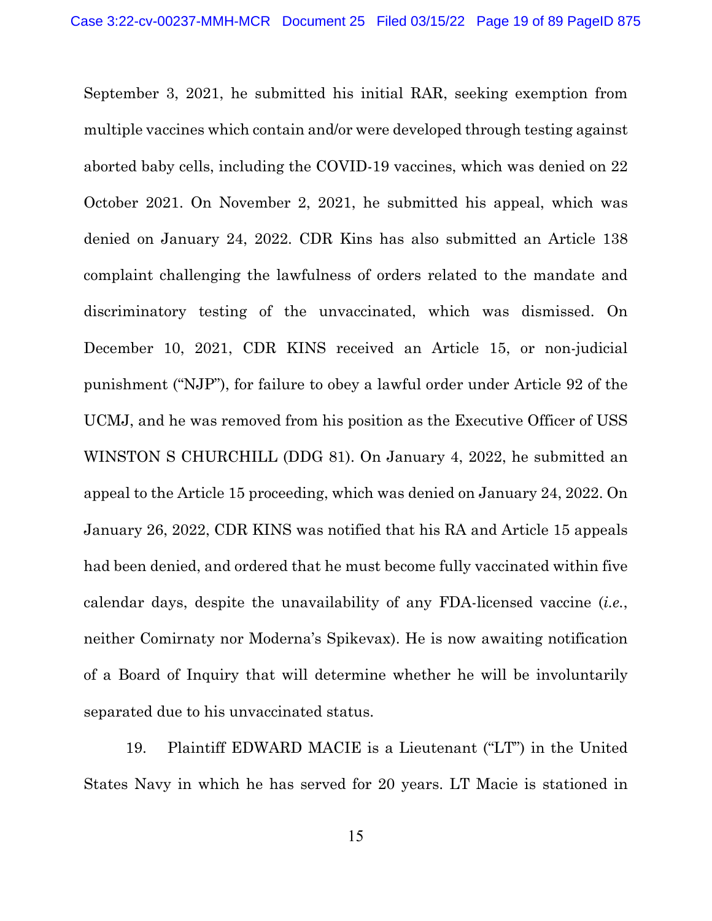September 3, 2021, he submitted his initial RAR, seeking exemption from multiple vaccines which contain and/or were developed through testing against aborted baby cells, including the COVID-19 vaccines, which was denied on 22 October 2021. On November 2, 2021, he submitted his appeal, which was denied on January 24, 2022. CDR Kins has also submitted an Article 138 complaint challenging the lawfulness of orders related to the mandate and discriminatory testing of the unvaccinated, which was dismissed. On December 10, 2021, CDR KINS received an Article 15, or non-judicial punishment ("NJP"), for failure to obey a lawful order under Article 92 of the UCMJ, and he was removed from his position as the Executive Officer of USS WINSTON S CHURCHILL (DDG 81). On January 4, 2022, he submitted an appeal to the Article 15 proceeding, which was denied on January 24, 2022. On January 26, 2022, CDR KINS was notified that his RA and Article 15 appeals had been denied, and ordered that he must become fully vaccinated within five calendar days, despite the unavailability of any FDA-licensed vaccine (*i.e.*, neither Comirnaty nor Moderna's Spikevax). He is now awaiting notification of a Board of Inquiry that will determine whether he will be involuntarily separated due to his unvaccinated status.

19. Plaintiff EDWARD MACIE is a Lieutenant ("LT") in the United States Navy in which he has served for 20 years. LT Macie is stationed in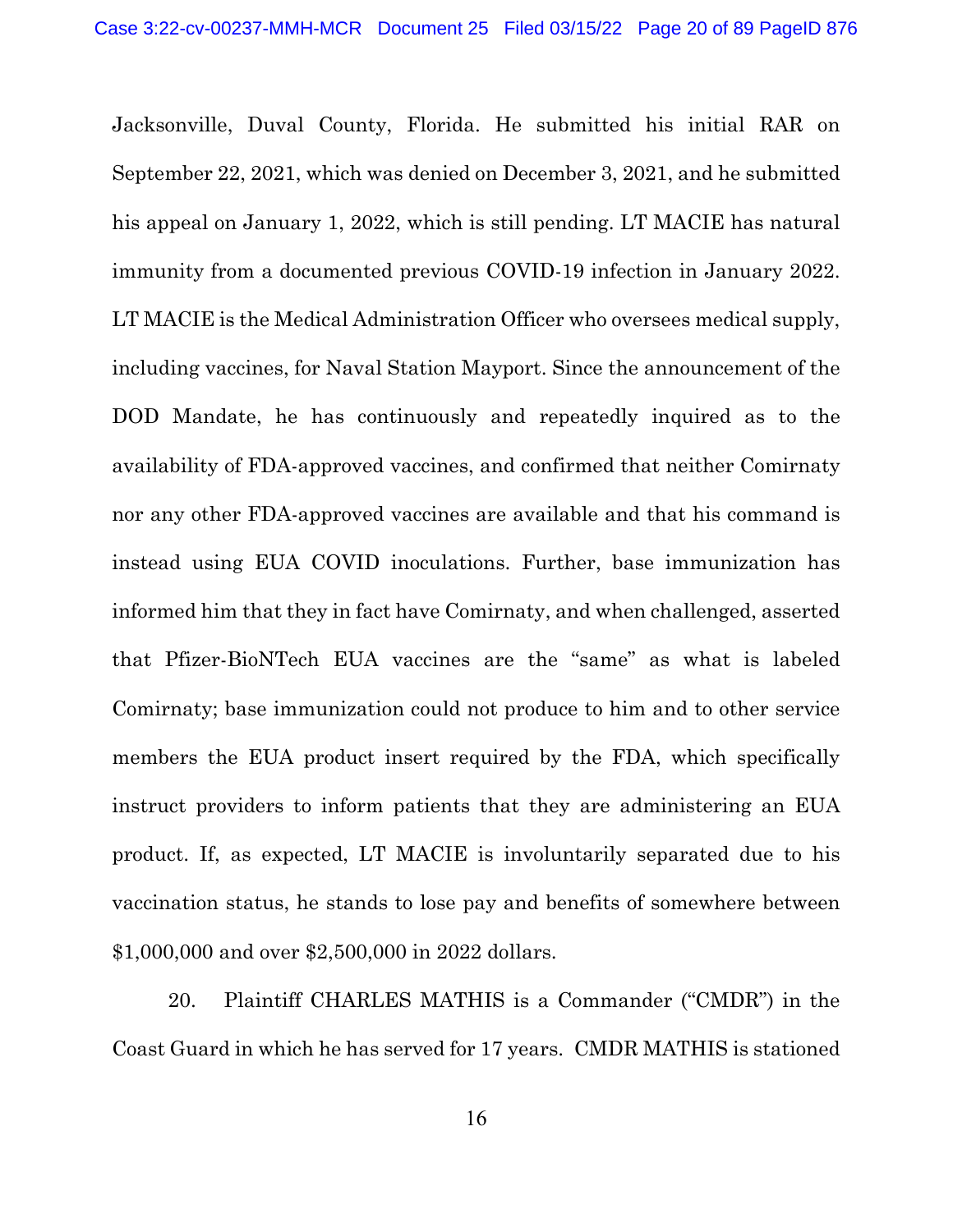Jacksonville, Duval County, Florida. He submitted his initial RAR on September 22, 2021, which was denied on December 3, 2021, and he submitted his appeal on January 1, 2022, which is still pending. LT MACIE has natural immunity from a documented previous COVID-19 infection in January 2022. LT MACIE is the Medical Administration Officer who oversees medical supply, including vaccines, for Naval Station Mayport. Since the announcement of the DOD Mandate, he has continuously and repeatedly inquired as to the availability of FDA-approved vaccines, and confirmed that neither Comirnaty nor any other FDA-approved vaccines are available and that his command is instead using EUA COVID inoculations. Further, base immunization has informed him that they in fact have Comirnaty, and when challenged, asserted that Pfizer-BioNTech EUA vaccines are the "same" as what is labeled Comirnaty; base immunization could not produce to him and to other service members the EUA product insert required by the FDA, which specifically instruct providers to inform patients that they are administering an EUA product. If, as expected, LT MACIE is involuntarily separated due to his vaccination status, he stands to lose pay and benefits of somewhere between $1,000,000 and over $2,500,000 in 2022 dollars.

20. Plaintiff CHARLES MATHIS is a Commander ("CMDR") in the Coast Guard in which he has served for 17 years. CMDR MATHIS is stationed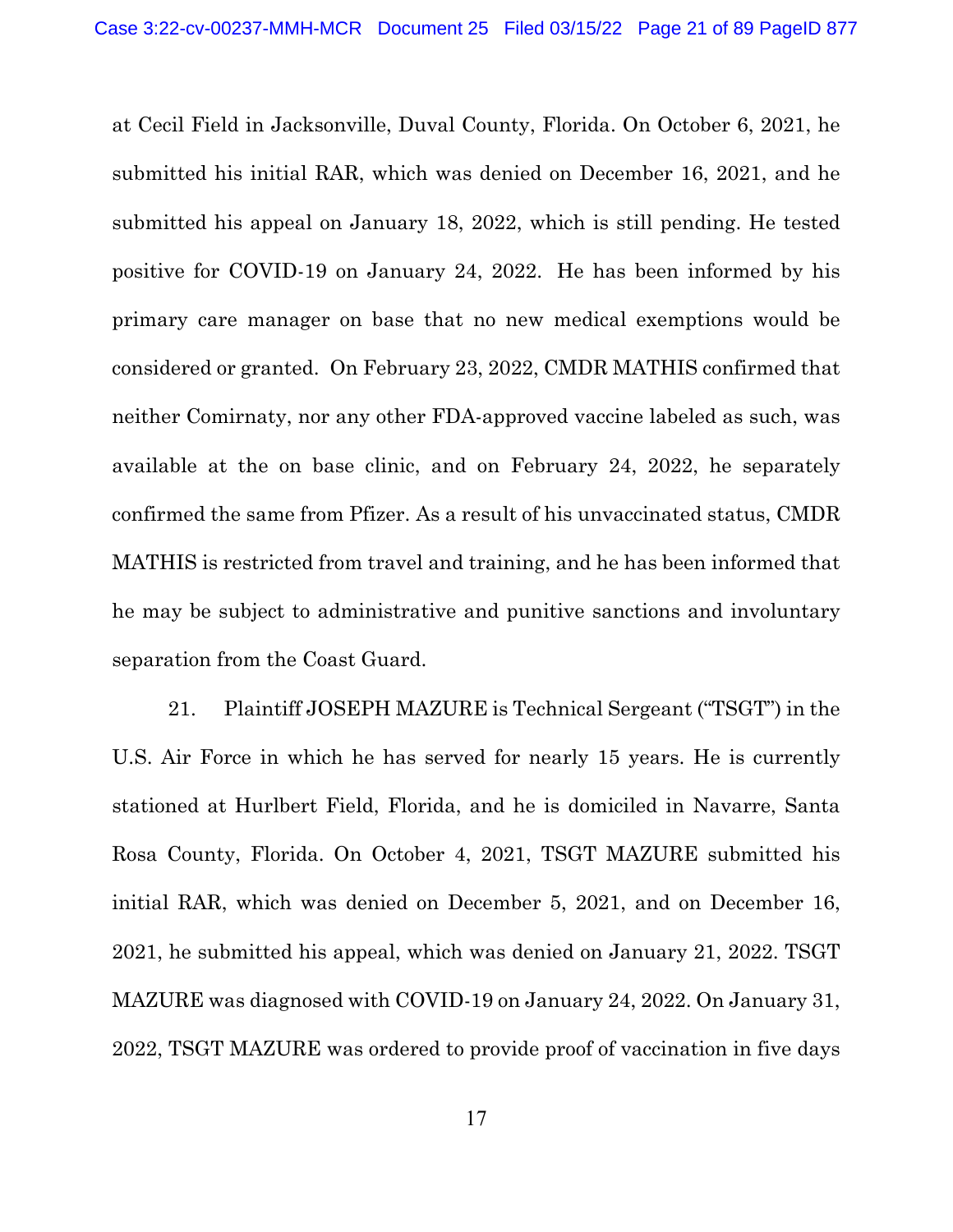at Cecil Field in Jacksonville, Duval County, Florida. On October 6, 2021, he submitted his initial RAR, which was denied on December 16, 2021, and he submitted his appeal on January 18, 2022, which is still pending. He tested positive for COVID-19 on January 24, 2022. He has been informed by his primary care manager on base that no new medical exemptions would be considered or granted. On February 23, 2022, CMDR MATHIS confirmed that neither Comirnaty, nor any other FDA-approved vaccine labeled as such, was available at the on base clinic, and on February 24, 2022, he separately confirmed the same from Pfizer. As a result of his unvaccinated status, CMDR MATHIS is restricted from travel and training, and he has been informed that he may be subject to administrative and punitive sanctions and involuntary separation from the Coast Guard.

21. Plaintiff JOSEPH MAZURE is Technical Sergeant ("TSGT") in the U.S. Air Force in which he has served for nearly 15 years. He is currently stationed at Hurlbert Field, Florida, and he is domiciled in Navarre, Santa Rosa County, Florida. On October 4, 2021, TSGT MAZURE submitted his initial RAR, which was denied on December 5, 2021, and on December 16, 2021, he submitted his appeal, which was denied on January 21, 2022. TSGT MAZURE was diagnosed with COVID-19 on January 24, 2022. On January 31, 2022, TSGT MAZURE was ordered to provide proof of vaccination in five days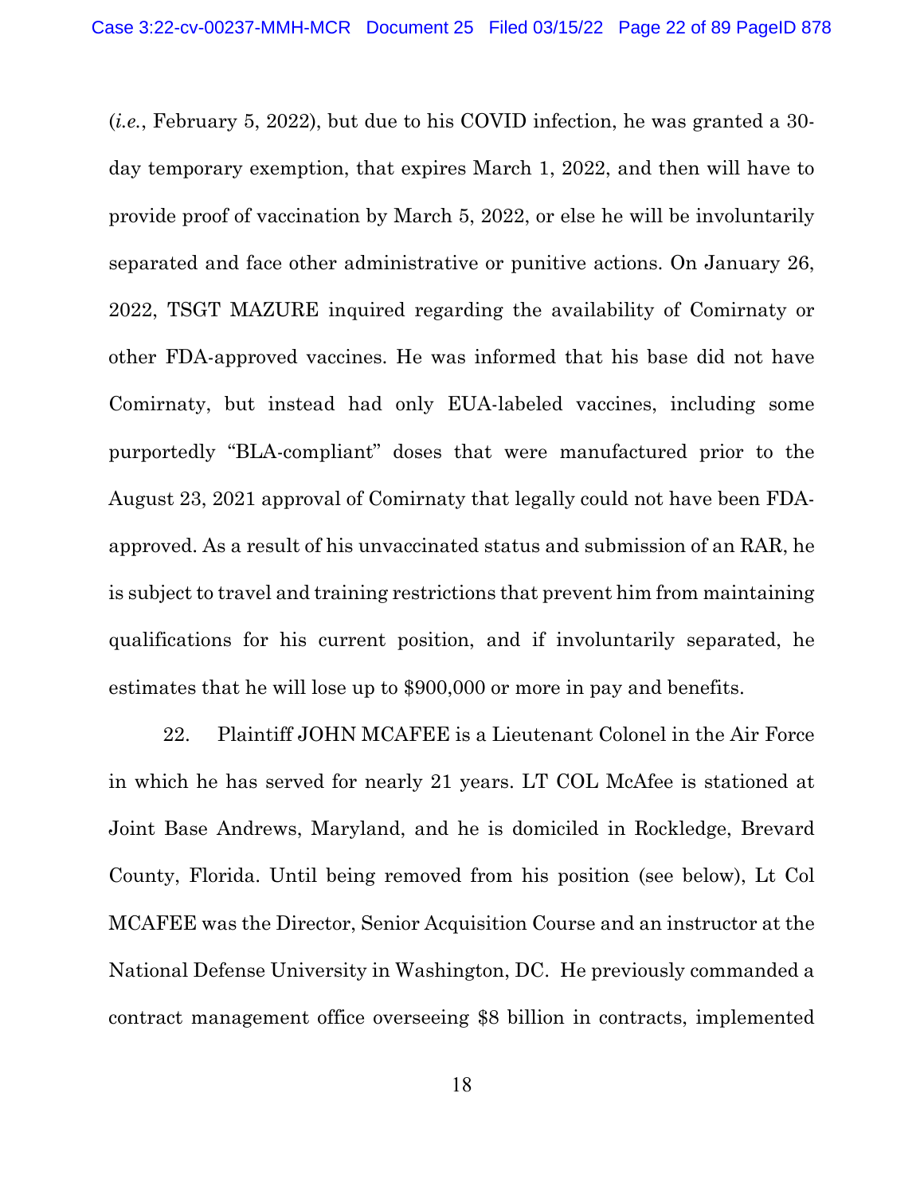(*i.e.*, February 5, 2022), but due to his COVID infection, he was granted a 30-day temporary exemption, that expires March 1, 2022, and then will have to provide proof of vaccination by March 5, 2022, or else he will be involuntarily separated and face other administrative or punitive actions. On January 26, 2022, TSGT MAZURE inquired regarding the availability of Comirnaty or other FDA-approved vaccines. He was informed that his base did not have Comirnaty, but instead had only EUA-labeled vaccines, including some purportedly "BLA-compliant" doses that were manufactured prior to the August 23, 2021 approval of Comirnaty that legally could not have been FDA-approved. As a result of his unvaccinated status and submission of an RAR, he is subject to travel and training restrictions that prevent him from maintaining qualifications for his current position, and if involuntarily separated, he estimates that he will lose up to $900,000 or more in pay and benefits.

22. Plaintiff JOHN MCAFEE is a Lieutenant Colonel in the Air Force in which he has served for nearly 21 years. LT COL McAfee is stationed at Joint Base Andrews, Maryland, and he is domiciled in Rockledge, Brevard County, Florida. Until being removed from his position (see below), Lt Col MCAFEE was the Director, Senior Acquisition Course and an instructor at the National Defense University in Washington, DC. He previously commanded a contract management office overseeing $8 billion in contracts, implemented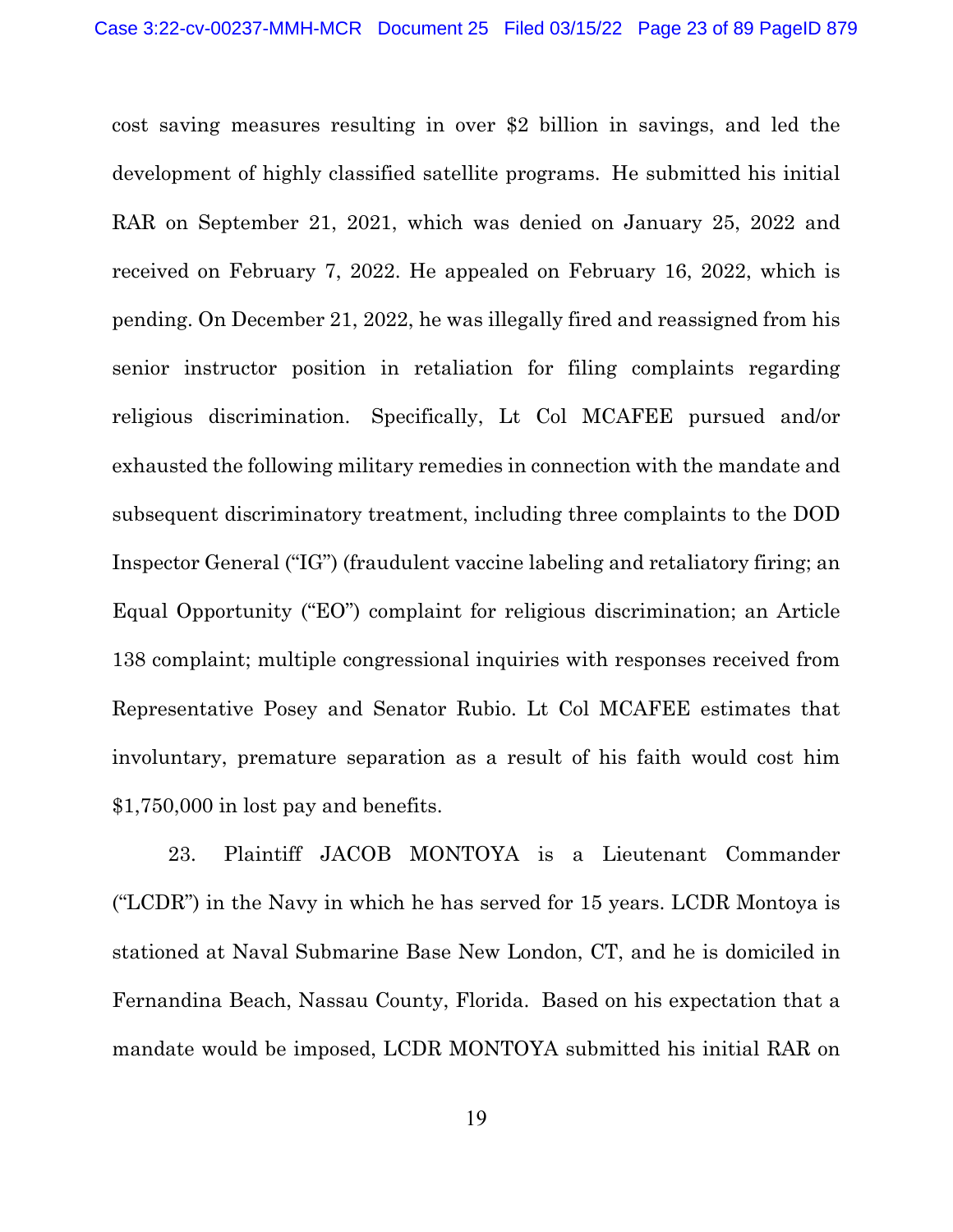cost saving measures resulting in over $2 billion in savings, and led the development of highly classified satellite programs. He submitted his initial RAR on September 21, 2021, which was denied on January 25, 2022 and received on February 7, 2022. He appealed on February 16, 2022, which is pending. On December 21, 2022, he was illegally fired and reassigned from his senior instructor position in retaliation for filing complaints regarding religious discrimination. Specifically, Lt Col MCAFEE pursued and/or exhausted the following military remedies in connection with the mandate and subsequent discriminatory treatment, including three complaints to the DOD Inspector General ("IG") (fraudulent vaccine labeling and retaliatory firing; an Equal Opportunity ("EO") complaint for religious discrimination; an Article 138 complaint; multiple congressional inquiries with responses received from Representative Posey and Senator Rubio. Lt Col MCAFEE estimates that involuntary, premature separation as a result of his faith would cost him $1,750,000 in lost pay and benefits.

23. Plaintiff JACOB MONTOYA is a Lieutenant Commander ("LCDR") in the Navy in which he has served for 15 years. LCDR Montoya is stationed at Naval Submarine Base New London, CT, and he is domiciled in Fernandina Beach, Nassau County, Florida. Based on his expectation that a mandate would be imposed, LCDR MONTOYA submitted his initial RAR on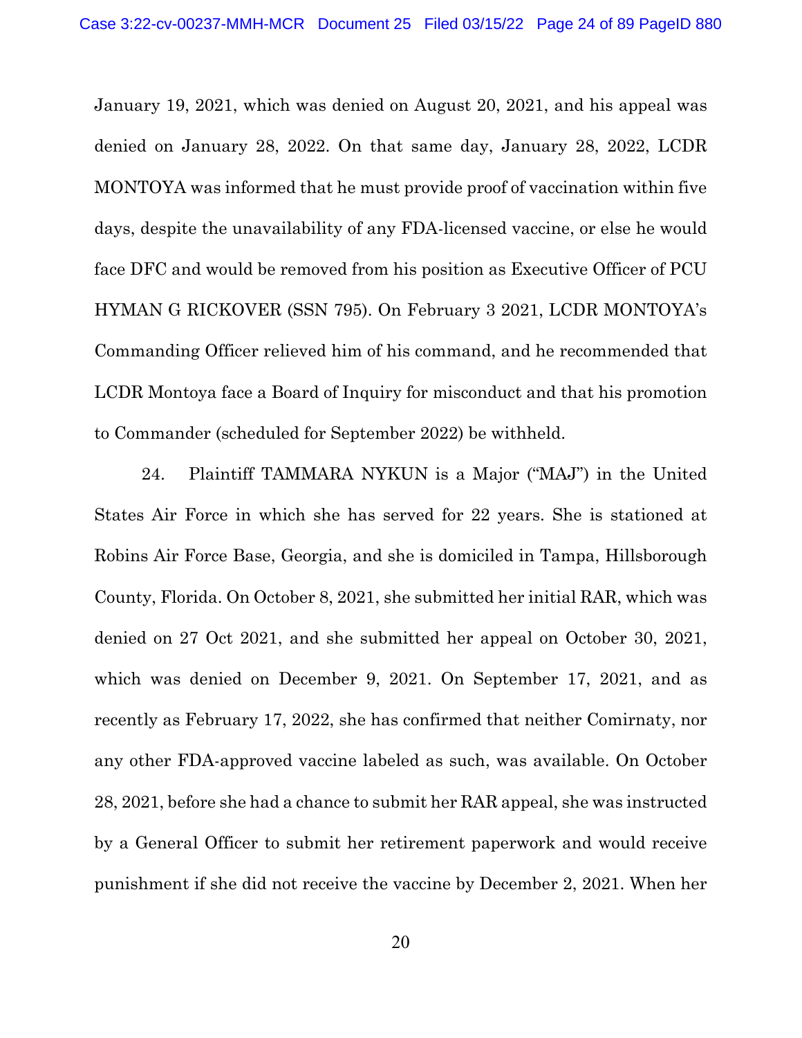January 19, 2021, which was denied on August 20, 2021, and his appeal was denied on January 28, 2022. On that same day, January 28, 2022, LCDR MONTOYA was informed that he must provide proof of vaccination within five days, despite the unavailability of any FDA-licensed vaccine, or else he would face DFC and would be removed from his position as Executive Officer of PCU HYMAN G RICKOVER (SSN 795). On February 3 2021, LCDR MONTOYA's Commanding Officer relieved him of his command, and he recommended that LCDR Montoya face a Board of Inquiry for misconduct and that his promotion to Commander (scheduled for September 2022) be withheld.

24. Plaintiff TAMMARA NYKUN is a Major ("MAJ") in the United States Air Force in which she has served for 22 years. She is stationed at Robins Air Force Base, Georgia, and she is domiciled in Tampa, Hillsborough County, Florida. On October 8, 2021, she submitted her initial RAR, which was denied on 27 Oct 2021, and she submitted her appeal on October 30, 2021, which was denied on December 9, 2021. On September 17, 2021, and as recently as February 17, 2022, she has confirmed that neither Comirnaty, nor any other FDA-approved vaccine labeled as such, was available. On October 28, 2021, before she had a chance to submit her RAR appeal, she was instructed by a General Officer to submit her retirement paperwork and would receive punishment if she did not receive the vaccine by December 2, 2021. When her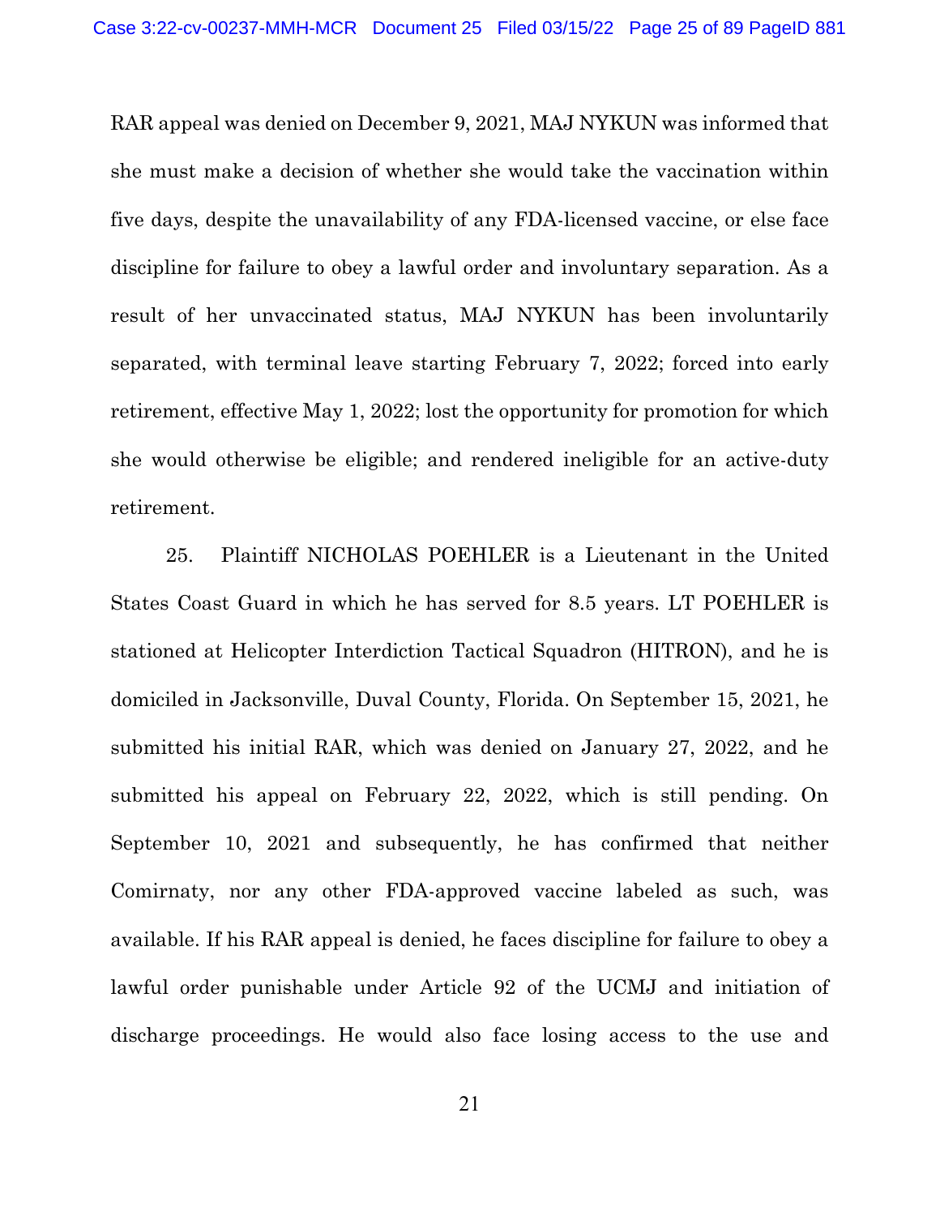RAR appeal was denied on December 9, 2021, MAJ NYKUN was informed that she must make a decision of whether she would take the vaccination within five days, despite the unavailability of any FDA-licensed vaccine, or else face discipline for failure to obey a lawful order and involuntary separation. As a result of her unvaccinated status, MAJ NYKUN has been involuntarily separated, with terminal leave starting February 7, 2022; forced into early retirement, effective May 1, 2022; lost the opportunity for promotion for which she would otherwise be eligible; and rendered ineligible for an active-duty retirement.

25. Plaintiff NICHOLAS POEHLER is a Lieutenant in the United States Coast Guard in which he has served for 8.5 years. LT POEHLER is stationed at Helicopter Interdiction Tactical Squadron (HITRON), and he is domiciled in Jacksonville, Duval County, Florida. On September 15, 2021, he submitted his initial RAR, which was denied on January 27, 2022, and he submitted his appeal on February 22, 2022, which is still pending. On September 10, 2021 and subsequently, he has confirmed that neither Comirnaty, nor any other FDA-approved vaccine labeled as such, was available. If his RAR appeal is denied, he faces discipline for failure to obey a lawful order punishable under Article 92 of the UCMJ and initiation of discharge proceedings. He would also face losing access to the use and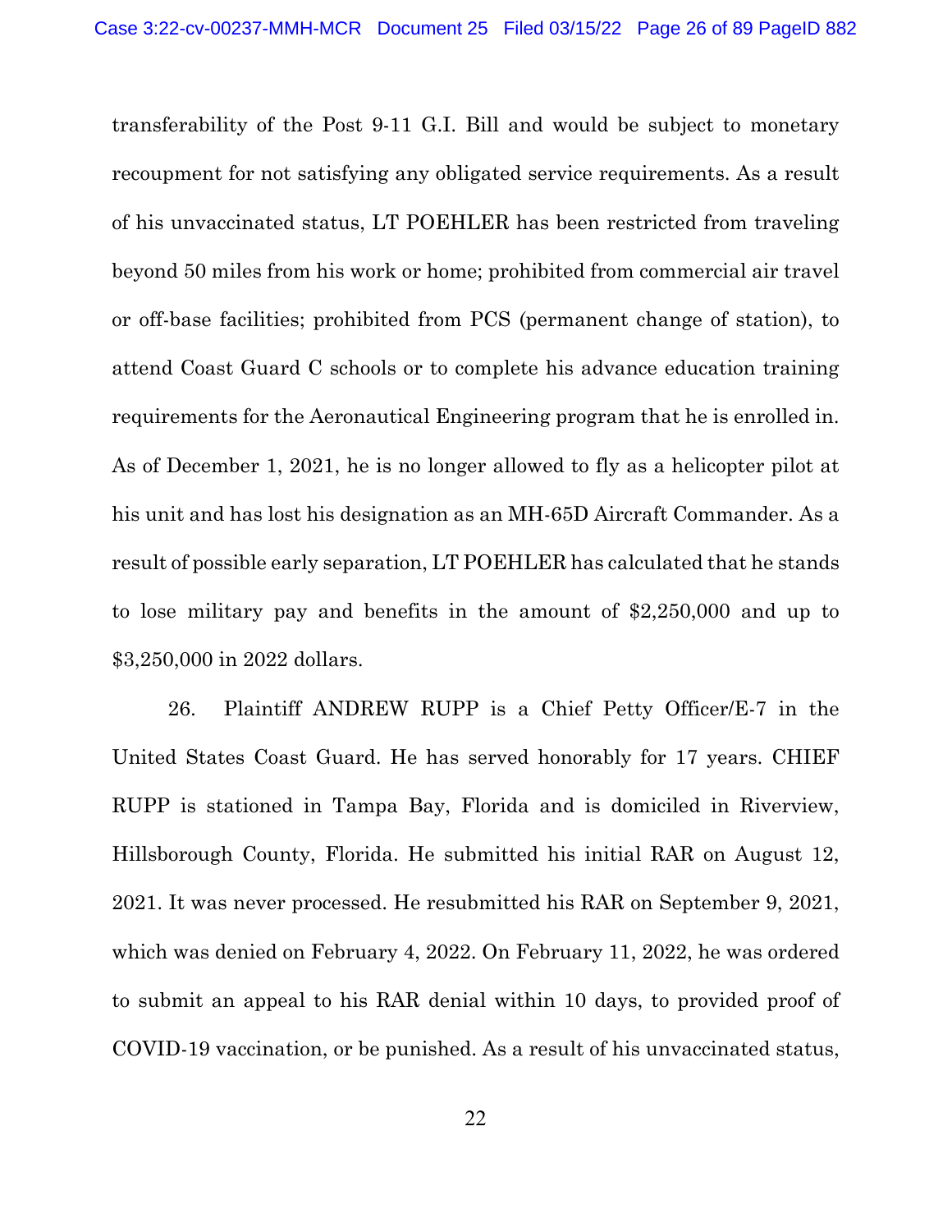transferability of the Post 9-11 G.I. Bill and would be subject to monetary recoupment for not satisfying any obligated service requirements. As a result of his unvaccinated status, LT POEHLER has been restricted from traveling beyond 50 miles from his work or home; prohibited from commercial air travel or off-base facilities; prohibited from PCS (permanent change of station), to attend Coast Guard C schools or to complete his advance education training requirements for the Aeronautical Engineering program that he is enrolled in. As of December 1, 2021, he is no longer allowed to fly as a helicopter pilot at his unit and has lost his designation as an MH-65D Aircraft Commander. As a result of possible early separation, LT POEHLER has calculated that he stands to lose military pay and benefits in the amount of $2,250,000 and up to $3,250,000 in 2022 dollars.

26. Plaintiff ANDREW RUPP is a Chief Petty Officer/E-7 in the United States Coast Guard. He has served honorably for 17 years. CHIEF RUPP is stationed in Tampa Bay, Florida and is domiciled in Riverview, Hillsborough County, Florida. He submitted his initial RAR on August 12, 2021. It was never processed. He resubmitted his RAR on September 9, 2021, which was denied on February 4, 2022. On February 11, 2022, he was ordered to submit an appeal to his RAR denial within 10 days, to provided proof of COVID-19 vaccination, or be punished. As a result of his unvaccinated status,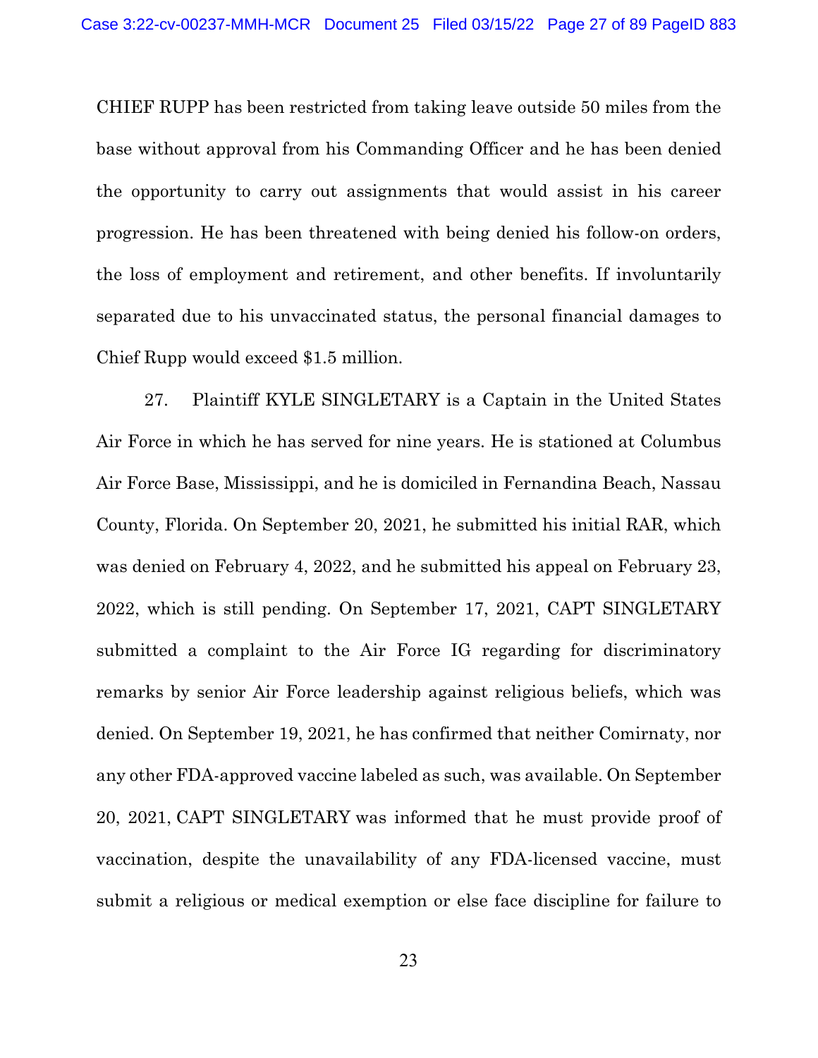CHIEF RUPP has been restricted from taking leave outside 50 miles from the base without approval from his Commanding Officer and he has been denied the opportunity to carry out assignments that would assist in his career progression. He has been threatened with being denied his follow-on orders, the loss of employment and retirement, and other benefits. If involuntarily separated due to his unvaccinated status, the personal financial damages to Chief Rupp would exceed $1.5 million.

27. Plaintiff KYLE SINGLETARY is a Captain in the United States Air Force in which he has served for nine years. He is stationed at Columbus Air Force Base, Mississippi, and he is domiciled in Fernandina Beach, Nassau County, Florida. On September 20, 2021, he submitted his initial RAR, which was denied on February 4, 2022, and he submitted his appeal on February 23, 2022, which is still pending. On September 17, 2021, CAPT SINGLETARY submitted a complaint to the Air Force IG regarding for discriminatory remarks by senior Air Force leadership against religious beliefs, which was denied. On September 19, 2021, he has confirmed that neither Comirnaty, nor any other FDA-approved vaccine labeled as such, was available. On September 20, 2021, CAPT SINGLETARY was informed that he must provide proof of vaccination, despite the unavailability of any FDA-licensed vaccine, must submit a religious or medical exemption or else face discipline for failure to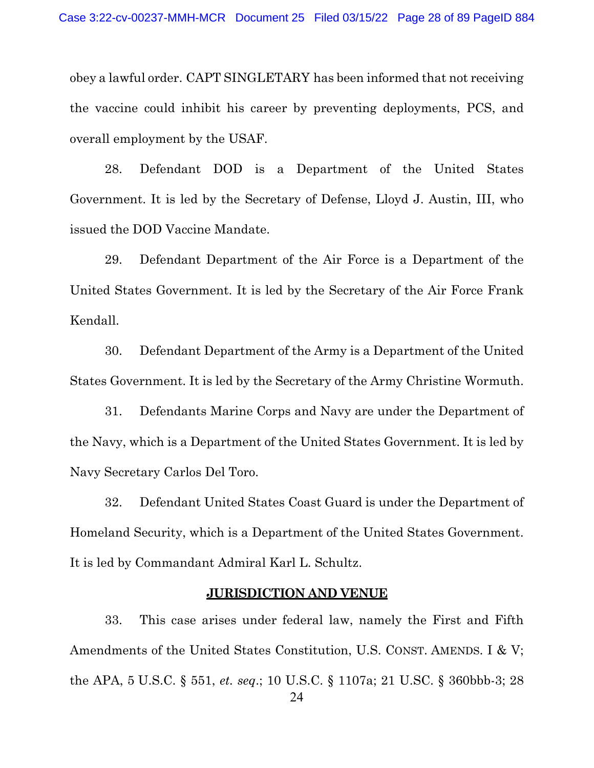obey a lawful order. CAPT SINGLETARY has been informed that not receiving the vaccine could inhibit his career by preventing deployments, PCS, and overall employment by the USAF.

28. Defendant DOD is a Department of the United States Government. It is led by the Secretary of Defense, Lloyd J. Austin, III, who issued the DOD Vaccine Mandate.

29. Defendant Department of the Air Force is a Department of the United States Government. It is led by the Secretary of the Air Force Frank Kendall.

30. Defendant Department of the Army is a Department of the United States Government. It is led by the Secretary of the Army Christine Wormuth.

31. Defendants Marine Corps and Navy are under the Department of the Navy, which is a Department of the United States Government. It is led by Navy Secretary Carlos Del Toro.

32. Defendant United States Coast Guard is under the Department of Homeland Security, which is a Department of the United States Government. It is led by Commandant Admiral Karl L. Schultz.

## JURISDICTION AND VENUE

33. This case arises under federal law, namely the First and Fifth Amendments of the United States Constitution, U.S. CONST. AMENDS. I & V; the APA, 5 U.S.C. § 551, *et. seq*.; 10 U.S.C. § 1107a; 21 U.SC. § 360bbb-3; 28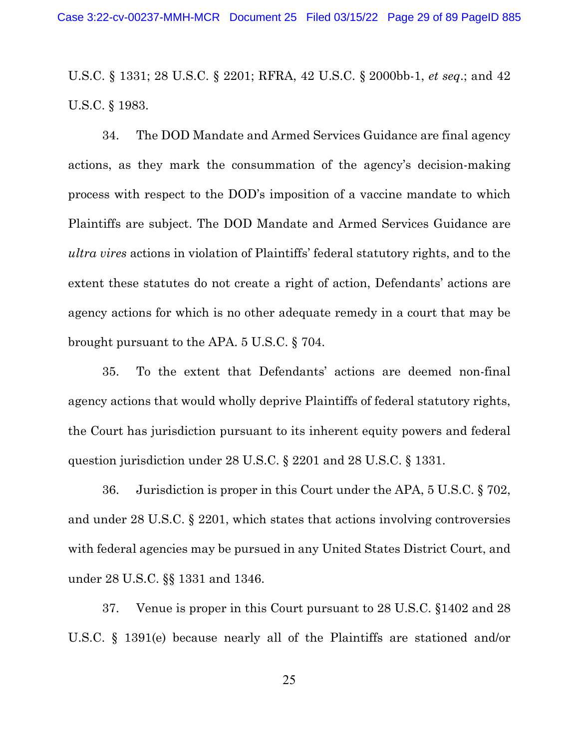U.S.C. § 1331; 28 U.S.C. § 2201; RFRA, 42 U.S.C. § 2000bb-1, *et seq*.; and 42 U.S.C. § 1983.

34. The DOD Mandate and Armed Services Guidance are final agency actions, as they mark the consummation of the agency's decision-making process with respect to the DOD's imposition of a vaccine mandate to which Plaintiffs are subject. The DOD Mandate and Armed Services Guidance are *ultra vires* actions in violation of Plaintiffs' federal statutory rights, and to the extent these statutes do not create a right of action, Defendants' actions are agency actions for which is no other adequate remedy in a court that may be brought pursuant to the APA. 5 U.S.C. § 704.

35. To the extent that Defendants' actions are deemed non-final agency actions that would wholly deprive Plaintiffs of federal statutory rights, the Court has jurisdiction pursuant to its inherent equity powers and federal question jurisdiction under 28 U.S.C. § 2201 and 28 U.S.C. § 1331.

36. Jurisdiction is proper in this Court under the APA, 5 U.S.C. § 702, and under 28 U.S.C. § 2201, which states that actions involving controversies with federal agencies may be pursued in any United States District Court, and under 28 U.S.C. §§ 1331 and 1346.

37. Venue is proper in this Court pursuant to 28 U.S.C. §1402 and 28 U.S.C. § 1391(e) because nearly all of the Plaintiffs are stationed and/or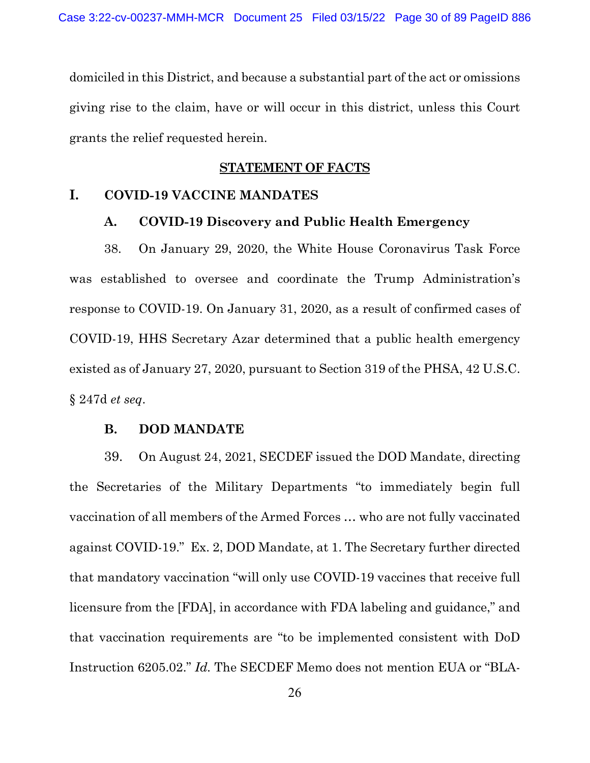domiciled in this District, and because a substantial part of the act or omissions giving rise to the claim, have or will occur in this district, unless this Court grants the relief requested herein.

## STATEMENT OF FACTS

### I. COVID-19 VACCINE MANDATES

#### A. COVID-19 Discovery and Public Health Emergency

38. On January 29, 2020, the White House Coronavirus Task Force was established to oversee and coordinate the Trump Administration's response to COVID-19. On January 31, 2020, as a result of confirmed cases of COVID-19, HHS Secretary Azar determined that a public health emergency existed as of January 27, 2020, pursuant to Section 319 of the PHSA, 42 U.S.C. § 247d *et seq*.

#### B. DOD MANDATE

39. On August 24, 2021, SECDEF issued the DOD Mandate, directing the Secretaries of the Military Departments "to immediately begin full vaccination of all members of the Armed Forces … who are not fully vaccinated against COVID-19." Ex. 2, DOD Mandate, at 1. The Secretary further directed that mandatory vaccination "will only use COVID-19 vaccines that receive full licensure from the [FDA], in accordance with FDA labeling and guidance," and that vaccination requirements are "to be implemented consistent with DoD Instruction 6205.02." *Id.* The SECDEF Memo does not mention EUA or "BLA-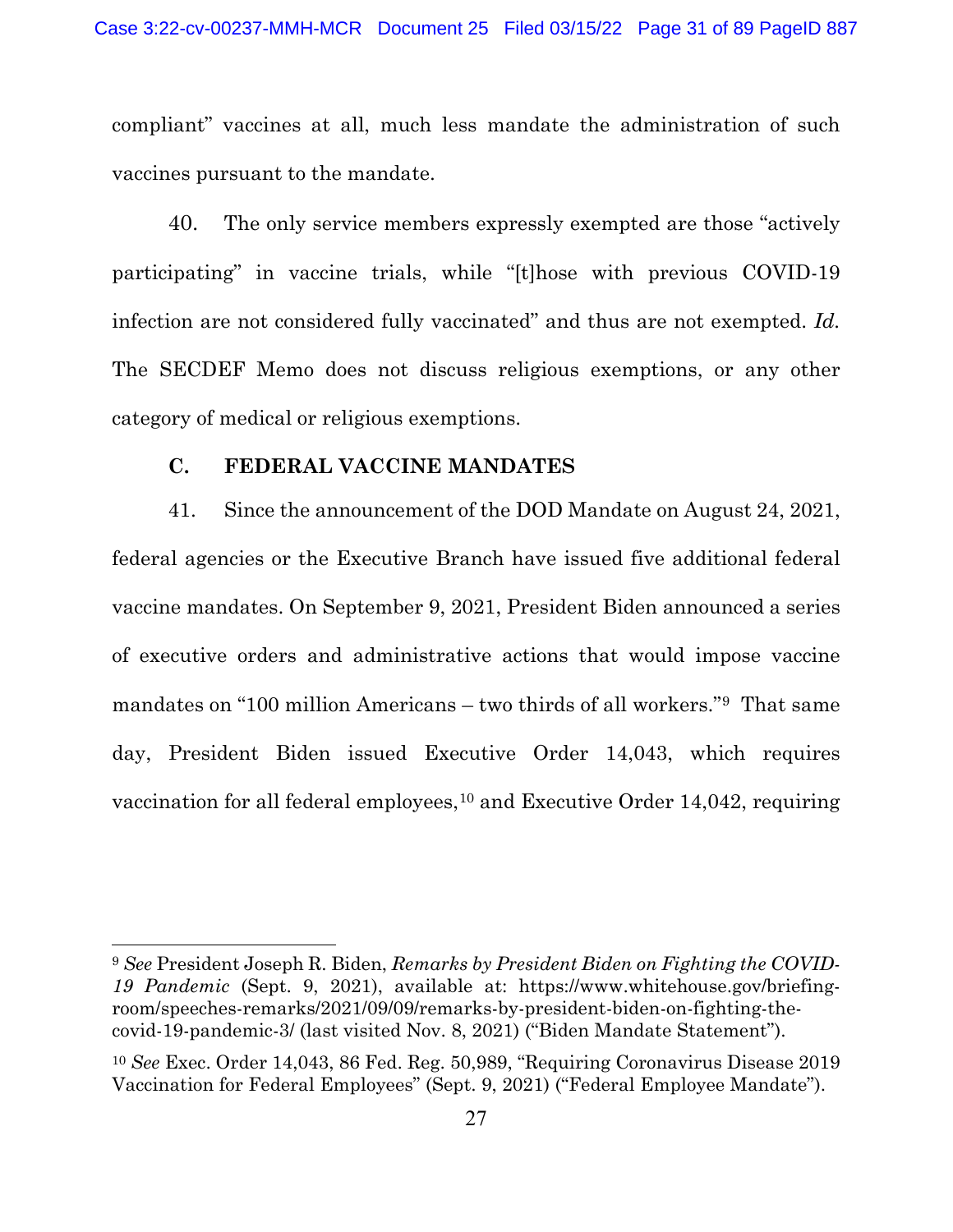compliant" vaccines at all, much less mandate the administration of such vaccines pursuant to the mandate.

40. The only service members expressly exempted are those "actively participating" in vaccine trials, while "[t]hose with previous COVID-19 infection are not considered fully vaccinated" and thus are not exempted. *Id.* The SECDEF Memo does not discuss religious exemptions, or any other category of medical or religious exemptions.

### C. FEDERAL VACCINE MANDATES

41. Since the announcement of the DOD Mandate on August 24, 2021, federal agencies or the Executive Branch have issued five additional federal vaccine mandates. On September 9, 2021, President Biden announced a series of executive orders and administrative actions that would impose vaccine mandates on "100 million Americans – two thirds of all workers."[9] That same day, President Biden issued Executive Order 14,043, which requires vaccination for all federal employees,[10] and Executive Order 14,042, requiring

---

[9] *See* President Joseph R. Biden, *Remarks by President Biden on Fighting the COVID-19 Pandemic* (Sept. 9, 2021), available at: https://www.whitehouse.gov/briefing-room/speeches-remarks/2021/09/09/remarks-by-president-biden-on-fighting-the-covid-19-pandemic-3/ (last visited Nov. 8, 2021) ("Biden Mandate Statement").

[10] *See* Exec. Order 14,043, 86 Fed. Reg. 50,989, "Requiring Coronavirus Disease 2019 Vaccination for Federal Employees" (Sept. 9, 2021) ("Federal Employee Mandate").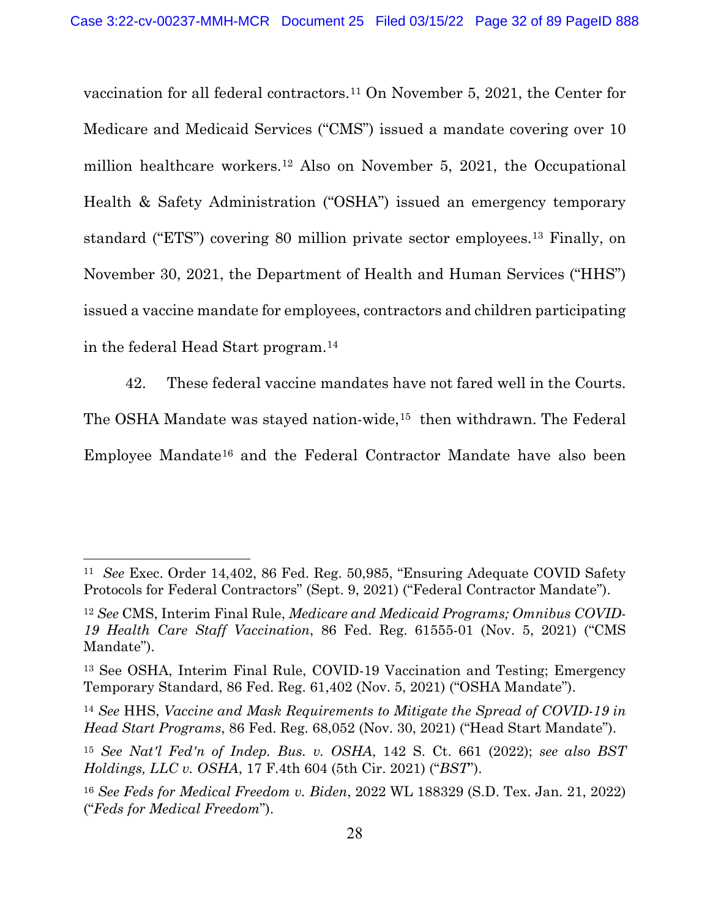vaccination for all federal contractors.[11] On November 5, 2021, the Center for Medicare and Medicaid Services ("CMS") issued a mandate covering over 10 million healthcare workers.[12] Also on November 5, 2021, the Occupational Health & Safety Administration ("OSHA") issued an emergency temporary standard ("ETS") covering 80 million private sector employees.[13] Finally, on November 30, 2021, the Department of Health and Human Services ("HHS") issued a vaccine mandate for employees, contractors and children participating in the federal Head Start program.[14]

42. These federal vaccine mandates have not fared well in the Courts. The OSHA Mandate was stayed nation-wide,[15] then withdrawn. The Federal Employee Mandate[16] and the Federal Contractor Mandate have also been

---

[11] *See* Exec. Order 14,402, 86 Fed. Reg. 50,985, "Ensuring Adequate COVID Safety Protocols for Federal Contractors" (Sept. 9, 2021) ("Federal Contractor Mandate").

[12] *See* CMS, Interim Final Rule, *Medicare and Medicaid Programs; Omnibus COVID-19 Health Care Staff Vaccination*, 86 Fed. Reg. 61555-01 (Nov. 5, 2021) ("CMS Mandate").

[13] See OSHA, Interim Final Rule, COVID-19 Vaccination and Testing; Emergency Temporary Standard, 86 Fed. Reg. 61,402 (Nov. 5, 2021) ("OSHA Mandate").

[14] *See* HHS, *Vaccine and Mask Requirements to Mitigate the Spread of COVID-19 in Head Start Programs*, 86 Fed. Reg. 68,052 (Nov. 30, 2021) ("Head Start Mandate").

[15] *See Nat'l Fed'n of Indep. Bus. v. OSHA*, 142 S. Ct. 661 (2022); *see also BST Holdings, LLC v. OSHA*, 17 F.4th 604 (5th Cir. 2021) ("*BST*").

[16] *See Feds for Medical Freedom v. Biden*, 2022 WL 188329 (S.D. Tex. Jan. 21, 2022) ("*Feds for Medical Freedom*").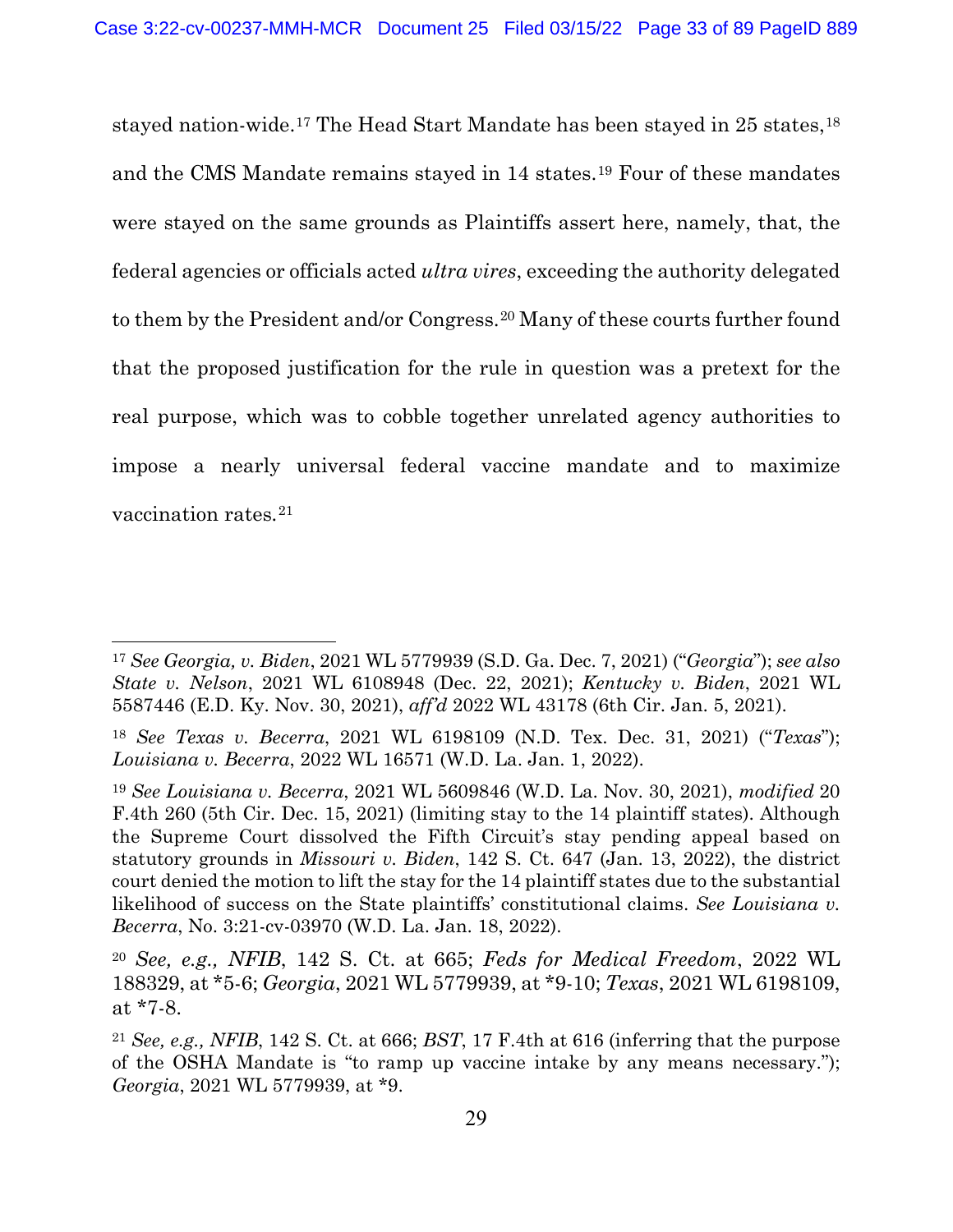stayed nation-wide.[17] The Head Start Mandate has been stayed in 25 states,[18] and the CMS Mandate remains stayed in 14 states.[19] Four of these mandates were stayed on the same grounds as Plaintiffs assert here, namely, that, the federal agencies or officials acted *ultra vires*, exceeding the authority delegated to them by the President and/or Congress.[20] Many of these courts further found that the proposed justification for the rule in question was a pretext for the real purpose, which was to cobble together unrelated agency authorities to impose a nearly universal federal vaccine mandate and to maximize vaccination rates.[21]

---

[17] *See Georgia, v. Biden*, 2021 WL 5779939 (S.D. Ga. Dec. 7, 2021) ("*Georgia*"); *see also State v. Nelson*, 2021 WL 6108948 (Dec. 22, 2021); *Kentucky v. Biden*, 2021 WL 5587446 (E.D. Ky. Nov. 30, 2021), *aff'd* 2022 WL 43178 (6th Cir. Jan. 5, 2021).

[18] *See Texas v. Becerra*, 2021 WL 6198109 (N.D. Tex. Dec. 31, 2021) ("*Texas*"); *Louisiana v. Becerra*, 2022 WL 16571 (W.D. La. Jan. 1, 2022).

[19] *See Louisiana v. Becerra*, 2021 WL 5609846 (W.D. La. Nov. 30, 2021), *modified* 20 F.4th 260 (5th Cir. Dec. 15, 2021) (limiting stay to the 14 plaintiff states). Although the Supreme Court dissolved the Fifth Circuit's stay pending appeal based on statutory grounds in *Missouri v. Biden*, 142 S. Ct. 647 (Jan. 13, 2022), the district court denied the motion to lift the stay for the 14 plaintiff states due to the substantial likelihood of success on the State plaintiffs' constitutional claims. *See Louisiana v. Becerra*, No. 3:21-cv-03970 (W.D. La. Jan. 18, 2022).

[20] *See, e.g., NFIB*, 142 S. Ct. at 665; *Feds for Medical Freedom*, 2022 WL 188329, at *5-6; *Georgia*, 2021 WL 5779939, at *9-10; *Texas*, 2021 WL 6198109, at *7-8.

[21] *See, e.g., NFIB*, 142 S. Ct. at 666; *BST*, 17 F.4th at 616 (inferring that the purpose of the OSHA Mandate is "to ramp up vaccine intake by any means necessary."); *Georgia*, 2021 WL 5779939, at *9.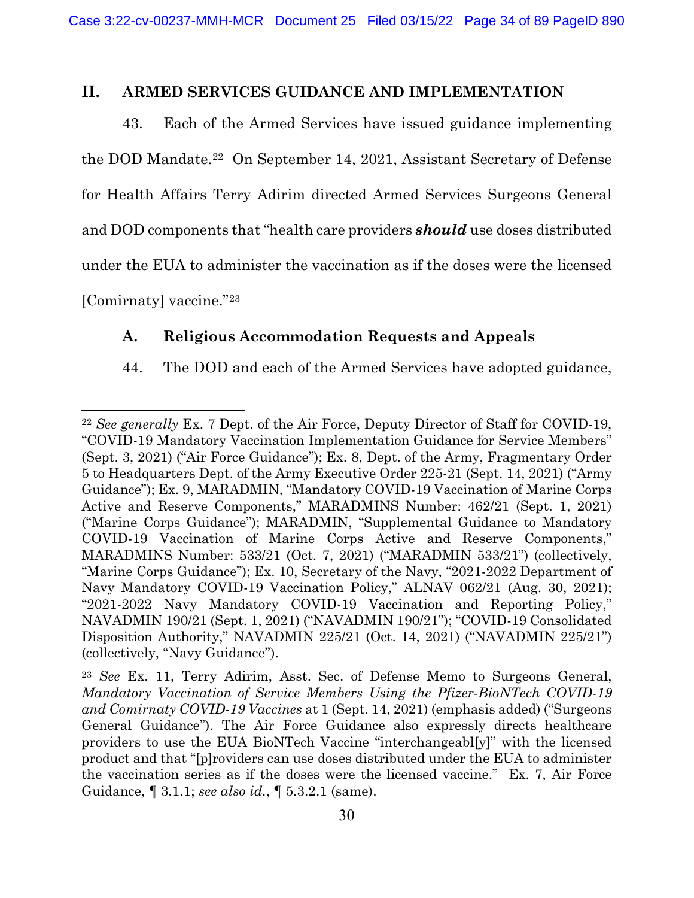## II. ARMED SERVICES GUIDANCE AND IMPLEMENTATION

43. Each of the Armed Services have issued guidance implementing the DOD Mandate.[22] On September 14, 2021, Assistant Secretary of Defense for Health Affairs Terry Adirim directed Armed Services Surgeons General and DOD components that "health care providers ***should*** use doses distributed under the EUA to administer the vaccination as if the doses were the licensed [Comirnaty] vaccine."[23]

### A. Religious Accommodation Requests and Appeals

44. The DOD and each of the Armed Services have adopted guidance,

---

[22] *See generally* Ex. 7 Dept. of the Air Force, Deputy Director of Staff for COVID-19, "COVID-19 Mandatory Vaccination Implementation Guidance for Service Members" (Sept. 3, 2021) ("Air Force Guidance"); Ex. 8, Dept. of the Army, Fragmentary Order 5 to Headquarters Dept. of the Army Executive Order 225-21 (Sept. 14, 2021) ("Army Guidance"); Ex. 9, MARADMIN, "Mandatory COVID-19 Vaccination of Marine Corps Active and Reserve Components," MARADMINS Number: 462/21 (Sept. 1, 2021) ("Marine Corps Guidance"); MARADMIN, "Supplemental Guidance to Mandatory COVID-19 Vaccination of Marine Corps Active and Reserve Components," MARADMINS Number: 533/21 (Oct. 7, 2021) ("MARADMIN 533/21") (collectively, "Marine Corps Guidance"); Ex. 10, Secretary of the Navy, "2021-2022 Department of Navy Mandatory COVID-19 Vaccination Policy," ALNAV 062/21 (Aug. 30, 2021); "2021-2022 Navy Mandatory COVID-19 Vaccination and Reporting Policy," NAVADMIN 190/21 (Sept. 1, 2021) ("NAVADMIN 190/21"); "COVID-19 Consolidated Disposition Authority," NAVADMIN 225/21 (Oct. 14, 2021) ("NAVADMIN 225/21") (collectively, "Navy Guidance").

[23] *See* Ex. 11, Terry Adirim, Asst. Sec. of Defense Memo to Surgeons General, *Mandatory Vaccination of Service Members Using the Pfizer-BioNTech COVID-19 and Comirnaty COVID-19 Vaccines* at 1 (Sept. 14, 2021) (emphasis added) ("Surgeons General Guidance"). The Air Force Guidance also expressly directs healthcare providers to use the EUA BioNTech Vaccine "interchangeabl[y]" with the licensed product and that "[p]roviders can use doses distributed under the EUA to administer the vaccination series as if the doses were the licensed vaccine." Ex. 7, Air Force Guidance, ¶ 3.1.1; *see also id.*, ¶ 5.3.2.1 (same).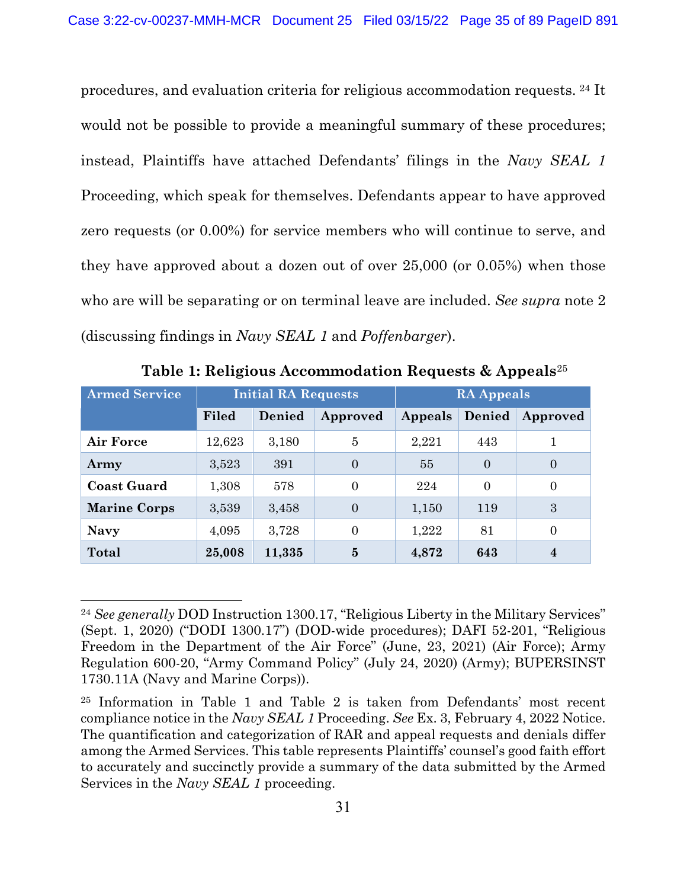procedures, and evaluation criteria for religious accommodation requests. [24] It would not be possible to provide a meaningful summary of these procedures; instead, Plaintiffs have attached Defendants' filings in the *Navy SEAL 1* Proceeding, which speak for themselves. Defendants appear to have approved zero requests (or 0.00%) for service members who will continue to serve, and they have approved about a dozen out of over 25,000 (or 0.05%) when those who are will be separating or on terminal leave are included. *See supra* note 2 (discussing findings in *Navy SEAL 1* and *Poffenbarger*).

**Table 1: Religious Accommodation Requests & Appeals**[25]

| Armed Service | Initial RA Requests | | | RA Appeals | | |
|---|---|---|---|---|---|---|
| | Filed | Denied | Approved | Appeals | Denied | Approved |
| **Air Force** | 12,623 | 3,180 | 5 | 2,221 | 443 | 1 |
| **Army** | 3,523 | 391 | 0 | 55 | 0 | 0 |
| **Coast Guard** | 1,308 | 578 | 0 | 224 | 0 | 0 |
| **Marine Corps** | 3,539 | 3,458 | 0 | 1,150 | 119 | 3 |
| **Navy** | 4,095 | 3,728 | 0 | 1,222 | 81 | 0 |
| **Total** | **25,008** | **11,335** | **5** | **4,872** | **643** | **4** |

---

[24] *See generally* DOD Instruction 1300.17, "Religious Liberty in the Military Services" (Sept. 1, 2020) ("DODI 1300.17") (DOD-wide procedures); DAFI 52-201, "Religious Freedom in the Department of the Air Force" (June, 23, 2021) (Air Force); Army Regulation 600-20, "Army Command Policy" (July 24, 2020) (Army); BUPERSINST 1730.11A (Navy and Marine Corps)).

[25] Information in Table 1 and Table 2 is taken from Defendants' most recent compliance notice in the *Navy SEAL 1* Proceeding. *See* Ex. 3, February 4, 2022 Notice. The quantification and categorization of RAR and appeal requests and denials differ among the Armed Services. This table represents Plaintiffs' counsel's good faith effort to accurately and succinctly provide a summary of the data submitted by the Armed Services in the *Navy SEAL 1* proceeding.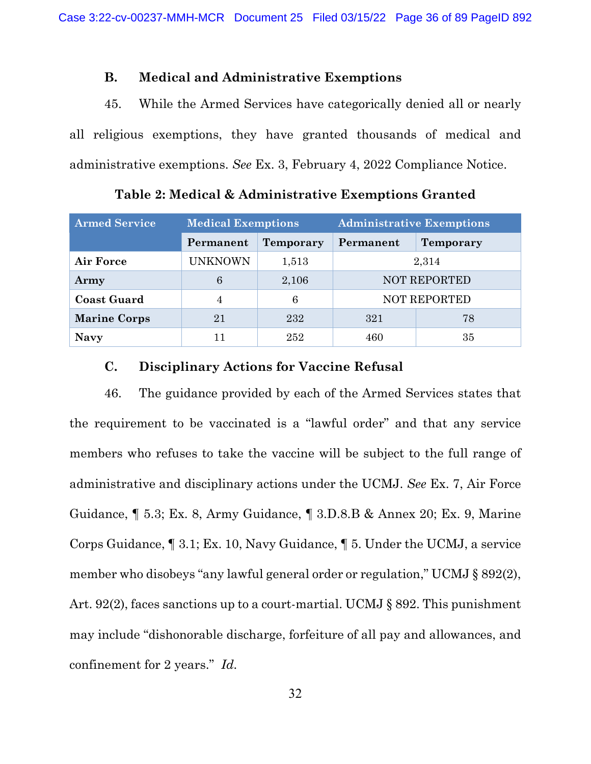### B. Medical and Administrative Exemptions

45. While the Armed Services have categorically denied all or nearly all religious exemptions, they have granted thousands of medical and administrative exemptions. *See* Ex. 3, February 4, 2022 Compliance Notice.

**Table 2: Medical & Administrative Exemptions Granted**

| Armed Service | Medical Exemptions | | Administrative Exemptions | |
|---|---|---|---|---|
| | Permanent | Temporary | Permanent | Temporary |
| **Air Force** | UNKNOWN | 1,513 | 2,314 | |
| **Army** | 6 | 2,106 | NOT REPORTED | |
| **Coast Guard** | 4 | 6 | NOT REPORTED | |
| **Marine Corps** | 21 | 232 | 321 | 78 |
| **Navy** | 11 | 252 | 460 | 35 |

### C. Disciplinary Actions for Vaccine Refusal

46. The guidance provided by each of the Armed Services states that the requirement to be vaccinated is a "lawful order" and that any service members who refuses to take the vaccine will be subject to the full range of administrative and disciplinary actions under the UCMJ. *See* Ex. 7, Air Force Guidance, ¶ 5.3; Ex. 8, Army Guidance, ¶ 3.D.8.B & Annex 20; Ex. 9, Marine Corps Guidance, ¶ 3.1; Ex. 10, Navy Guidance, ¶ 5. Under the UCMJ, a service member who disobeys "any lawful general order or regulation," UCMJ § 892(2), Art. 92(2), faces sanctions up to a court-martial. UCMJ § 892. This punishment may include "dishonorable discharge, forfeiture of all pay and allowances, and confinement for 2 years." *Id.*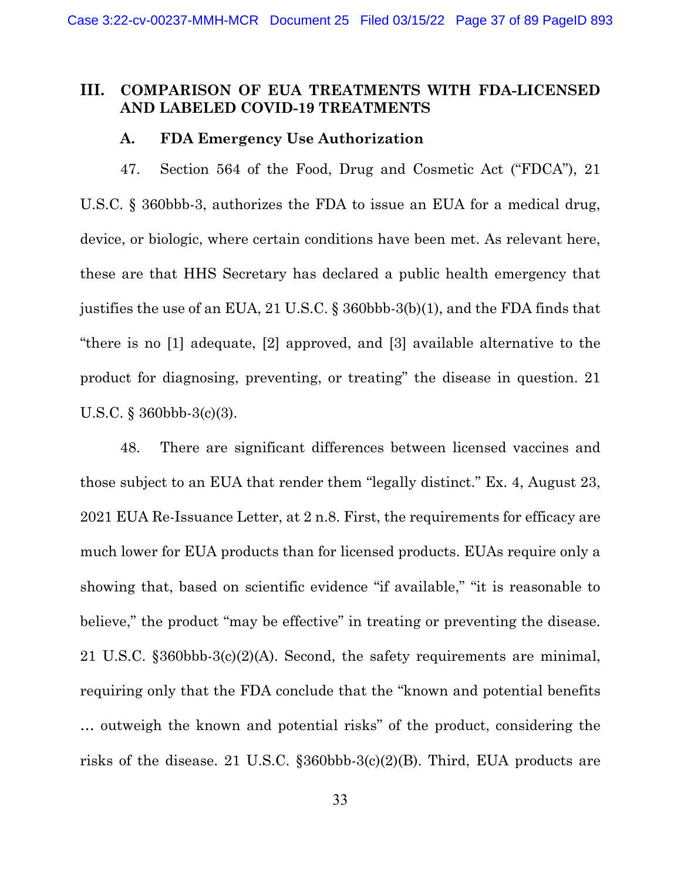## III. COMPARISON OF EUA TREATMENTS WITH FDA-LICENSED AND LABELED COVID-19 TREATMENTS

### A. FDA Emergency Use Authorization

47. Section 564 of the Food, Drug and Cosmetic Act ("FDCA"), 21 U.S.C. § 360bbb-3, authorizes the FDA to issue an EUA for a medical drug, device, or biologic, where certain conditions have been met. As relevant here, these are that HHS Secretary has declared a public health emergency that justifies the use of an EUA, 21 U.S.C. § 360bbb-3(b)(1), and the FDA finds that "there is no [1] adequate, [2] approved, and [3] available alternative to the product for diagnosing, preventing, or treating" the disease in question. 21 U.S.C. § 360bbb-3(c)(3).

48. There are significant differences between licensed vaccines and those subject to an EUA that render them "legally distinct." Ex. 4, August 23, 2021 EUA Re-Issuance Letter, at 2 n.8. First, the requirements for efficacy are much lower for EUA products than for licensed products. EUAs require only a showing that, based on scientific evidence "if available," "it is reasonable to believe," the product "may be effective" in treating or preventing the disease. 21 U.S.C. §360bbb-3(c)(2)(A). Second, the safety requirements are minimal, requiring only that the FDA conclude that the "known and potential benefits … outweigh the known and potential risks" of the product, considering the risks of the disease. 21 U.S.C. §360bbb-3(c)(2)(B). Third, EUA products are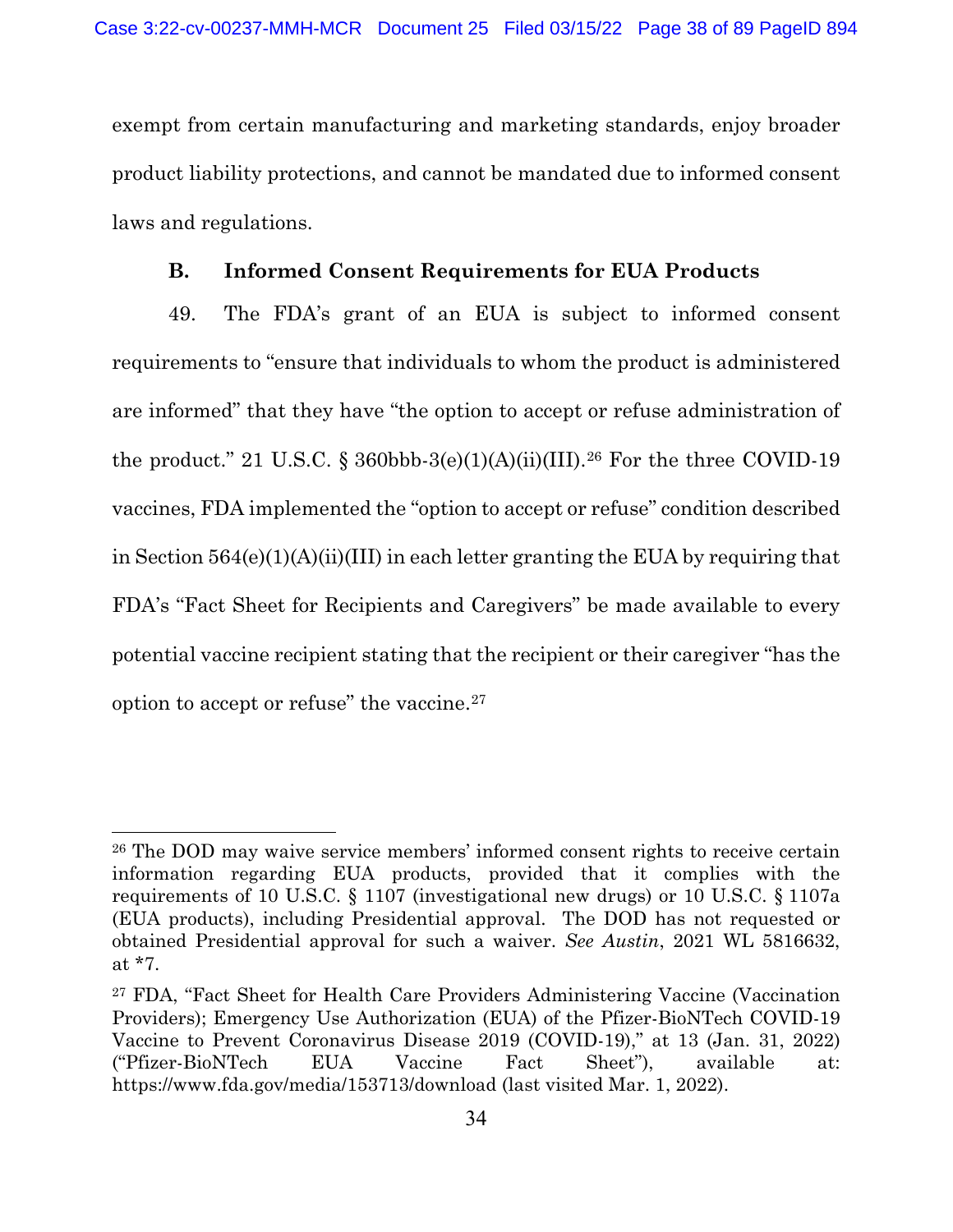exempt from certain manufacturing and marketing standards, enjoy broader product liability protections, and cannot be mandated due to informed consent laws and regulations.

### B. Informed Consent Requirements for EUA Products

49. The FDA's grant of an EUA is subject to informed consent requirements to "ensure that individuals to whom the product is administered are informed" that they have "the option to accept or refuse administration of the product." 21 U.S.C. § 360bbb-3(e)(1)(A)(ii)(III).[26] For the three COVID-19 vaccines, FDA implemented the "option to accept or refuse" condition described in Section 564(e)(1)(A)(ii)(III) in each letter granting the EUA by requiring that FDA's "Fact Sheet for Recipients and Caregivers" be made available to every potential vaccine recipient stating that the recipient or their caregiver "has the option to accept or refuse" the vaccine.[27]

---

[26] The DOD may waive service members' informed consent rights to receive certain information regarding EUA products, provided that it complies with the requirements of 10 U.S.C. § 1107 (investigational new drugs) or 10 U.S.C. § 1107a (EUA products), including Presidential approval. The DOD has not requested or obtained Presidential approval for such a waiver. *See Austin*, 2021 WL 5816632, at *7.

[27] FDA, "Fact Sheet for Health Care Providers Administering Vaccine (Vaccination Providers); Emergency Use Authorization (EUA) of the Pfizer-BioNTech COVID-19 Vaccine to Prevent Coronavirus Disease 2019 (COVID-19)," at 13 (Jan. 31, 2022) ("Pfizer-BioNTech EUA Vaccine Fact Sheet"), available at: https://www.fda.gov/media/153713/download (last visited Mar. 1, 2022).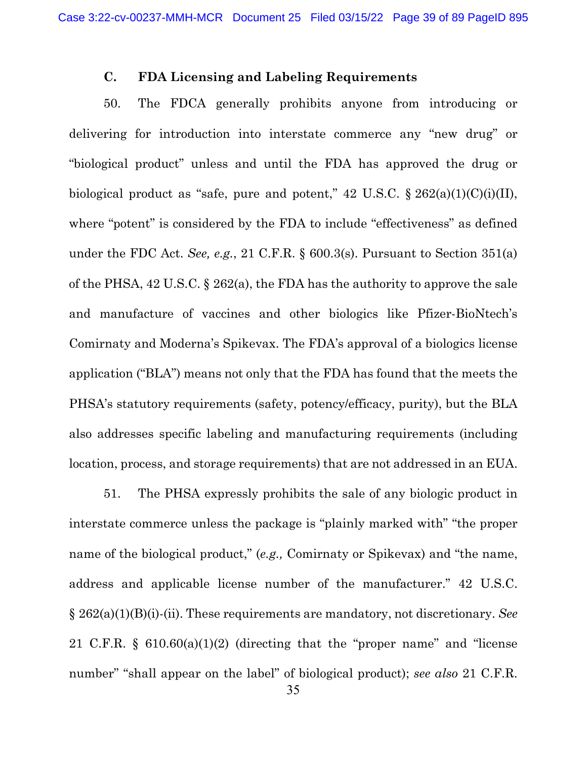### C. FDA Licensing and Labeling Requirements

50. The FDCA generally prohibits anyone from introducing or delivering for introduction into interstate commerce any "new drug" or "biological product" unless and until the FDA has approved the drug or biological product as "safe, pure and potent," 42 U.S.C. § 262(a)(1)(C)(i)(II), where "potent" is considered by the FDA to include "effectiveness" as defined under the FDC Act. *See, e.g.*, 21 C.F.R. § 600.3(s). Pursuant to Section 351(a) of the PHSA, 42 U.S.C. § 262(a), the FDA has the authority to approve the sale and manufacture of vaccines and other biologics like Pfizer-BioNtech's Comirnaty and Moderna's Spikevax. The FDA's approval of a biologics license application ("BLA") means not only that the FDA has found that the meets the PHSA's statutory requirements (safety, potency/efficacy, purity), but the BLA also addresses specific labeling and manufacturing requirements (including location, process, and storage requirements) that are not addressed in an EUA.

51. The PHSA expressly prohibits the sale of any biologic product in interstate commerce unless the package is "plainly marked with" "the proper name of the biological product," (*e.g.,* Comirnaty or Spikevax) and "the name, address and applicable license number of the manufacturer." 42 U.S.C. § 262(a)(1)(B)(i)-(ii). These requirements are mandatory, not discretionary. *See* 21 C.F.R. § 610.60(a)(1)(2) (directing that the "proper name" and "license number" "shall appear on the label" of biological product); *see also* 21 C.F.R.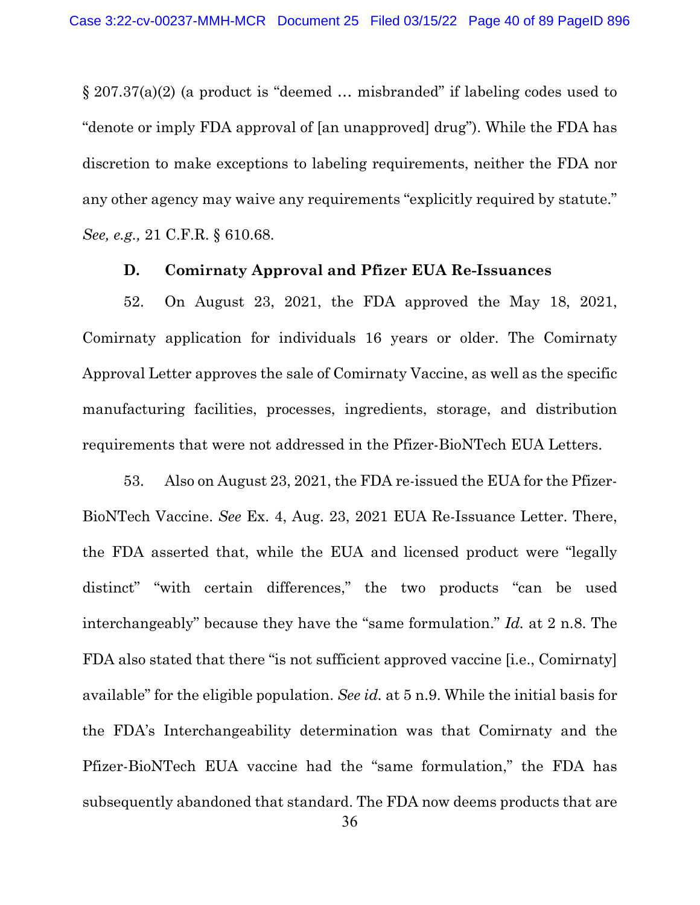§ 207.37(a)(2) (a product is "deemed … misbranded" if labeling codes used to "denote or imply FDA approval of [an unapproved] drug"). While the FDA has discretion to make exceptions to labeling requirements, neither the FDA nor any other agency may waive any requirements "explicitly required by statute." *See, e.g.,* 21 C.F.R. § 610.68.

### D. Comirnaty Approval and Pfizer EUA Re-Issuances

52. On August 23, 2021, the FDA approved the May 18, 2021, Comirnaty application for individuals 16 years or older. The Comirnaty Approval Letter approves the sale of Comirnaty Vaccine, as well as the specific manufacturing facilities, processes, ingredients, storage, and distribution requirements that were not addressed in the Pfizer-BioNTech EUA Letters.

53. Also on August 23, 2021, the FDA re-issued the EUA for the Pfizer-BioNTech Vaccine. *See* Ex. 4, Aug. 23, 2021 EUA Re-Issuance Letter. There, the FDA asserted that, while the EUA and licensed product were "legally distinct" "with certain differences," the two products "can be used interchangeably" because they have the "same formulation." *Id.* at 2 n.8. The FDA also stated that there "is not sufficient approved vaccine [i.e., Comirnaty] available" for the eligible population. *See id.* at 5 n.9. While the initial basis for the FDA's Interchangeability determination was that Comirnaty and the Pfizer-BioNTech EUA vaccine had the "same formulation," the FDA has subsequently abandoned that standard. The FDA now deems products that are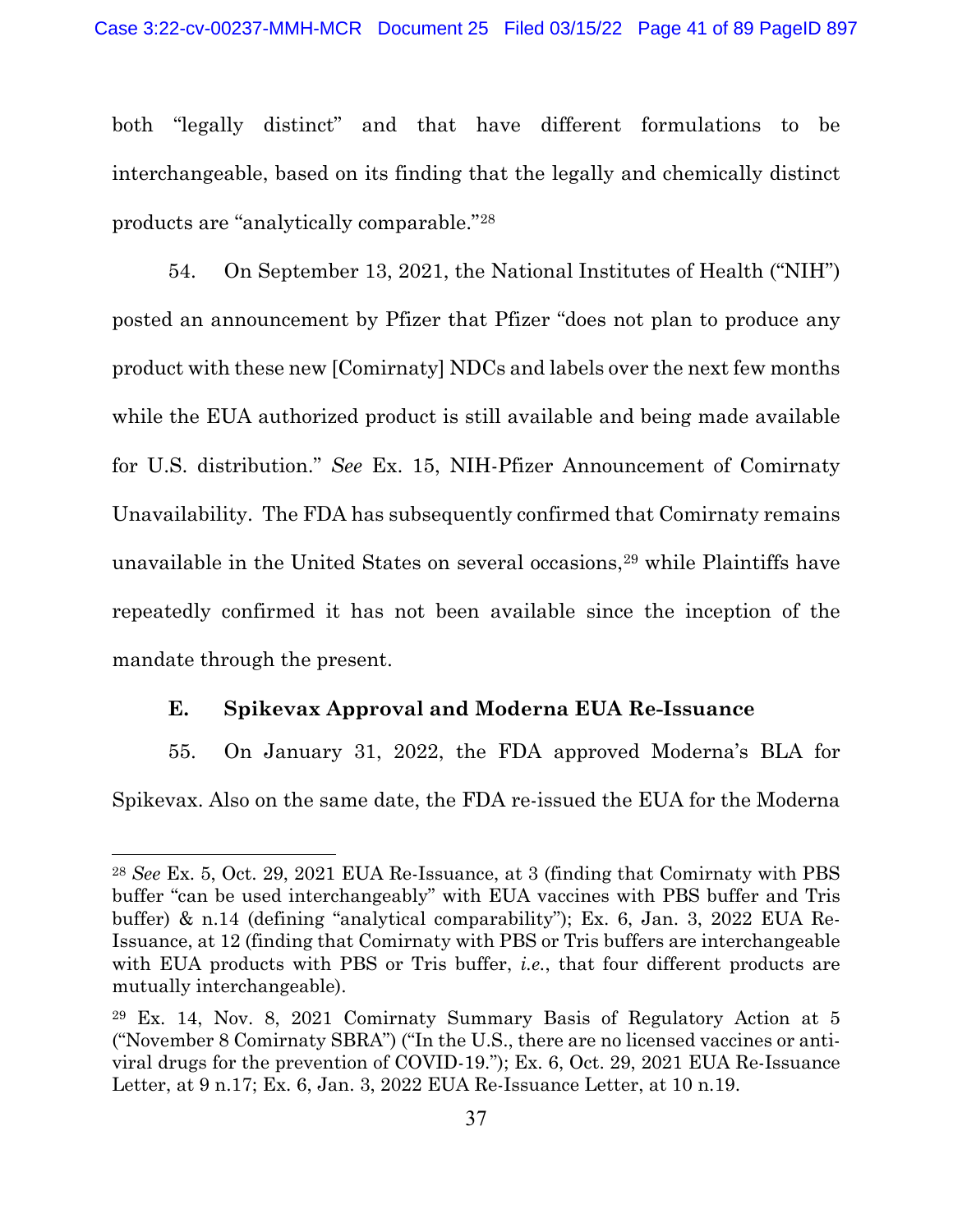both "legally distinct" and that have different formulations to be interchangeable, based on its finding that the legally and chemically distinct products are "analytically comparable."[28]

54. On September 13, 2021, the National Institutes of Health ("NIH") posted an announcement by Pfizer that Pfizer "does not plan to produce any product with these new [Comirnaty] NDCs and labels over the next few months while the EUA authorized product is still available and being made available for U.S. distribution." *See* Ex. 15, NIH-Pfizer Announcement of Comirnaty Unavailability. The FDA has subsequently confirmed that Comirnaty remains unavailable in the United States on several occasions,[29] while Plaintiffs have repeatedly confirmed it has not been available since the inception of the mandate through the present.

### E. Spikevax Approval and Moderna EUA Re-Issuance

55. On January 31, 2022, the FDA approved Moderna's BLA for Spikevax. Also on the same date, the FDA re-issued the EUA for the Moderna

---

[28] *See* Ex. 5, Oct. 29, 2021 EUA Re-Issuance, at 3 (finding that Comirnaty with PBS buffer "can be used interchangeably" with EUA vaccines with PBS buffer and Tris buffer) & n.14 (defining "analytical comparability"); Ex. 6, Jan. 3, 2022 EUA Re-Issuance, at 12 (finding that Comirnaty with PBS or Tris buffers are interchangeable with EUA products with PBS or Tris buffer, *i.e.*, that four different products are mutually interchangeable).

[29] Ex. 14, Nov. 8, 2021 Comirnaty Summary Basis of Regulatory Action at 5 ("November 8 Comirnaty SBRA") ("In the U.S., there are no licensed vaccines or anti-viral drugs for the prevention of COVID-19."); Ex. 6, Oct. 29, 2021 EUA Re-Issuance Letter, at 9 n.17; Ex. 6, Jan. 3, 2022 EUA Re-Issuance Letter, at 10 n.19.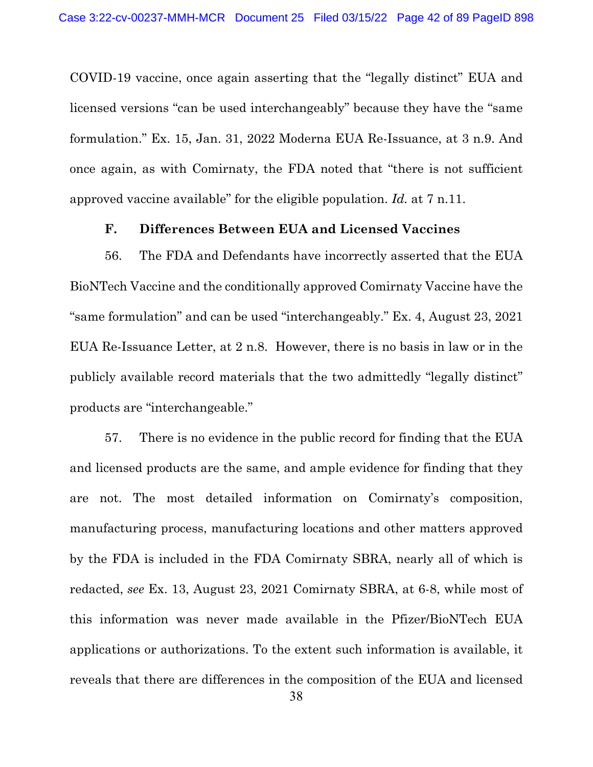COVID-19 vaccine, once again asserting that the "legally distinct" EUA and licensed versions "can be used interchangeably" because they have the "same formulation." Ex. 15, Jan. 31, 2022 Moderna EUA Re-Issuance, at 3 n.9. And once again, as with Comirnaty, the FDA noted that "there is not sufficient approved vaccine available" for the eligible population. *Id.* at 7 n.11.

### F. Differences Between EUA and Licensed Vaccines

56. The FDA and Defendants have incorrectly asserted that the EUA BioNTech Vaccine and the conditionally approved Comirnaty Vaccine have the "same formulation" and can be used "interchangeably." Ex. 4, August 23, 2021 EUA Re-Issuance Letter, at 2 n.8. However, there is no basis in law or in the publicly available record materials that the two admittedly "legally distinct" products are "interchangeable."

57. There is no evidence in the public record for finding that the EUA and licensed products are the same, and ample evidence for finding that they are not. The most detailed information on Comirnaty's composition, manufacturing process, manufacturing locations and other matters approved by the FDA is included in the FDA Comirnaty SBRA, nearly all of which is redacted, *see* Ex. 13, August 23, 2021 Comirnaty SBRA, at 6-8, while most of this information was never made available in the Pfizer/BioNTech EUA applications or authorizations. To the extent such information is available, it reveals that there are differences in the composition of the EUA and licensed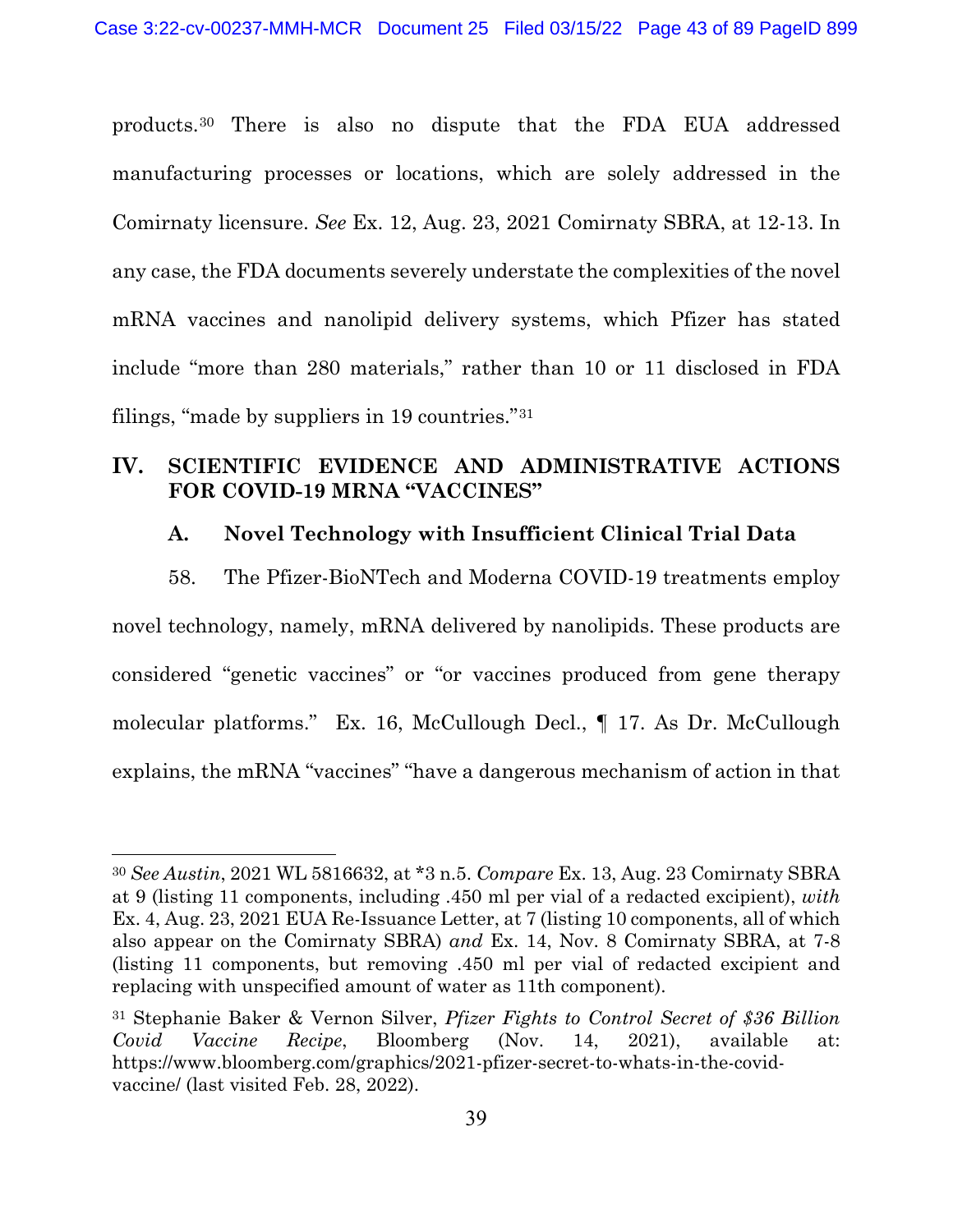products.[30] There is also no dispute that the FDA EUA addressed manufacturing processes or locations, which are solely addressed in the Comirnaty licensure. *See* Ex. 12, Aug. 23, 2021 Comirnaty SBRA, at 12-13. In any case, the FDA documents severely understate the complexities of the novel mRNA vaccines and nanolipid delivery systems, which Pfizer has stated include "more than 280 materials," rather than 10 or 11 disclosed in FDA filings, "made by suppliers in 19 countries."[31]

## IV. SCIENTIFIC EVIDENCE AND ADMINISTRATIVE ACTIONS FOR COVID-19 MRNA "VACCINES"

### A. Novel Technology with Insufficient Clinical Trial Data

58. The Pfizer-BioNTech and Moderna COVID-19 treatments employ novel technology, namely, mRNA delivered by nanolipids. These products are considered "genetic vaccines" or "or vaccines produced from gene therapy molecular platforms." Ex. 16, McCullough Decl., ¶ 17. As Dr. McCullough explains, the mRNA "vaccines" "have a dangerous mechanism of action in that

---

[30] *See Austin*, 2021 WL 5816632, at *3 n.5. *Compare* Ex. 13, Aug. 23 Comirnaty SBRA at 9 (listing 11 components, including .450 ml per vial of a redacted excipient), *with* Ex. 4, Aug. 23, 2021 EUA Re-Issuance Letter, at 7 (listing 10 components, all of which also appear on the Comirnaty SBRA) *and* Ex. 14, Nov. 8 Comirnaty SBRA, at 7-8 (listing 11 components, but removing .450 ml per vial of redacted excipient and replacing with unspecified amount of water as 11th component).

[31] Stephanie Baker & Vernon Silver, *Pfizer Fights to Control Secret of $36 Billion Covid Vaccine Recipe*, Bloomberg (Nov. 14, 2021), available at: https://www.bloomberg.com/graphics/2021-pfizer-secret-to-whats-in-the-covid-vaccine/ (last visited Feb. 28, 2022).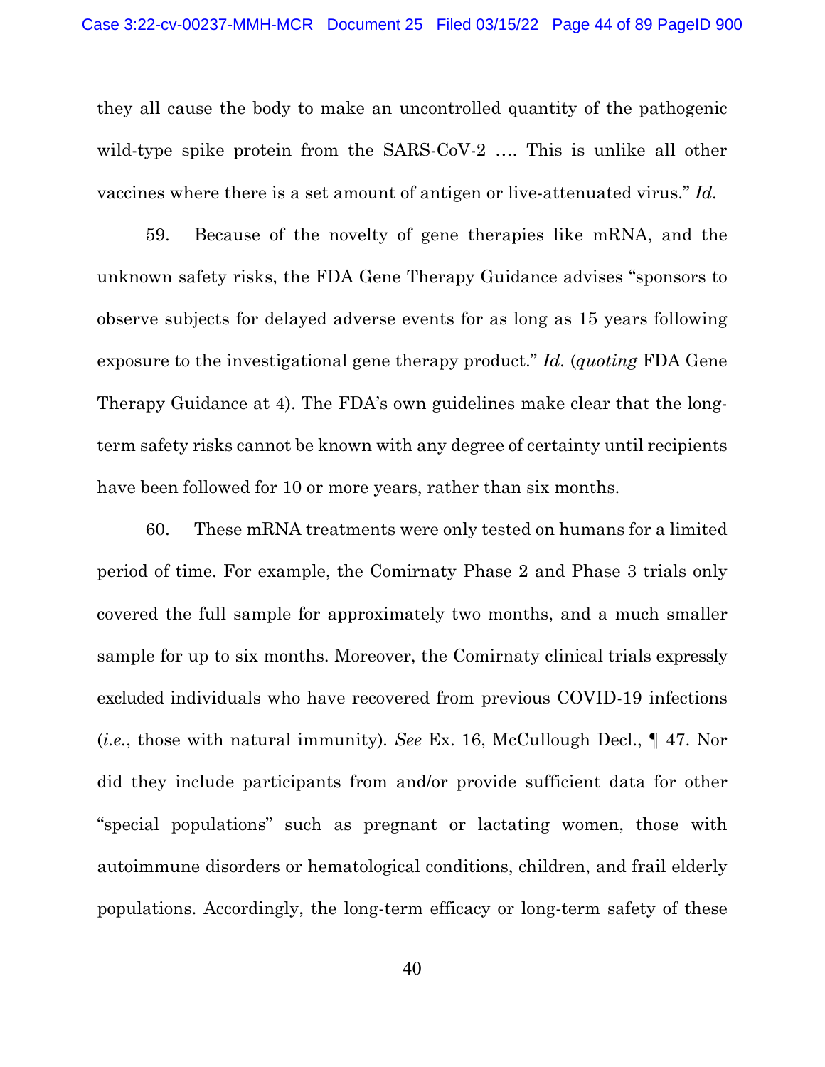they all cause the body to make an uncontrolled quantity of the pathogenic wild-type spike protein from the SARS-CoV-2 …. This is unlike all other vaccines where there is a set amount of antigen or live-attenuated virus." *Id.*

59. Because of the novelty of gene therapies like mRNA, and the unknown safety risks, the FDA Gene Therapy Guidance advises "sponsors to observe subjects for delayed adverse events for as long as 15 years following exposure to the investigational gene therapy product." *Id.* (*quoting* FDA Gene Therapy Guidance at 4). The FDA's own guidelines make clear that the long-term safety risks cannot be known with any degree of certainty until recipients have been followed for 10 or more years, rather than six months.

60. These mRNA treatments were only tested on humans for a limited period of time. For example, the Comirnaty Phase 2 and Phase 3 trials only covered the full sample for approximately two months, and a much smaller sample for up to six months. Moreover, the Comirnaty clinical trials expressly excluded individuals who have recovered from previous COVID-19 infections (*i.e.*, those with natural immunity). *See* Ex. 16, McCullough Decl., ¶ 47. Nor did they include participants from and/or provide sufficient data for other "special populations" such as pregnant or lactating women, those with autoimmune disorders or hematological conditions, children, and frail elderly populations. Accordingly, the long-term efficacy or long-term safety of these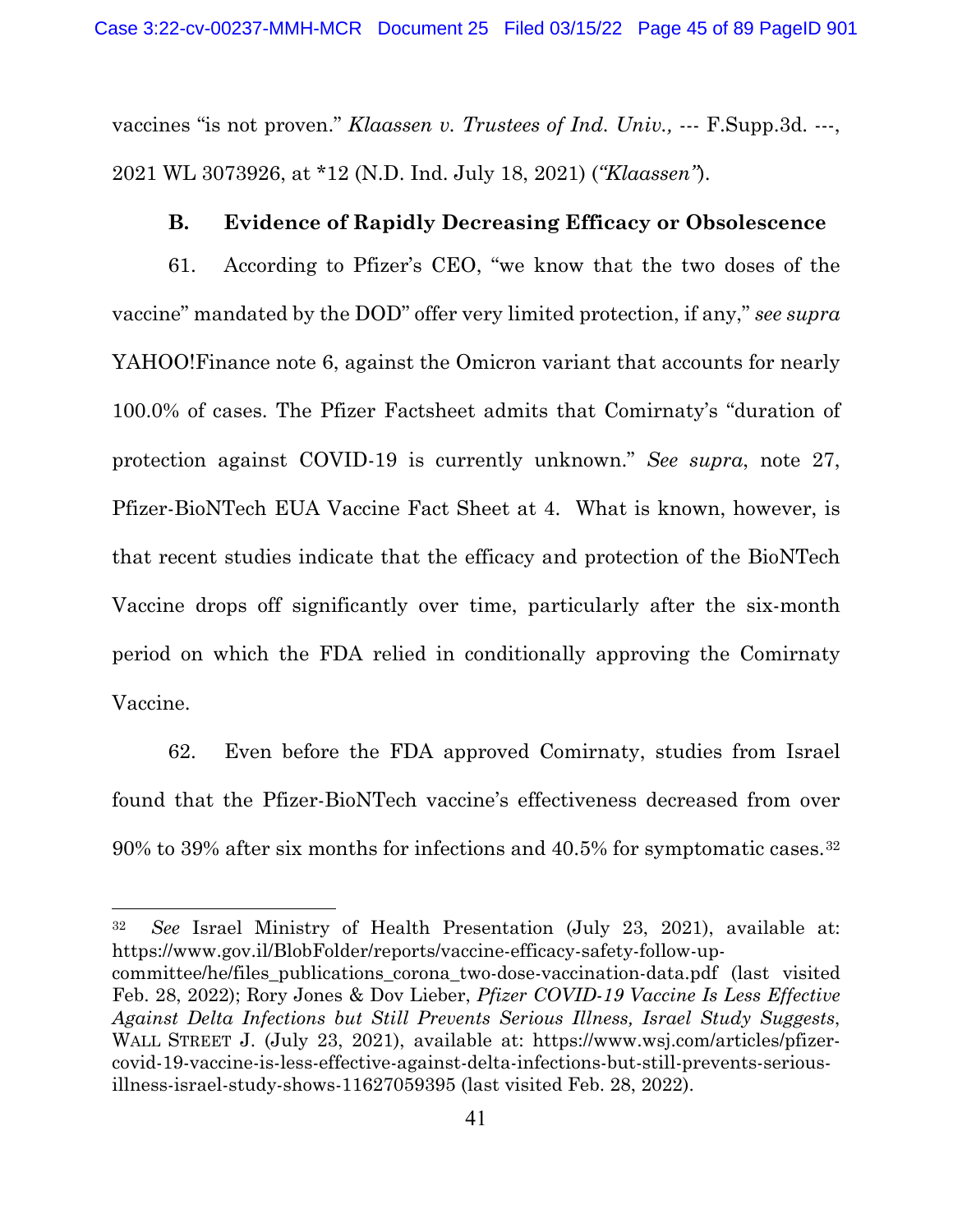vaccines "is not proven." *Klaassen v. Trustees of Ind. Univ.,* --- F.Supp.3d. ---, 2021 WL 3073926, at *12 (N.D. Ind. July 18, 2021) (*"Klaassen"*).

### B. Evidence of Rapidly Decreasing Efficacy or Obsolescence

61. According to Pfizer's CEO, "we know that the two doses of the vaccine" mandated by the DOD" offer very limited protection, if any," *see supra* YAHOO!Finance note 6, against the Omicron variant that accounts for nearly 100.0% of cases. The Pfizer Factsheet admits that Comirnaty's "duration of protection against COVID-19 is currently unknown." *See supra*, note 27, Pfizer-BioNTech EUA Vaccine Fact Sheet at 4. What is known, however, is that recent studies indicate that the efficacy and protection of the BioNTech Vaccine drops off significantly over time, particularly after the six-month period on which the FDA relied in conditionally approving the Comirnaty Vaccine.

62. Even before the FDA approved Comirnaty, studies from Israel found that the Pfizer-BioNTech vaccine's effectiveness decreased from over 90% to 39% after six months for infections and 40.5% for symptomatic cases.[32]

---

[32] *See* Israel Ministry of Health Presentation (July 23, 2021), available at: https://www.gov.il/BlobFolder/reports/vaccine-efficacy-safety-follow-up-committee/he/files_publications_corona_two-dose-vaccination-data.pdf (last visited Feb. 28, 2022); Rory Jones & Dov Lieber, *Pfizer COVID-19 Vaccine Is Less Effective Against Delta Infections but Still Prevents Serious Illness, Israel Study Suggests*, WALL STREET J. (July 23, 2021), available at: https://www.wsj.com/articles/pfizer-covid-19-vaccine-is-less-effective-against-delta-infections-but-still-prevents-serious-illness-israel-study-shows-11627059395 (last visited Feb. 28, 2022).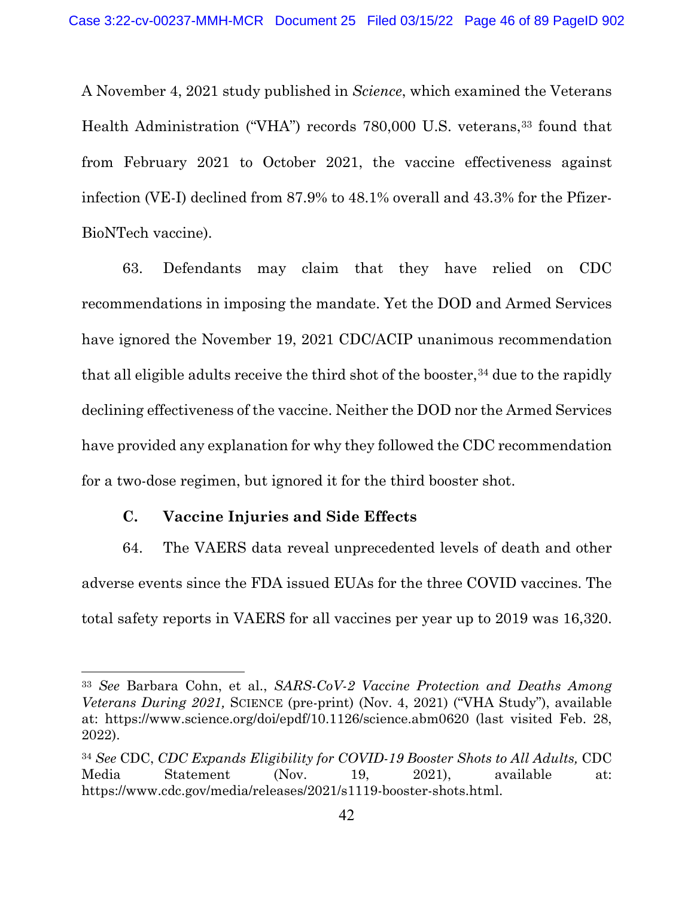A November 4, 2021 study published in *Science*, which examined the Veterans Health Administration ("VHA") records 780,000 U.S. veterans,[33] found that from February 2021 to October 2021, the vaccine effectiveness against infection (VE-I) declined from 87.9% to 48.1% overall and 43.3% for the Pfizer-BioNTech vaccine).

63. Defendants may claim that they have relied on CDC recommendations in imposing the mandate. Yet the DOD and Armed Services have ignored the November 19, 2021 CDC/ACIP unanimous recommendation that all eligible adults receive the third shot of the booster,[34] due to the rapidly declining effectiveness of the vaccine. Neither the DOD nor the Armed Services have provided any explanation for why they followed the CDC recommendation for a two-dose regimen, but ignored it for the third booster shot.

### C. Vaccine Injuries and Side Effects

64. The VAERS data reveal unprecedented levels of death and other adverse events since the FDA issued EUAs for the three COVID vaccines. The total safety reports in VAERS for all vaccines per year up to 2019 was 16,320.

---

[33] *See* Barbara Cohn, et al., *SARS-CoV-2 Vaccine Protection and Deaths Among Veterans During 2021,* SCIENCE (pre-print) (Nov. 4, 2021) ("VHA Study"), available at: https://www.science.org/doi/epdf/10.1126/science.abm0620 (last visited Feb. 28, 2022).

[34] *See* CDC, *CDC Expands Eligibility for COVID-19 Booster Shots to All Adults,* CDC Media Statement (Nov. 19, 2021), available at: https://www.cdc.gov/media/releases/2021/s1119-booster-shots.html.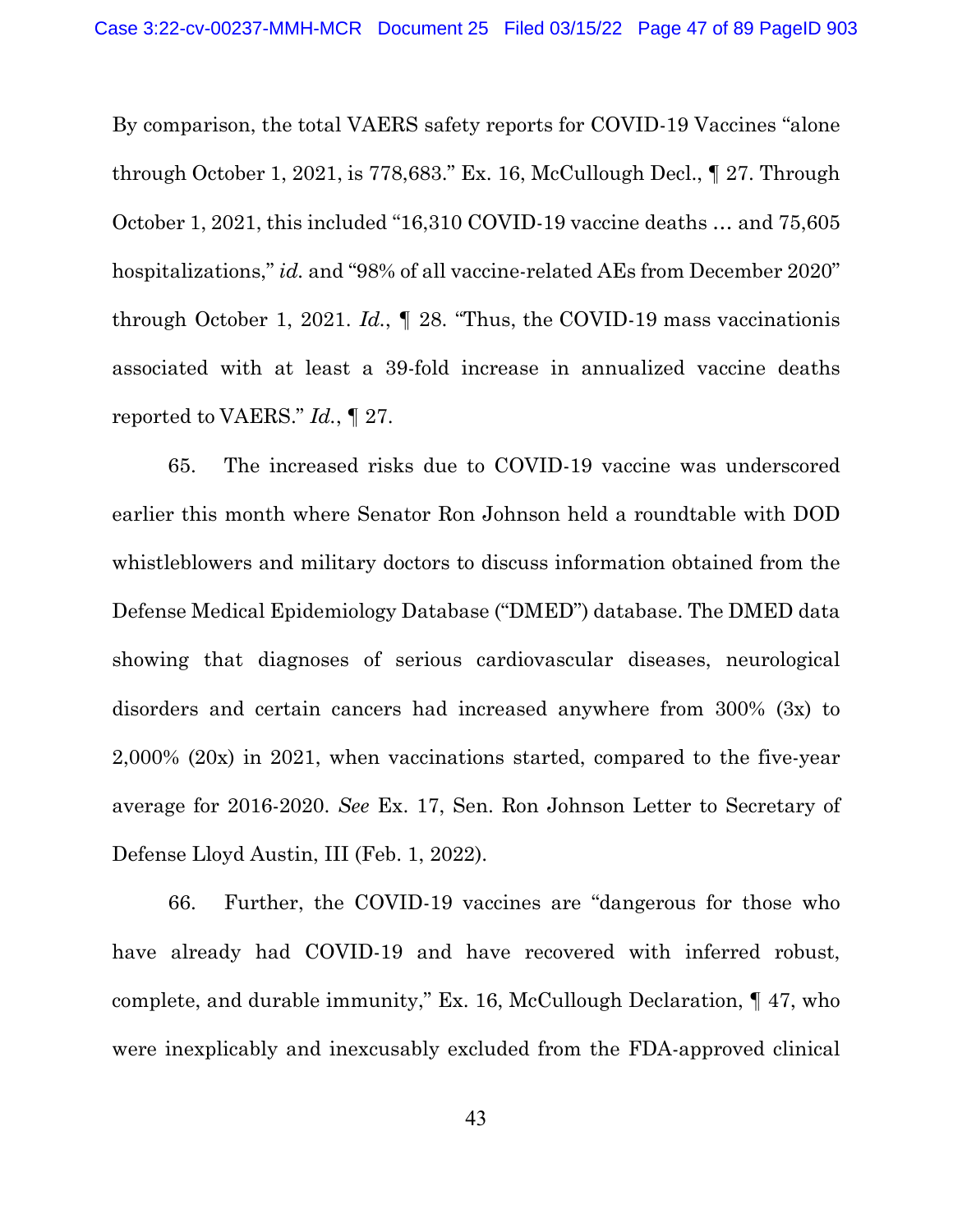By comparison, the total VAERS safety reports for COVID-19 Vaccines "alone through October 1, 2021, is 778,683." Ex. 16, McCullough Decl., ¶ 27. Through October 1, 2021, this included "16,310 COVID-19 vaccine deaths … and 75,605 hospitalizations," *id.* and "98% of all vaccine-related AEs from December 2020" through October 1, 2021. *Id.*, ¶ 28. "Thus, the COVID-19 mass vaccinationis associated with at least a 39-fold increase in annualized vaccine deaths reported to VAERS." *Id.*, ¶ 27.

65. The increased risks due to COVID-19 vaccine was underscored earlier this month where Senator Ron Johnson held a roundtable with DOD whistleblowers and military doctors to discuss information obtained from the Defense Medical Epidemiology Database ("DMED") database. The DMED data showing that diagnoses of serious cardiovascular diseases, neurological disorders and certain cancers had increased anywhere from 300% (3x) to 2,000% (20x) in 2021, when vaccinations started, compared to the five-year average for 2016-2020. *See* Ex. 17, Sen. Ron Johnson Letter to Secretary of Defense Lloyd Austin, III (Feb. 1, 2022).

66. Further, the COVID-19 vaccines are "dangerous for those who have already had COVID-19 and have recovered with inferred robust, complete, and durable immunity," Ex. 16, McCullough Declaration, ¶ 47, who were inexplicably and inexcusably excluded from the FDA-approved clinical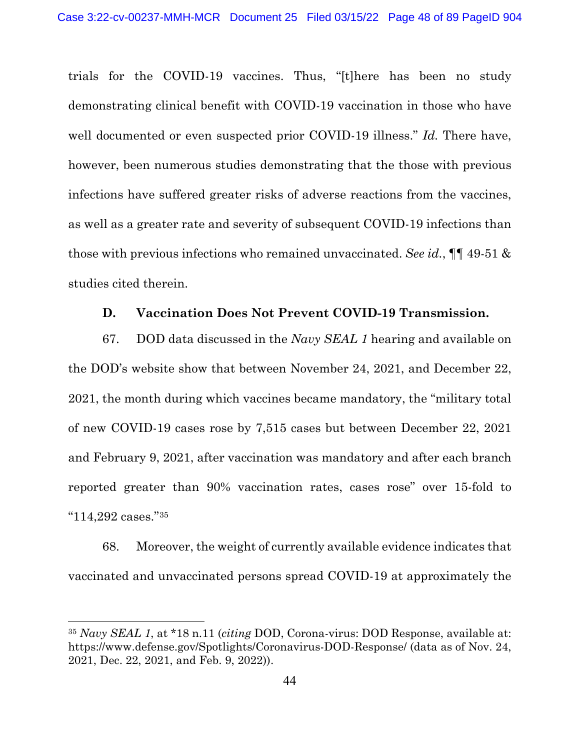trials for the COVID-19 vaccines. Thus, "[t]here has been no study demonstrating clinical benefit with COVID-19 vaccination in those who have well documented or even suspected prior COVID-19 illness." *Id.* There have, however, been numerous studies demonstrating that the those with previous infections have suffered greater risks of adverse reactions from the vaccines, as well as a greater rate and severity of subsequent COVID-19 infections than those with previous infections who remained unvaccinated. *See id.*, ¶¶ 49-51 & studies cited therein.

### D. Vaccination Does Not Prevent COVID-19 Transmission.

67. DOD data discussed in the *Navy SEAL 1* hearing and available on the DOD's website show that between November 24, 2021, and December 22, 2021, the month during which vaccines became mandatory, the "military total of new COVID-19 cases rose by 7,515 cases but between December 22, 2021 and February 9, 2021, after vaccination was mandatory and after each branch reported greater than 90% vaccination rates, cases rose" over 15-fold to "114,292 cases."[35]

68. Moreover, the weight of currently available evidence indicates that vaccinated and unvaccinated persons spread COVID-19 at approximately the

---

[35] *Navy SEAL 1*, at *18 n.11 (*citing* DOD, Corona-virus: DOD Response, available at: https://www.defense.gov/Spotlights/Coronavirus-DOD-Response/ (data as of Nov. 24, 2021, Dec. 22, 2021, and Feb. 9, 2022)).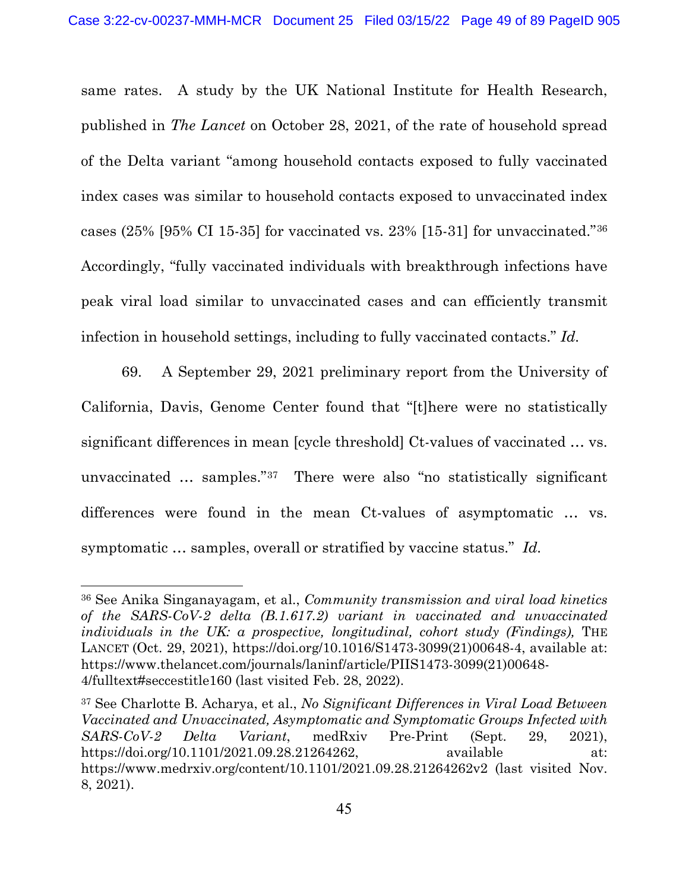same rates. A study by the UK National Institute for Health Research, published in *The Lancet* on October 28, 2021, of the rate of household spread of the Delta variant "among household contacts exposed to fully vaccinated index cases was similar to household contacts exposed to unvaccinated index cases (25% [95% CI 15-35] for vaccinated vs. 23% [15-31] for unvaccinated."[36] Accordingly, "fully vaccinated individuals with breakthrough infections have peak viral load similar to unvaccinated cases and can efficiently transmit infection in household settings, including to fully vaccinated contacts." *Id.*

69. A September 29, 2021 preliminary report from the University of California, Davis, Genome Center found that "[t]here were no statistically significant differences in mean [cycle threshold] Ct-values of vaccinated … vs. unvaccinated … samples."[37] There were also "no statistically significant differences were found in the mean Ct-values of asymptomatic … vs. symptomatic … samples, overall or stratified by vaccine status." *Id.*

---

[36] See Anika Singanayagam, et al., *Community transmission and viral load kinetics of the SARS-CoV-2 delta (B.1.617.2) variant in vaccinated and unvaccinated individuals in the UK: a prospective, longitudinal, cohort study (Findings),* THE LANCET (Oct. 29, 2021), https://doi.org/10.1016/S1473-3099(21)00648-4, available at: https://www.thelancet.com/journals/laninf/article/PIIS1473-3099(21)00648-4/fulltext#seccestitle160 (last visited Feb. 28, 2022).

[37] See Charlotte B. Acharya, et al., *No Significant Differences in Viral Load Between Vaccinated and Unvaccinated, Asymptomatic and Symptomatic Groups Infected with SARS-CoV-2 Delta Variant*, medRxiv Pre-Print (Sept. 29, 2021), https://doi.org/10.1101/2021.09.28.21264262, available at: https://www.medrxiv.org/content/10.1101/2021.09.28.21264262v2 (last visited Nov. 8, 2021).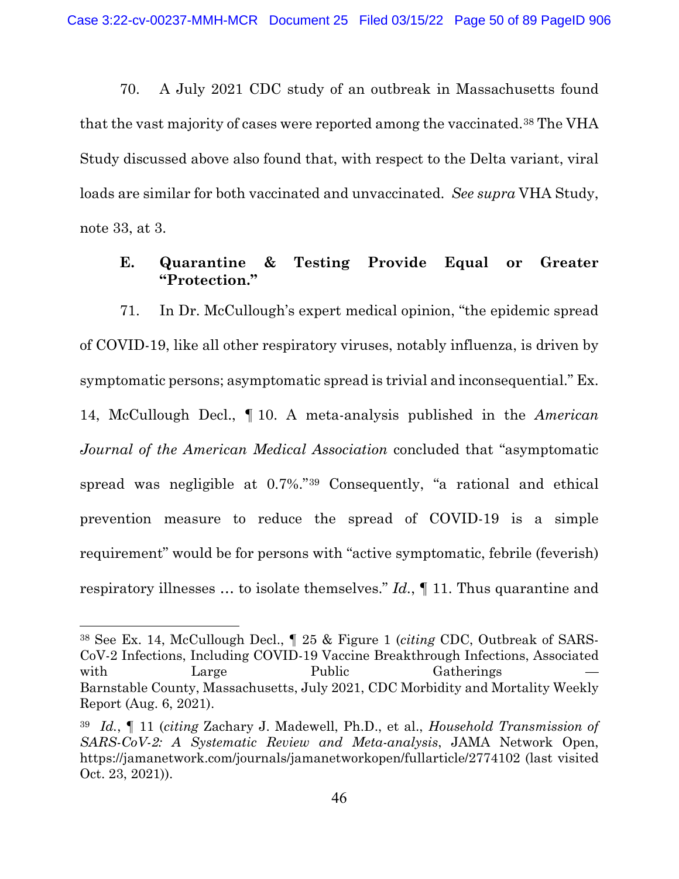70. A July 2021 CDC study of an outbreak in Massachusetts found that the vast majority of cases were reported among the vaccinated.[38] The VHA Study discussed above also found that, with respect to the Delta variant, viral loads are similar for both vaccinated and unvaccinated. *See supra* VHA Study, note 33, at 3.

### E. Quarantine & Testing Provide Equal or Greater "Protection."

71. In Dr. McCullough's expert medical opinion, "the epidemic spread of COVID-19, like all other respiratory viruses, notably influenza, is driven by symptomatic persons; asymptomatic spread is trivial and inconsequential." Ex. 14, McCullough Decl., ¶ 10. A meta-analysis published in the *American Journal of the American Medical Association* concluded that "asymptomatic spread was negligible at 0.7%."[39] Consequently, "a rational and ethical prevention measure to reduce the spread of COVID-19 is a simple requirement" would be for persons with "active symptomatic, febrile (feverish) respiratory illnesses … to isolate themselves." *Id.*, ¶ 11. Thus quarantine and

---

[38] See Ex. 14, McCullough Decl., ¶ 25 & Figure 1 (*citing* CDC, Outbreak of SARS-CoV-2 Infections, Including COVID-19 Vaccine Breakthrough Infections, Associated with Large Public Gatherings — Barnstable County, Massachusetts, July 2021, CDC Morbidity and Mortality Weekly Report (Aug. 6, 2021).

[39] *Id.*, ¶ 11 (*citing* Zachary J. Madewell, Ph.D., et al., *Household Transmission of SARS-CoV-2: A Systematic Review and Meta-analysis*, JAMA Network Open, https://jamanetwork.com/journals/jamanetworkopen/fullarticle/2774102 (last visited Oct. 23, 2021)).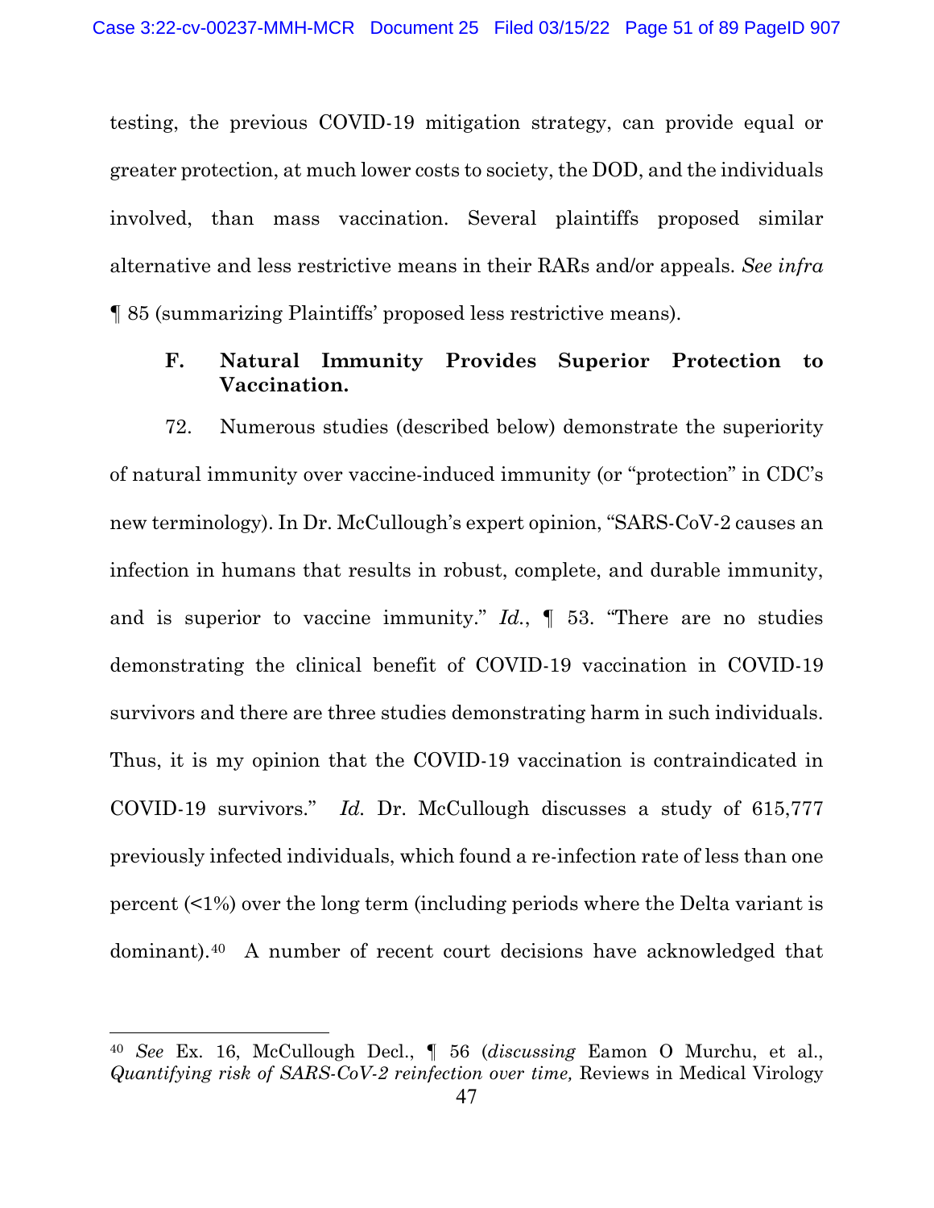testing, the previous COVID-19 mitigation strategy, can provide equal or greater protection, at much lower costs to society, the DOD, and the individuals involved, than mass vaccination. Several plaintiffs proposed similar alternative and less restrictive means in their RARs and/or appeals. *See infra* ¶ 85 (summarizing Plaintiffs' proposed less restrictive means).

### F. Natural Immunity Provides Superior Protection to Vaccination.

72. Numerous studies (described below) demonstrate the superiority of natural immunity over vaccine-induced immunity (or "protection" in CDC's new terminology). In Dr. McCullough's expert opinion, "SARS-CoV-2 causes an infection in humans that results in robust, complete, and durable immunity, and is superior to vaccine immunity." *Id.*, ¶ 53. "There are no studies demonstrating the clinical benefit of COVID-19 vaccination in COVID-19 survivors and there are three studies demonstrating harm in such individuals. Thus, it is my opinion that the COVID-19 vaccination is contraindicated in COVID-19 survivors." *Id.* Dr. McCullough discusses a study of 615,777 previously infected individuals, which found a re-infection rate of less than one percent (<1%) over the long term (including periods where the Delta variant is dominant).[40] A number of recent court decisions have acknowledged that

[40] *See* Ex. 16, McCullough Decl., ¶ 56 (*discussing* Eamon O Murchu, et al., *Quantifying risk of SARS-CoV-2 reinfection over time,* Reviews in Medical Virology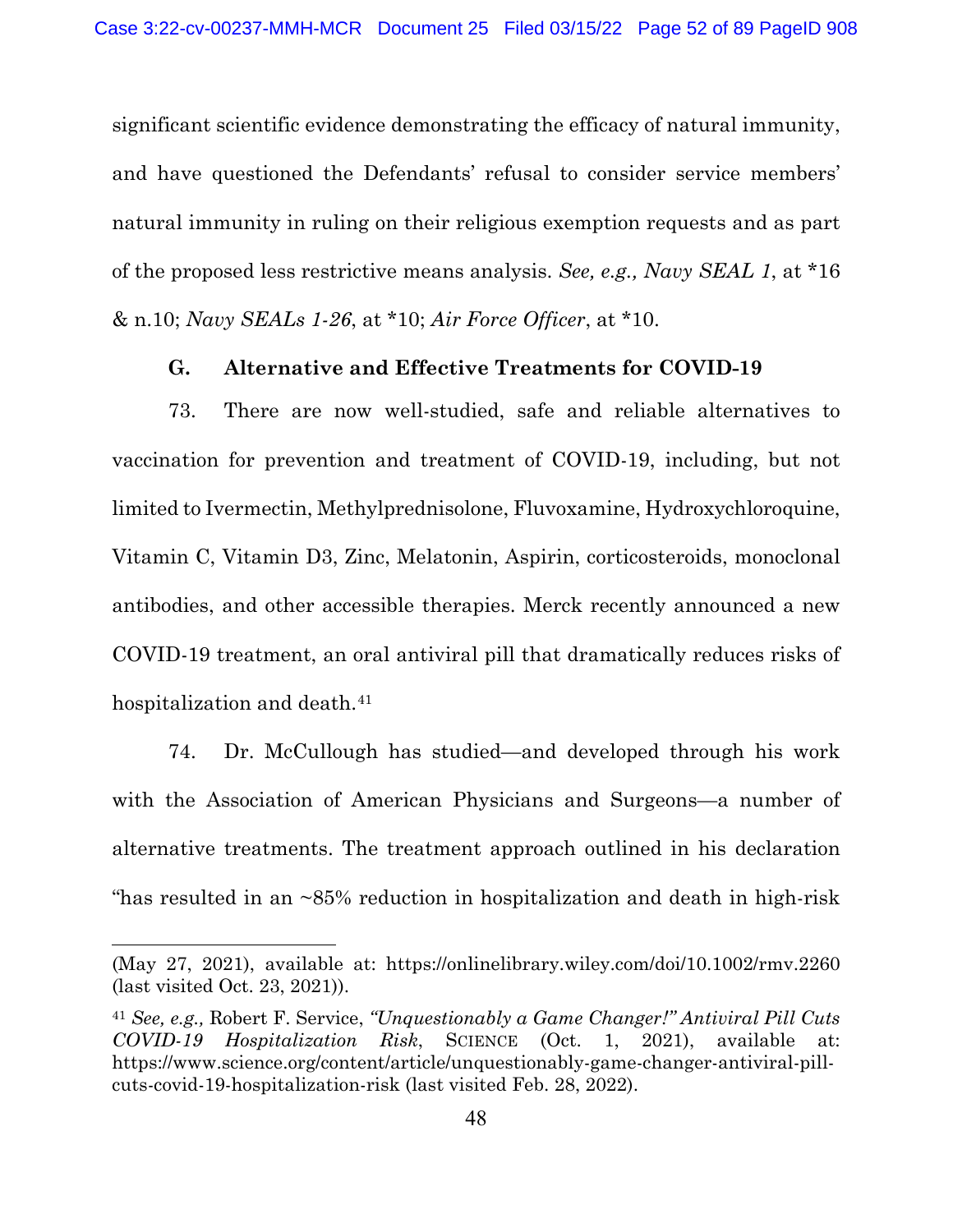significant scientific evidence demonstrating the efficacy of natural immunity, and have questioned the Defendants' refusal to consider service members' natural immunity in ruling on their religious exemption requests and as part of the proposed less restrictive means analysis. *See, e.g., Navy SEAL 1*, at *16 & n.10; *Navy SEALs 1-26*, at *10; *Air Force Officer*, at *10.

### G. Alternative and Effective Treatments for COVID-19

73. There are now well-studied, safe and reliable alternatives to vaccination for prevention and treatment of COVID-19, including, but not limited to Ivermectin, Methylprednisolone, Fluvoxamine, Hydroxychloroquine, Vitamin C, Vitamin D3, Zinc, Melatonin, Aspirin, corticosteroids, monoclonal antibodies, and other accessible therapies. Merck recently announced a new COVID-19 treatment, an oral antiviral pill that dramatically reduces risks of hospitalization and death.[41]

74. Dr. McCullough has studied—and developed through his work with the Association of American Physicians and Surgeons—a number of alternative treatments. The treatment approach outlined in his declaration "has resulted in an ~85% reduction in hospitalization and death in high-risk

---

(May 27, 2021), available at: https://onlinelibrary.wiley.com/doi/10.1002/rmv.2260 (last visited Oct. 23, 2021)).

[41] *See, e.g.,* Robert F. Service, *"Unquestionably a Game Changer!" Antiviral Pill Cuts COVID-19 Hospitalization Risk*, SCIENCE (Oct. 1, 2021), available at: https://www.science.org/content/article/unquestionably-game-changer-antiviral-pill-cuts-covid-19-hospitalization-risk (last visited Feb. 28, 2022).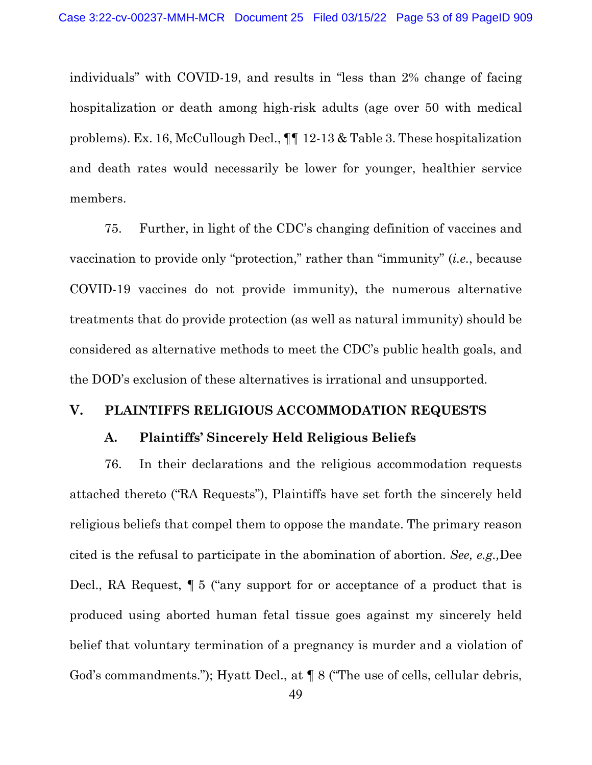individuals" with COVID-19, and results in "less than 2% change of facing hospitalization or death among high-risk adults (age over 50 with medical problems). Ex. 16, McCullough Decl., ¶¶ 12-13 & Table 3. These hospitalization and death rates would necessarily be lower for younger, healthier service members.

75. Further, in light of the CDC's changing definition of vaccines and vaccination to provide only "protection," rather than "immunity" (*i.e.*, because COVID-19 vaccines do not provide immunity), the numerous alternative treatments that do provide protection (as well as natural immunity) should be considered as alternative methods to meet the CDC's public health goals, and the DOD's exclusion of these alternatives is irrational and unsupported.

## V. PLAINTIFFS RELIGIOUS ACCOMMODATION REQUESTS

### A. Plaintiffs' Sincerely Held Religious Beliefs

76. In their declarations and the religious accommodation requests attached thereto ("RA Requests"), Plaintiffs have set forth the sincerely held religious beliefs that compel them to oppose the mandate. The primary reason cited is the refusal to participate in the abomination of abortion. *See, e.g.,*Dee Decl., RA Request, ¶ 5 ("any support for or acceptance of a product that is produced using aborted human fetal tissue goes against my sincerely held belief that voluntary termination of a pregnancy is murder and a violation of God's commandments."); Hyatt Decl., at ¶ 8 ("The use of cells, cellular debris,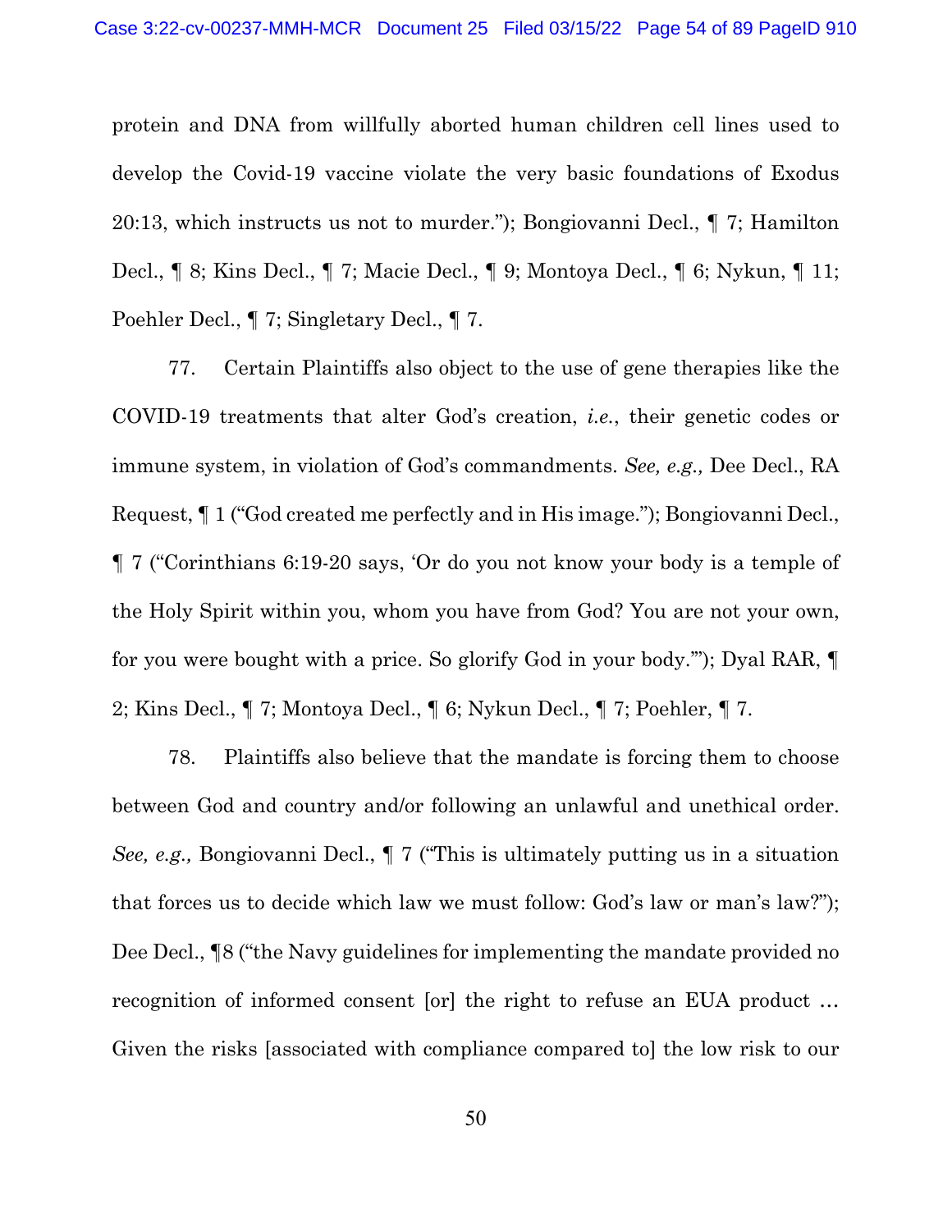protein and DNA from willfully aborted human children cell lines used to develop the Covid-19 vaccine violate the very basic foundations of Exodus 20:13, which instructs us not to murder."); Bongiovanni Decl., ¶ 7; Hamilton Decl., ¶ 8; Kins Decl., ¶ 7; Macie Decl., ¶ 9; Montoya Decl., ¶ 6; Nykun, ¶ 11; Poehler Decl., ¶ 7; Singletary Decl., ¶ 7.

77. Certain Plaintiffs also object to the use of gene therapies like the COVID-19 treatments that alter God's creation, *i.e.*, their genetic codes or immune system, in violation of God's commandments. *See, e.g.,* Dee Decl., RA Request, ¶ 1 ("God created me perfectly and in His image."); Bongiovanni Decl., ¶ 7 ("Corinthians 6:19-20 says, 'Or do you not know your body is a temple of the Holy Spirit within you, whom you have from God? You are not your own, for you were bought with a price. So glorify God in your body.'"); Dyal RAR, ¶ 2; Kins Decl., ¶ 7; Montoya Decl., ¶ 6; Nykun Decl., ¶ 7; Poehler, ¶ 7.

78. Plaintiffs also believe that the mandate is forcing them to choose between God and country and/or following an unlawful and unethical order. *See, e.g.,* Bongiovanni Decl., ¶ 7 ("This is ultimately putting us in a situation that forces us to decide which law we must follow: God's law or man's law?"); Dee Decl., ¶8 ("the Navy guidelines for implementing the mandate provided no recognition of informed consent [or] the right to refuse an EUA product … Given the risks [associated with compliance compared to] the low risk to our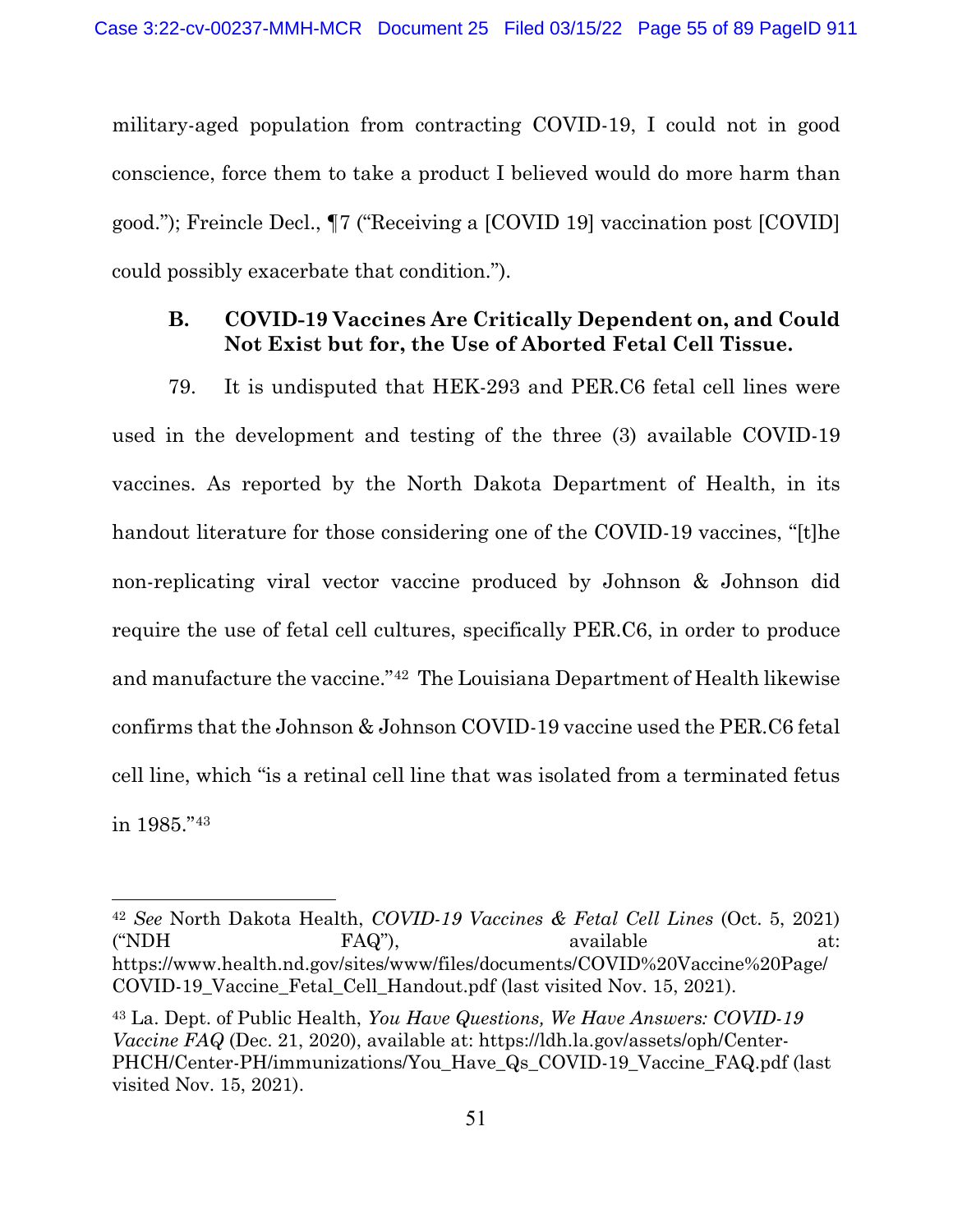military-aged population from contracting COVID-19, I could not in good conscience, force them to take a product I believed would do more harm than good."); Freincle Decl., ¶7 ("Receiving a [COVID 19] vaccination post [COVID] could possibly exacerbate that condition.").

### B. COVID-19 Vaccines Are Critically Dependent on, and Could Not Exist but for, the Use of Aborted Fetal Cell Tissue.

79. It is undisputed that HEK-293 and PER.C6 fetal cell lines were used in the development and testing of the three (3) available COVID-19 vaccines. As reported by the North Dakota Department of Health, in its handout literature for those considering one of the COVID-19 vaccines, "[t]he non-replicating viral vector vaccine produced by Johnson & Johnson did require the use of fetal cell cultures, specifically PER.C6, in order to produce and manufacture the vaccine."[42] The Louisiana Department of Health likewise confirms that the Johnson & Johnson COVID-19 vaccine used the PER.C6 fetal cell line, which "is a retinal cell line that was isolated from a terminated fetus in 1985."[43]

---

[42] *See* North Dakota Health, *COVID-19 Vaccines & Fetal Cell Lines* (Oct. 5, 2021) ("NDH FAQ"), available at: https://www.health.nd.gov/sites/www/files/documents/COVID%20Vaccine%20Page/COVID-19_Vaccine_Fetal_Cell_Handout.pdf (last visited Nov. 15, 2021).

[43] La. Dept. of Public Health, *You Have Questions, We Have Answers: COVID-19 Vaccine FAQ* (Dec. 21, 2020), available at: https://ldh.la.gov/assets/oph/Center-PHCH/Center-PH/immunizations/You_Have_Qs_COVID-19_Vaccine_FAQ.pdf (last visited Nov. 15, 2021).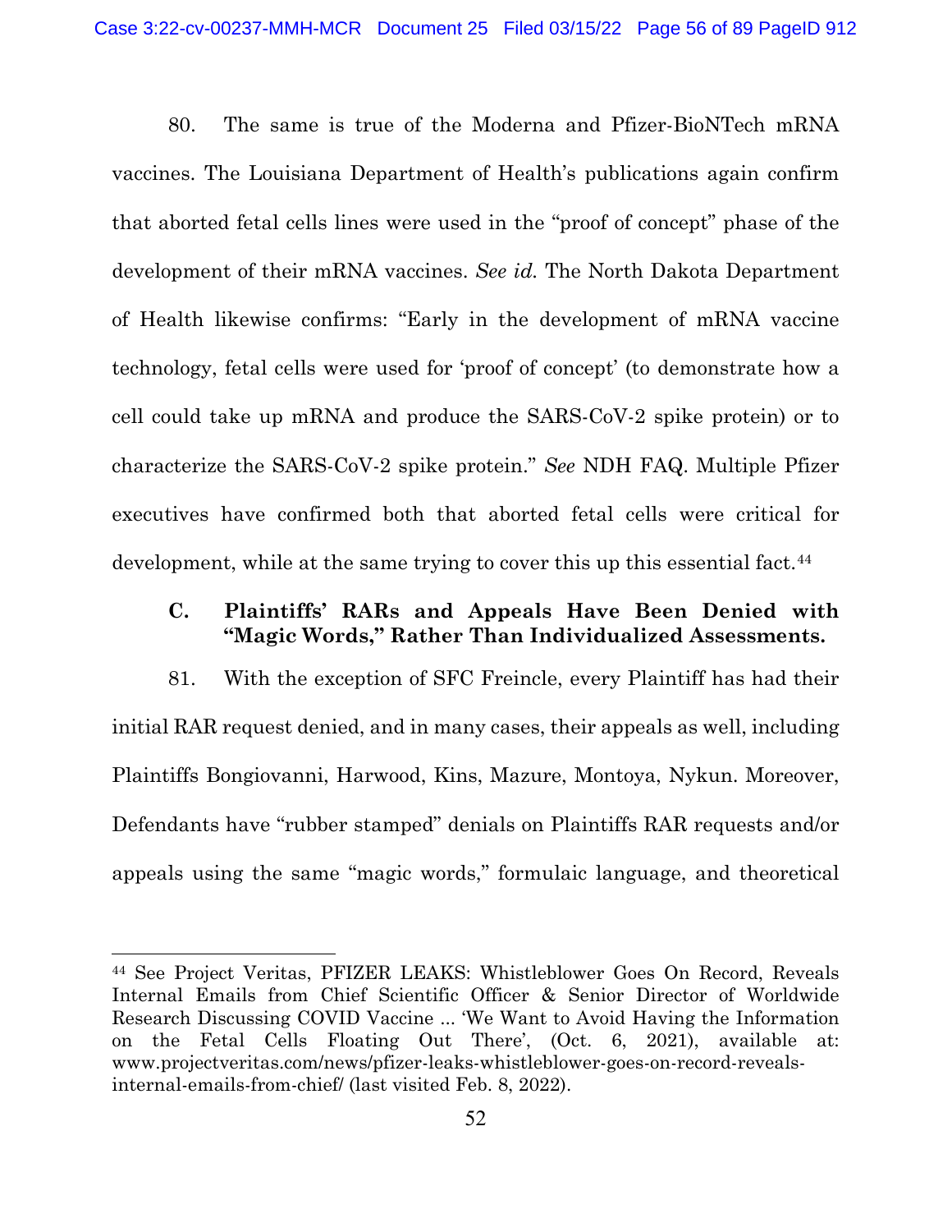80. The same is true of the Moderna and Pfizer-BioNTech mRNA vaccines. The Louisiana Department of Health's publications again confirm that aborted fetal cells lines were used in the "proof of concept" phase of the development of their mRNA vaccines. *See id.* The North Dakota Department of Health likewise confirms: "Early in the development of mRNA vaccine technology, fetal cells were used for 'proof of concept' (to demonstrate how a cell could take up mRNA and produce the SARS-CoV-2 spike protein) or to characterize the SARS-CoV-2 spike protein." *See* NDH FAQ. Multiple Pfizer executives have confirmed both that aborted fetal cells were critical for development, while at the same trying to cover this up this essential fact.[44]

### C. Plaintiffs' RARs and Appeals Have Been Denied with "Magic Words," Rather Than Individualized Assessments.

81. With the exception of SFC Freincle, every Plaintiff has had their initial RAR request denied, and in many cases, their appeals as well, including Plaintiffs Bongiovanni, Harwood, Kins, Mazure, Montoya, Nykun. Moreover, Defendants have "rubber stamped" denials on Plaintiffs RAR requests and/or appeals using the same "magic words," formulaic language, and theoretical

---

[44] See Project Veritas, PFIZER LEAKS: Whistleblower Goes On Record, Reveals Internal Emails from Chief Scientific Officer & Senior Director of Worldwide Research Discussing COVID Vaccine ... 'We Want to Avoid Having the Information on the Fetal Cells Floating Out There', (Oct. 6, 2021), available at: www.projectveritas.com/news/pfizer-leaks-whistleblower-goes-on-record-reveals-internal-emails-from-chief/ (last visited Feb. 8, 2022).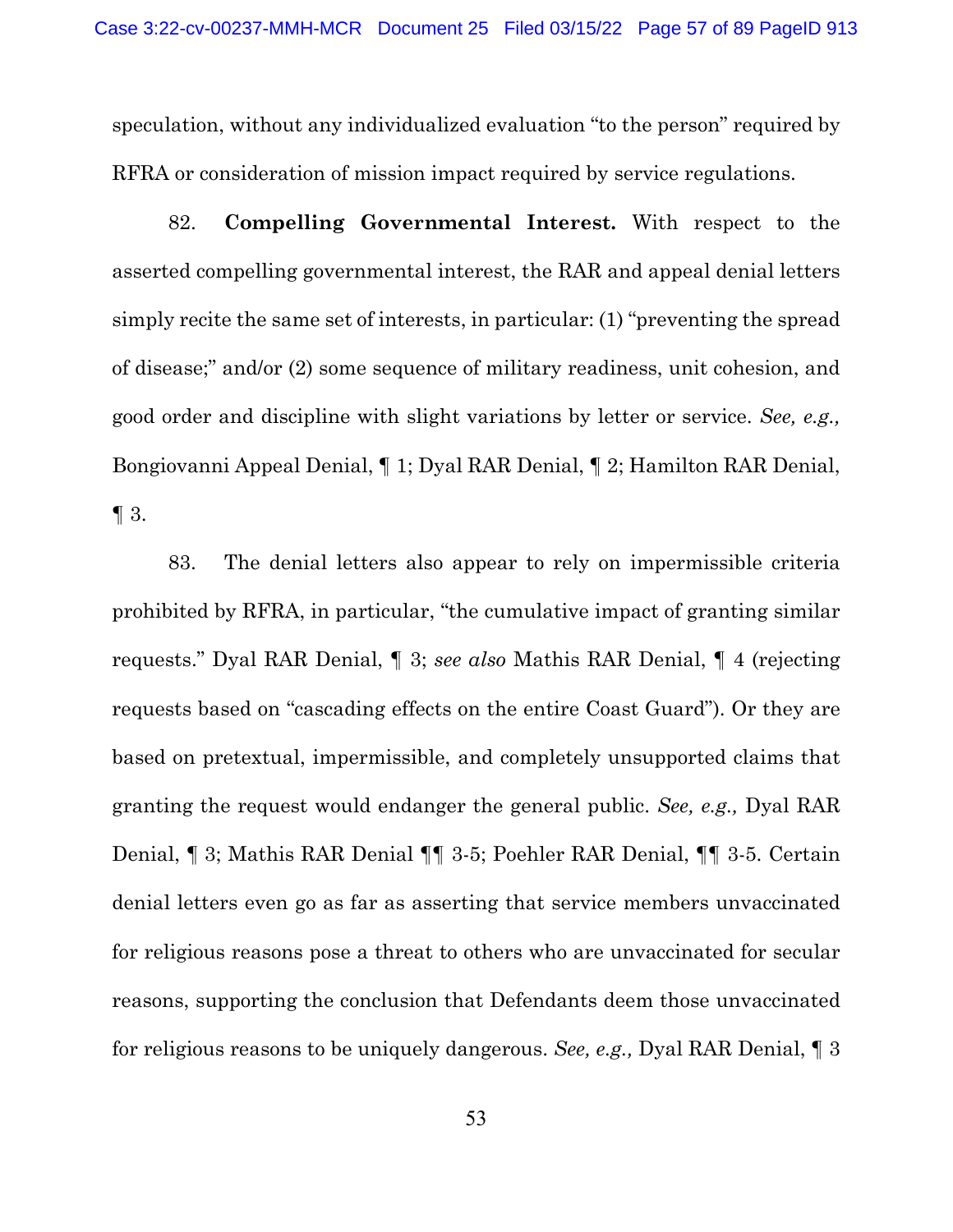speculation, without any individualized evaluation "to the person" required by RFRA or consideration of mission impact required by service regulations.

82. **Compelling Governmental Interest.** With respect to the asserted compelling governmental interest, the RAR and appeal denial letters simply recite the same set of interests, in particular: (1) "preventing the spread of disease;" and/or (2) some sequence of military readiness, unit cohesion, and good order and discipline with slight variations by letter or service. *See, e.g.,* Bongiovanni Appeal Denial, ¶ 1; Dyal RAR Denial, ¶ 2; Hamilton RAR Denial, ¶ 3.

83. The denial letters also appear to rely on impermissible criteria prohibited by RFRA, in particular, "the cumulative impact of granting similar requests." Dyal RAR Denial, ¶ 3; *see also* Mathis RAR Denial, ¶ 4 (rejecting requests based on "cascading effects on the entire Coast Guard"). Or they are based on pretextual, impermissible, and completely unsupported claims that granting the request would endanger the general public. *See, e.g.,* Dyal RAR Denial, ¶ 3; Mathis RAR Denial ¶¶ 3-5; Poehler RAR Denial, ¶¶ 3-5. Certain denial letters even go as far as asserting that service members unvaccinated for religious reasons pose a threat to others who are unvaccinated for secular reasons, supporting the conclusion that Defendants deem those unvaccinated for religious reasons to be uniquely dangerous. *See, e.g.,* Dyal RAR Denial, ¶ 3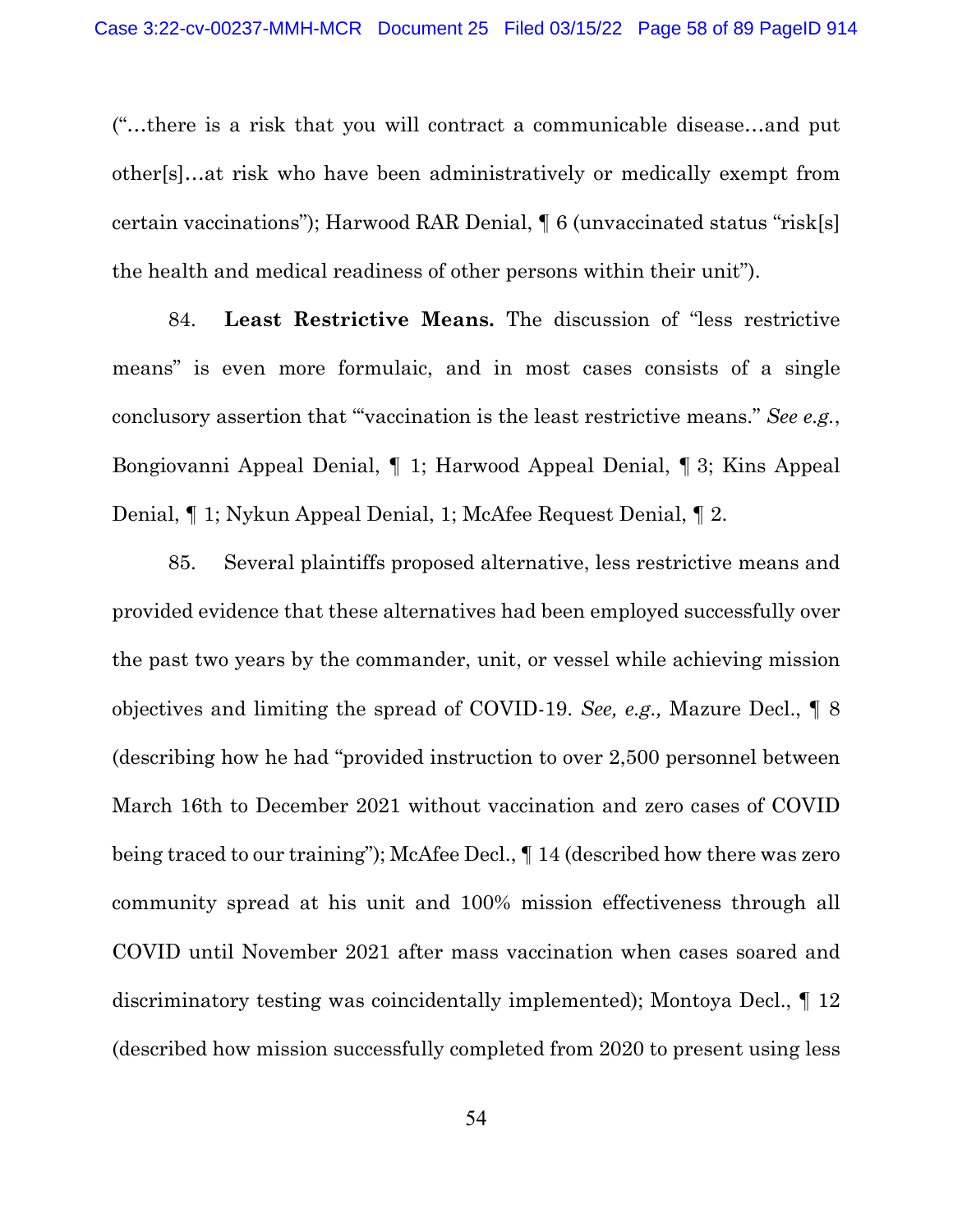("…there is a risk that you will contract a communicable disease…and put other[s]…at risk who have been administratively or medically exempt from certain vaccinations"); Harwood RAR Denial, ¶ 6 (unvaccinated status "risk[s] the health and medical readiness of other persons within their unit").

84. **Least Restrictive Means.** The discussion of "less restrictive means" is even more formulaic, and in most cases consists of a single conclusory assertion that "'vaccination is the least restrictive means." *See e.g.*, Bongiovanni Appeal Denial, ¶ 1; Harwood Appeal Denial, ¶ 3; Kins Appeal Denial, ¶ 1; Nykun Appeal Denial, 1; McAfee Request Denial, ¶ 2.

85. Several plaintiffs proposed alternative, less restrictive means and provided evidence that these alternatives had been employed successfully over the past two years by the commander, unit, or vessel while achieving mission objectives and limiting the spread of COVID-19. *See, e.g.,* Mazure Decl., ¶ 8 (describing how he had "provided instruction to over 2,500 personnel between March 16th to December 2021 without vaccination and zero cases of COVID being traced to our training"); McAfee Decl., ¶ 14 (described how there was zero community spread at his unit and 100% mission effectiveness through all COVID until November 2021 after mass vaccination when cases soared and discriminatory testing was coincidentally implemented); Montoya Decl., ¶ 12 (described how mission successfully completed from 2020 to present using less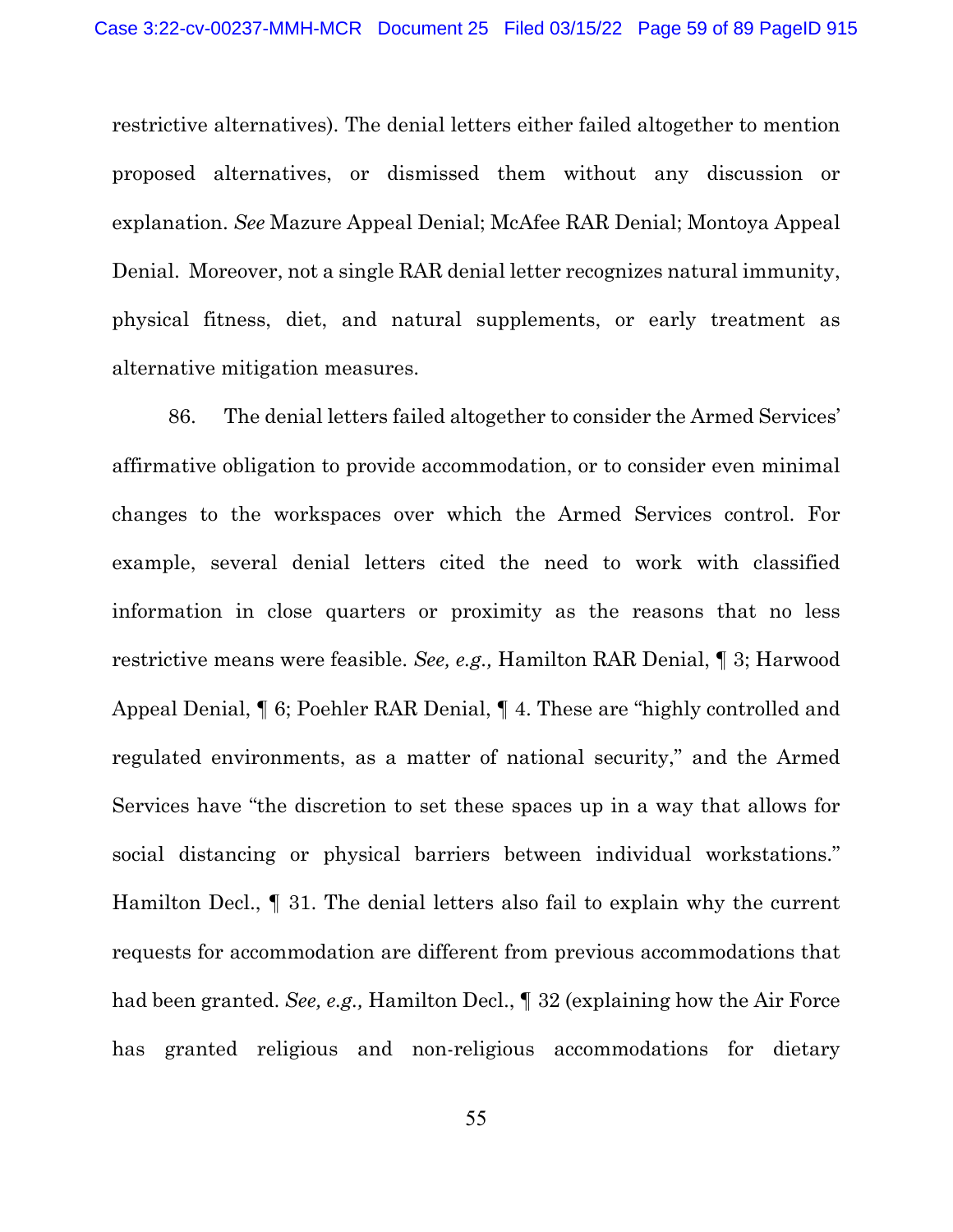restrictive alternatives). The denial letters either failed altogether to mention proposed alternatives, or dismissed them without any discussion or explanation. *See* Mazure Appeal Denial; McAfee RAR Denial; Montoya Appeal Denial. Moreover, not a single RAR denial letter recognizes natural immunity, physical fitness, diet, and natural supplements, or early treatment as alternative mitigation measures.

86. The denial letters failed altogether to consider the Armed Services' affirmative obligation to provide accommodation, or to consider even minimal changes to the workspaces over which the Armed Services control. For example, several denial letters cited the need to work with classified information in close quarters or proximity as the reasons that no less restrictive means were feasible. *See, e.g.,* Hamilton RAR Denial, ¶ 3; Harwood Appeal Denial, ¶ 6; Poehler RAR Denial, ¶ 4. These are "highly controlled and regulated environments, as a matter of national security," and the Armed Services have "the discretion to set these spaces up in a way that allows for social distancing or physical barriers between individual workstations." Hamilton Decl., ¶ 31. The denial letters also fail to explain why the current requests for accommodation are different from previous accommodations that had been granted. *See, e.g.,* Hamilton Decl., ¶ 32 (explaining how the Air Force has granted religious and non-religious accommodations for dietary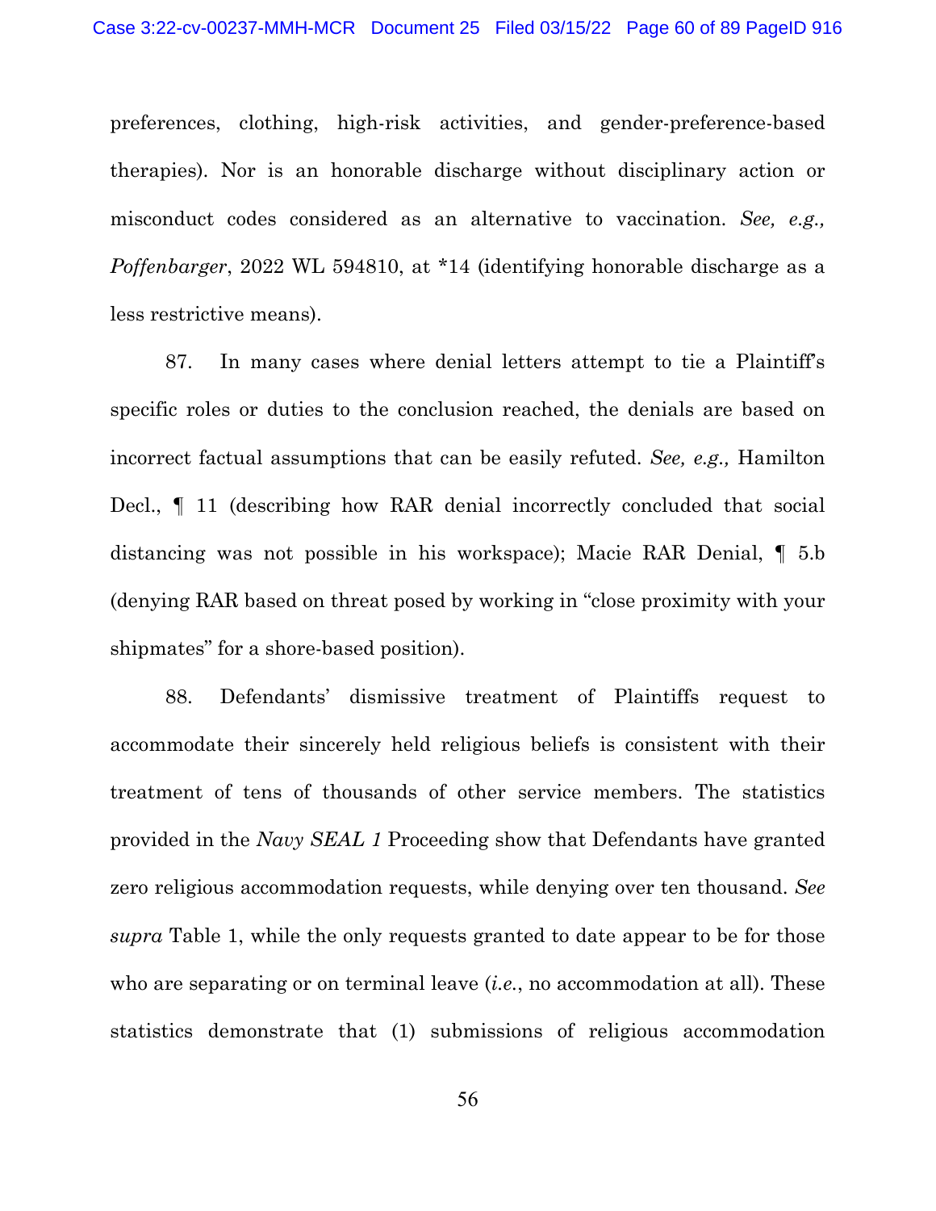preferences, clothing, high-risk activities, and gender-preference-based therapies). Nor is an honorable discharge without disciplinary action or misconduct codes considered as an alternative to vaccination. *See, e.g., Poffenbarger*, 2022 WL 594810, at *14 (identifying honorable discharge as a less restrictive means).

87. In many cases where denial letters attempt to tie a Plaintiff's specific roles or duties to the conclusion reached, the denials are based on incorrect factual assumptions that can be easily refuted. *See, e.g.,* Hamilton Decl., ¶ 11 (describing how RAR denial incorrectly concluded that social distancing was not possible in his workspace); Macie RAR Denial, ¶ 5.b (denying RAR based on threat posed by working in "close proximity with your shipmates" for a shore-based position).

88. Defendants' dismissive treatment of Plaintiffs request to accommodate their sincerely held religious beliefs is consistent with their treatment of tens of thousands of other service members. The statistics provided in the *Navy SEAL 1* Proceeding show that Defendants have granted zero religious accommodation requests, while denying over ten thousand. *See supra* Table 1, while the only requests granted to date appear to be for those who are separating or on terminal leave (*i.e.*, no accommodation at all). These statistics demonstrate that (1) submissions of religious accommodation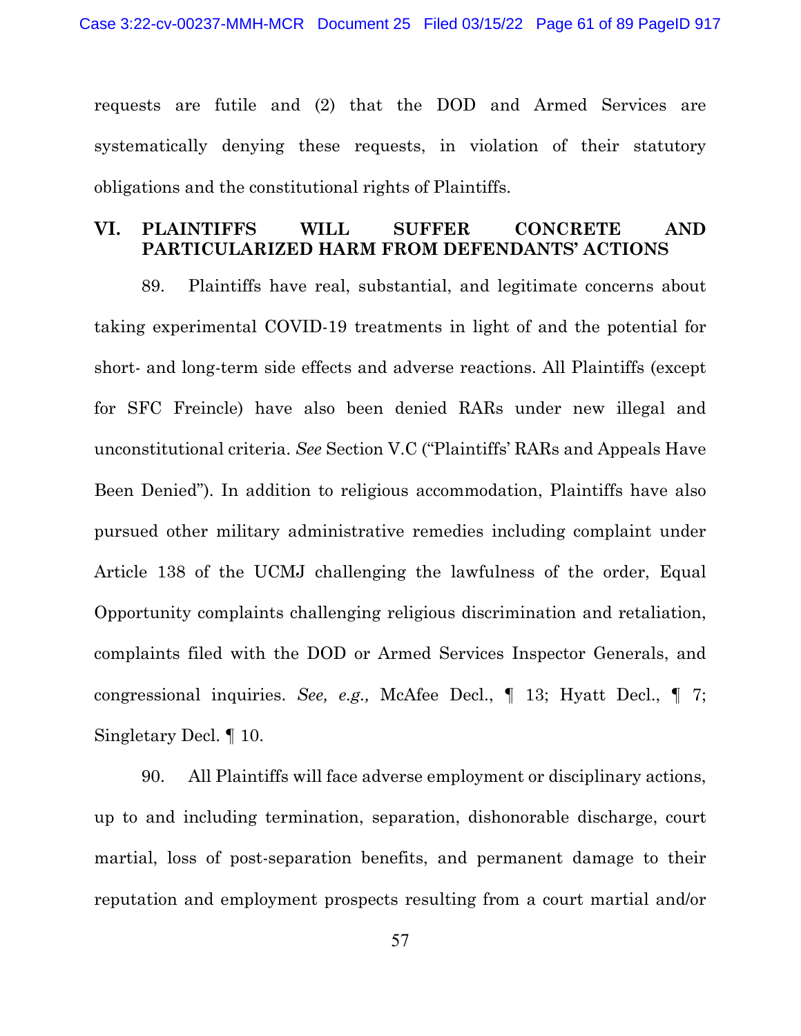requests are futile and (2) that the DOD and Armed Services are systematically denying these requests, in violation of their statutory obligations and the constitutional rights of Plaintiffs.

## VI. PLAINTIFFS WILL SUFFER CONCRETE AND PARTICULARIZED HARM FROM DEFENDANTS' ACTIONS

89. Plaintiffs have real, substantial, and legitimate concerns about taking experimental COVID-19 treatments in light of and the potential for short- and long-term side effects and adverse reactions. All Plaintiffs (except for SFC Freincle) have also been denied RARs under new illegal and unconstitutional criteria. *See* Section V.C ("Plaintiffs' RARs and Appeals Have Been Denied"). In addition to religious accommodation, Plaintiffs have also pursued other military administrative remedies including complaint under Article 138 of the UCMJ challenging the lawfulness of the order, Equal Opportunity complaints challenging religious discrimination and retaliation, complaints filed with the DOD or Armed Services Inspector Generals, and congressional inquiries. *See, e.g.,* McAfee Decl., ¶ 13; Hyatt Decl., ¶ 7; Singletary Decl. ¶ 10.

90. All Plaintiffs will face adverse employment or disciplinary actions, up to and including termination, separation, dishonorable discharge, court martial, loss of post-separation benefits, and permanent damage to their reputation and employment prospects resulting from a court martial and/or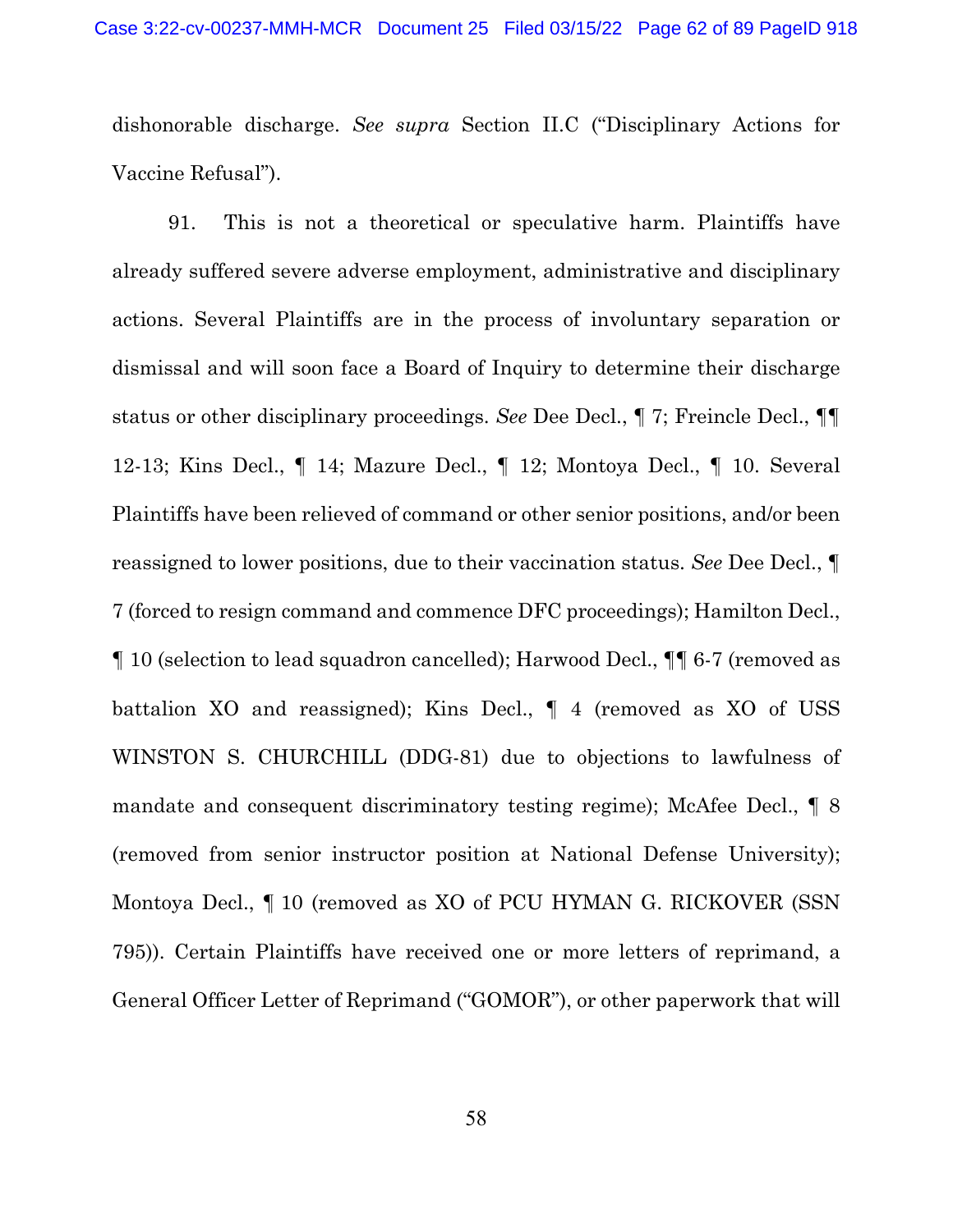dishonorable discharge. *See supra* Section II.C ("Disciplinary Actions for Vaccine Refusal").

91. This is not a theoretical or speculative harm. Plaintiffs have already suffered severe adverse employment, administrative and disciplinary actions. Several Plaintiffs are in the process of involuntary separation or dismissal and will soon face a Board of Inquiry to determine their discharge status or other disciplinary proceedings. *See* Dee Decl., ¶ 7; Freincle Decl., ¶¶ 12-13; Kins Decl., ¶ 14; Mazure Decl., ¶ 12; Montoya Decl., ¶ 10. Several Plaintiffs have been relieved of command or other senior positions, and/or been reassigned to lower positions, due to their vaccination status. *See* Dee Decl., ¶ 7 (forced to resign command and commence DFC proceedings); Hamilton Decl., ¶ 10 (selection to lead squadron cancelled); Harwood Decl., ¶¶ 6-7 (removed as battalion XO and reassigned); Kins Decl., ¶ 4 (removed as XO of USS WINSTON S. CHURCHILL (DDG-81) due to objections to lawfulness of mandate and consequent discriminatory testing regime); McAfee Decl., ¶ 8 (removed from senior instructor position at National Defense University); Montoya Decl., ¶ 10 (removed as XO of PCU HYMAN G. RICKOVER (SSN 795)). Certain Plaintiffs have received one or more letters of reprimand, a General Officer Letter of Reprimand ("GOMOR"), or other paperwork that will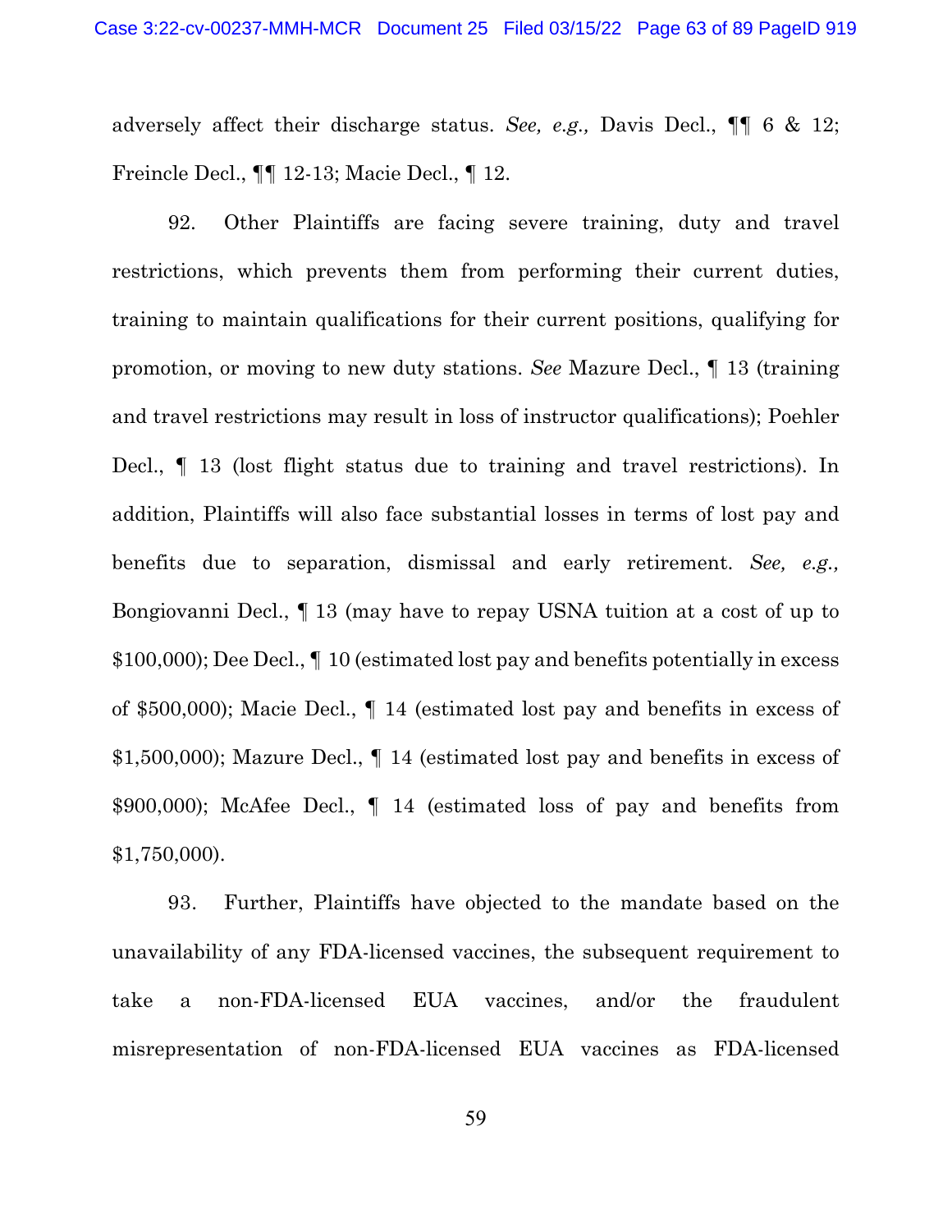adversely affect their discharge status. *See, e.g.,* Davis Decl., ¶¶ 6 & 12; Freincle Decl., ¶¶ 12-13; Macie Decl., ¶ 12.

92. Other Plaintiffs are facing severe training, duty and travel restrictions, which prevents them from performing their current duties, training to maintain qualifications for their current positions, qualifying for promotion, or moving to new duty stations. *See* Mazure Decl., ¶ 13 (training and travel restrictions may result in loss of instructor qualifications); Poehler Decl., ¶ 13 (lost flight status due to training and travel restrictions). In addition, Plaintiffs will also face substantial losses in terms of lost pay and benefits due to separation, dismissal and early retirement. *See, e.g.,* Bongiovanni Decl., ¶ 13 (may have to repay USNA tuition at a cost of up to $100,000); Dee Decl., ¶ 10 (estimated lost pay and benefits potentially in excess of $500,000); Macie Decl., ¶ 14 (estimated lost pay and benefits in excess of $1,500,000); Mazure Decl., ¶ 14 (estimated lost pay and benefits in excess of $900,000); McAfee Decl., ¶ 14 (estimated loss of pay and benefits from $1,750,000).

93. Further, Plaintiffs have objected to the mandate based on the unavailability of any FDA-licensed vaccines, the subsequent requirement to take a non-FDA-licensed EUA vaccines, and/or the fraudulent misrepresentation of non-FDA-licensed EUA vaccines as FDA-licensed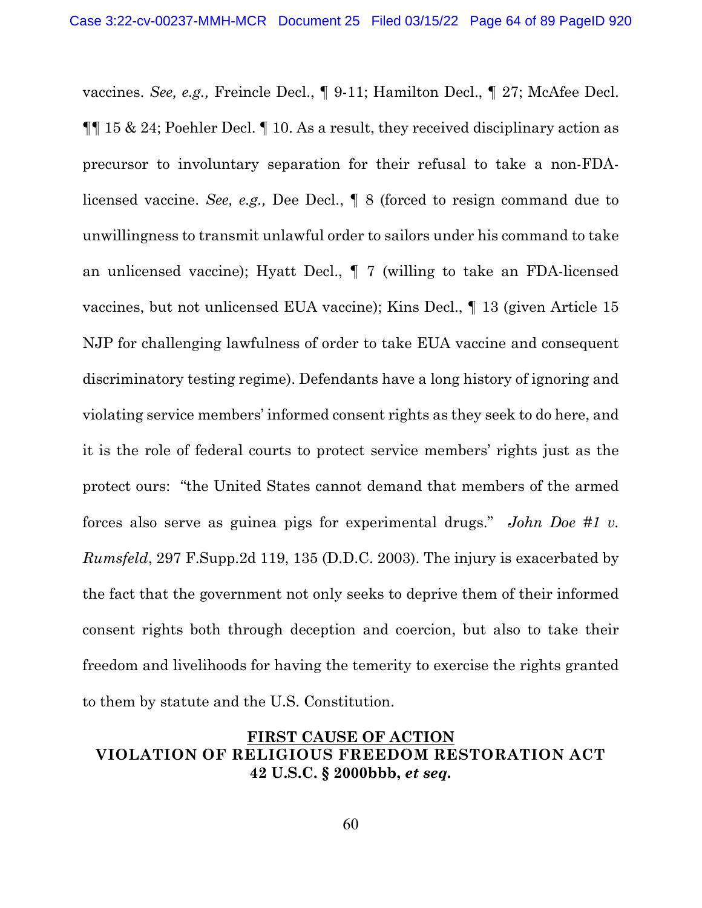vaccines. *See, e.g.,* Freincle Decl., ¶ 9-11; Hamilton Decl., ¶ 27; McAfee Decl. ¶¶ 15 & 24; Poehler Decl. ¶ 10. As a result, they received disciplinary action as precursor to involuntary separation for their refusal to take a non-FDA-licensed vaccine. *See, e.g.,* Dee Decl., ¶ 8 (forced to resign command due to unwillingness to transmit unlawful order to sailors under his command to take an unlicensed vaccine); Hyatt Decl., ¶ 7 (willing to take an FDA-licensed vaccines, but not unlicensed EUA vaccine); Kins Decl., ¶ 13 (given Article 15 NJP for challenging lawfulness of order to take EUA vaccine and consequent discriminatory testing regime). Defendants have a long history of ignoring and violating service members' informed consent rights as they seek to do here, and it is the role of federal courts to protect service members' rights just as the protect ours: "the United States cannot demand that members of the armed forces also serve as guinea pigs for experimental drugs." *John Doe #1 v. Rumsfeld*, 297 F.Supp.2d 119, 135 (D.D.C. 2003). The injury is exacerbated by the fact that the government not only seeks to deprive them of their informed consent rights both through deception and coercion, but also to take their freedom and livelihoods for having the temerity to exercise the rights granted to them by statute and the U.S. Constitution.

## FIRST CAUSE OF ACTION
## VIOLATION OF RELIGIOUS FREEDOM RESTORATION ACT 42 U.S.C. § 2000bbb, *et seq.*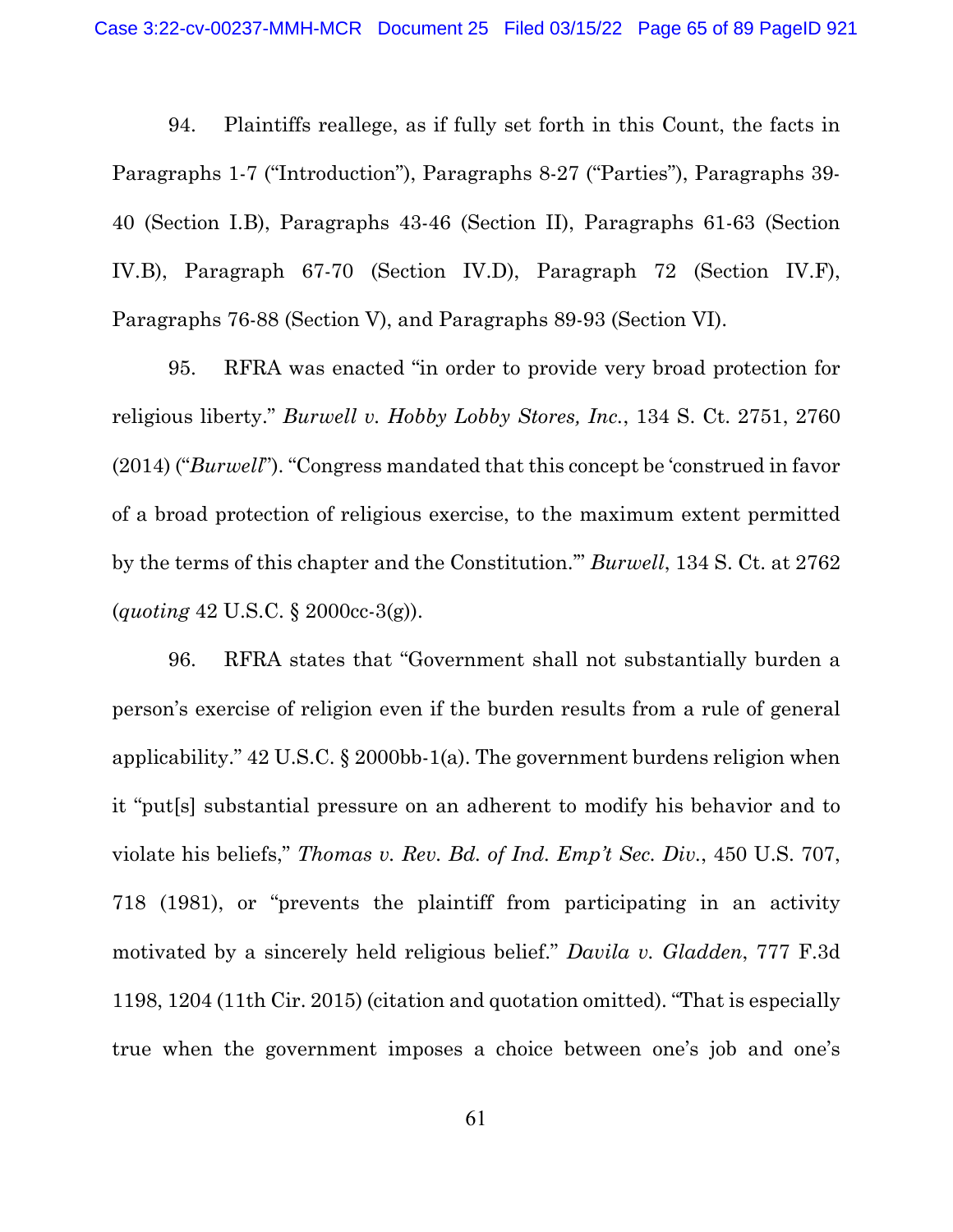94. Plaintiffs reallege, as if fully set forth in this Count, the facts in Paragraphs 1-7 ("Introduction"), Paragraphs 8-27 ("Parties"), Paragraphs 39-40 (Section I.B), Paragraphs 43-46 (Section II), Paragraphs 61-63 (Section IV.B), Paragraph 67-70 (Section IV.D), Paragraph 72 (Section IV.F), Paragraphs 76-88 (Section V), and Paragraphs 89-93 (Section VI).

95. RFRA was enacted "in order to provide very broad protection for religious liberty." *Burwell v. Hobby Lobby Stores, Inc.*, 134 S. Ct. 2751, 2760 (2014) ("*Burwell*"). "Congress mandated that this concept be 'construed in favor of a broad protection of religious exercise, to the maximum extent permitted by the terms of this chapter and the Constitution.'" *Burwell*, 134 S. Ct. at 2762 (*quoting* 42 U.S.C. § 2000cc-3(g)).

96. RFRA states that "Government shall not substantially burden a person's exercise of religion even if the burden results from a rule of general applicability." 42 U.S.C. § 2000bb-1(a). The government burdens religion when it "put[s] substantial pressure on an adherent to modify his behavior and to violate his beliefs," *Thomas v. Rev. Bd. of Ind. Emp't Sec. Div.*, 450 U.S. 707, 718 (1981), or "prevents the plaintiff from participating in an activity motivated by a sincerely held religious belief." *Davila v. Gladden*, 777 F.3d 1198, 1204 (11th Cir. 2015) (citation and quotation omitted). "That is especially true when the government imposes a choice between one's job and one's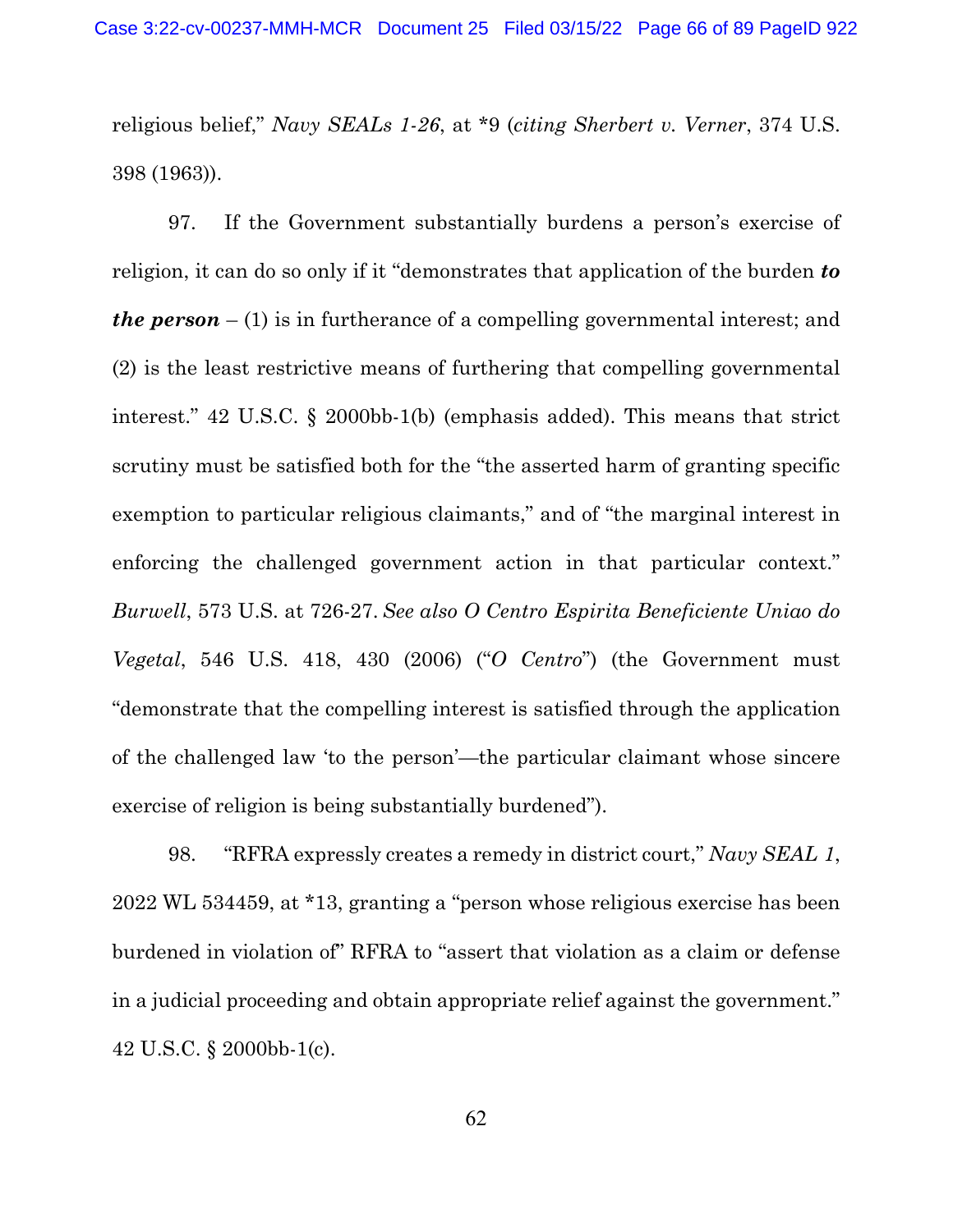religious belief," *Navy SEALs 1-26*, at *9 (*citing Sherbert v. Verner*, 374 U.S. 398 (1963)).

97. If the Government substantially burdens a person's exercise of religion, it can do so only if it "demonstrates that application of the burden ***to the person*** – (1) is in furtherance of a compelling governmental interest; and (2) is the least restrictive means of furthering that compelling governmental interest." 42 U.S.C. § 2000bb-1(b) (emphasis added). This means that strict scrutiny must be satisfied both for the "the asserted harm of granting specific exemption to particular religious claimants," and of "the marginal interest in enforcing the challenged government action in that particular context." *Burwell*, 573 U.S. at 726-27. *See also O Centro Espirita Beneficiente Uniao do Vegetal*, 546 U.S. 418, 430 (2006) ("*O Centro*") (the Government must "demonstrate that the compelling interest is satisfied through the application of the challenged law 'to the person'—the particular claimant whose sincere exercise of religion is being substantially burdened").

98. "RFRA expressly creates a remedy in district court," *Navy SEAL 1*, 2022 WL 534459, at *13, granting a "person whose religious exercise has been burdened in violation of" RFRA to "assert that violation as a claim or defense in a judicial proceeding and obtain appropriate relief against the government." 42 U.S.C. § 2000bb-1(c).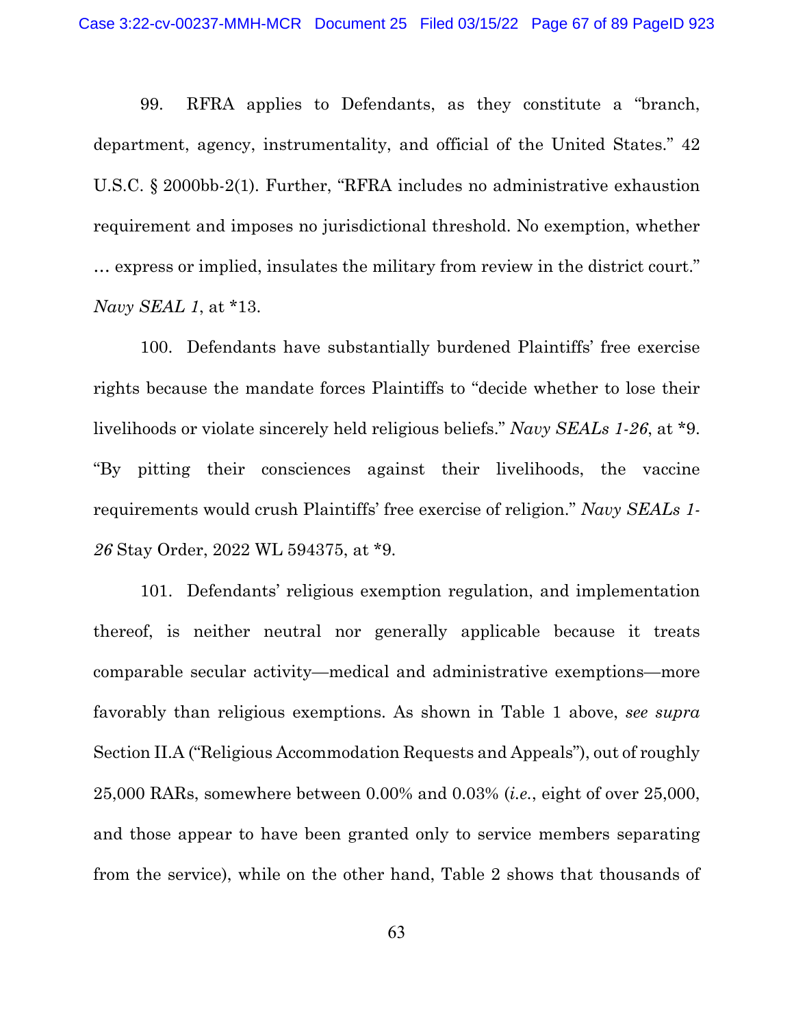99. RFRA applies to Defendants, as they constitute a "branch, department, agency, instrumentality, and official of the United States." 42 U.S.C. § 2000bb-2(1). Further, "RFRA includes no administrative exhaustion requirement and imposes no jurisdictional threshold. No exemption, whether … express or implied, insulates the military from review in the district court." *Navy SEAL 1*, at *13.

100. Defendants have substantially burdened Plaintiffs' free exercise rights because the mandate forces Plaintiffs to "decide whether to lose their livelihoods or violate sincerely held religious beliefs." *Navy SEALs 1-26*, at *9. "By pitting their consciences against their livelihoods, the vaccine requirements would crush Plaintiffs' free exercise of religion." *Navy SEALs 1-26* Stay Order, 2022 WL 594375, at *9.

101. Defendants' religious exemption regulation, and implementation thereof, is neither neutral nor generally applicable because it treats comparable secular activity—medical and administrative exemptions—more favorably than religious exemptions. As shown in Table 1 above, *see supra* Section II.A ("Religious Accommodation Requests and Appeals"), out of roughly 25,000 RARs, somewhere between 0.00% and 0.03% (*i.e.*, eight of over 25,000, and those appear to have been granted only to service members separating from the service), while on the other hand, Table 2 shows that thousands of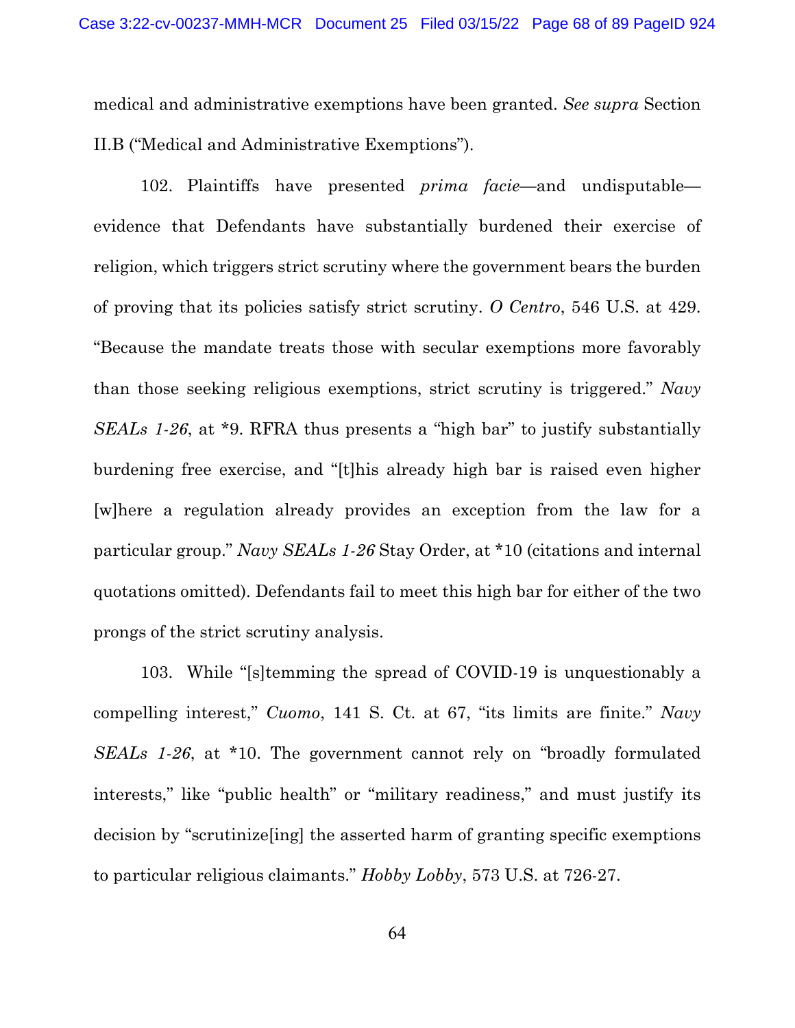medical and administrative exemptions have been granted. *See supra* Section II.B ("Medical and Administrative Exemptions").

102. Plaintiffs have presented *prima facie*—and undisputable—evidence that Defendants have substantially burdened their exercise of religion, which triggers strict scrutiny where the government bears the burden of proving that its policies satisfy strict scrutiny. *O Centro*, 546 U.S. at 429. "Because the mandate treats those with secular exemptions more favorably than those seeking religious exemptions, strict scrutiny is triggered." *Navy SEALs 1-26*, at *9. RFRA thus presents a "high bar" to justify substantially burdening free exercise, and "[t]his already high bar is raised even higher [w]here a regulation already provides an exception from the law for a particular group." *Navy SEALs 1-26* Stay Order, at *10 (citations and internal quotations omitted). Defendants fail to meet this high bar for either of the two prongs of the strict scrutiny analysis.

103. While "[s]temming the spread of COVID-19 is unquestionably a compelling interest," *Cuomo*, 141 S. Ct. at 67, "its limits are finite." *Navy SEALs 1-26*, at *10. The government cannot rely on "broadly formulated interests," like "public health" or "military readiness," and must justify its decision by "scrutinize[ing] the asserted harm of granting specific exemptions to particular religious claimants." *Hobby Lobby*, 573 U.S. at 726-27.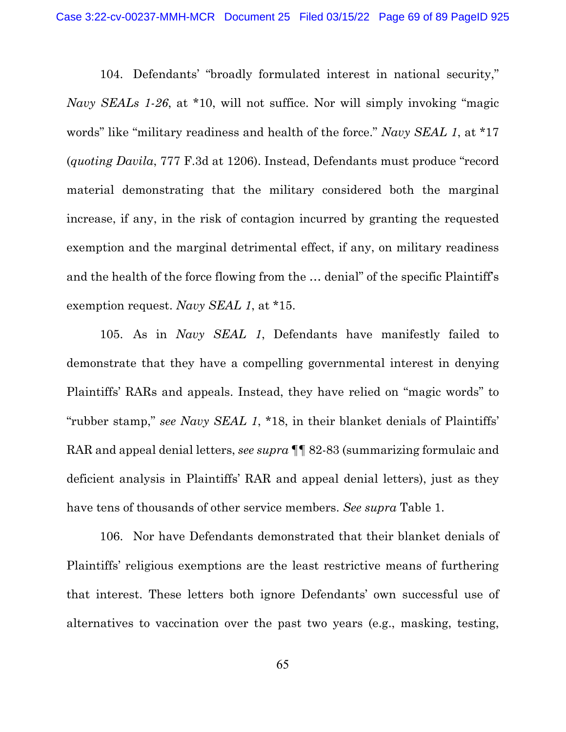104. Defendants' "broadly formulated interest in national security," *Navy SEALs 1-26*, at *10, will not suffice. Nor will simply invoking "magic words" like "military readiness and health of the force." *Navy SEAL 1*, at *17 (*quoting Davila*, 777 F.3d at 1206). Instead, Defendants must produce "record material demonstrating that the military considered both the marginal increase, if any, in the risk of contagion incurred by granting the requested exemption and the marginal detrimental effect, if any, on military readiness and the health of the force flowing from the … denial" of the specific Plaintiff's exemption request. *Navy SEAL 1*, at *15.

105. As in *Navy SEAL 1*, Defendants have manifestly failed to demonstrate that they have a compelling governmental interest in denying Plaintiffs' RARs and appeals. Instead, they have relied on "magic words" to "rubber stamp," *see Navy SEAL 1*, *18, in their blanket denials of Plaintiffs' RAR and appeal denial letters, *see supra* ¶¶ 82-83 (summarizing formulaic and deficient analysis in Plaintiffs' RAR and appeal denial letters), just as they have tens of thousands of other service members. *See supra* Table 1.

106. Nor have Defendants demonstrated that their blanket denials of Plaintiffs' religious exemptions are the least restrictive means of furthering that interest. These letters both ignore Defendants' own successful use of alternatives to vaccination over the past two years (e.g., masking, testing,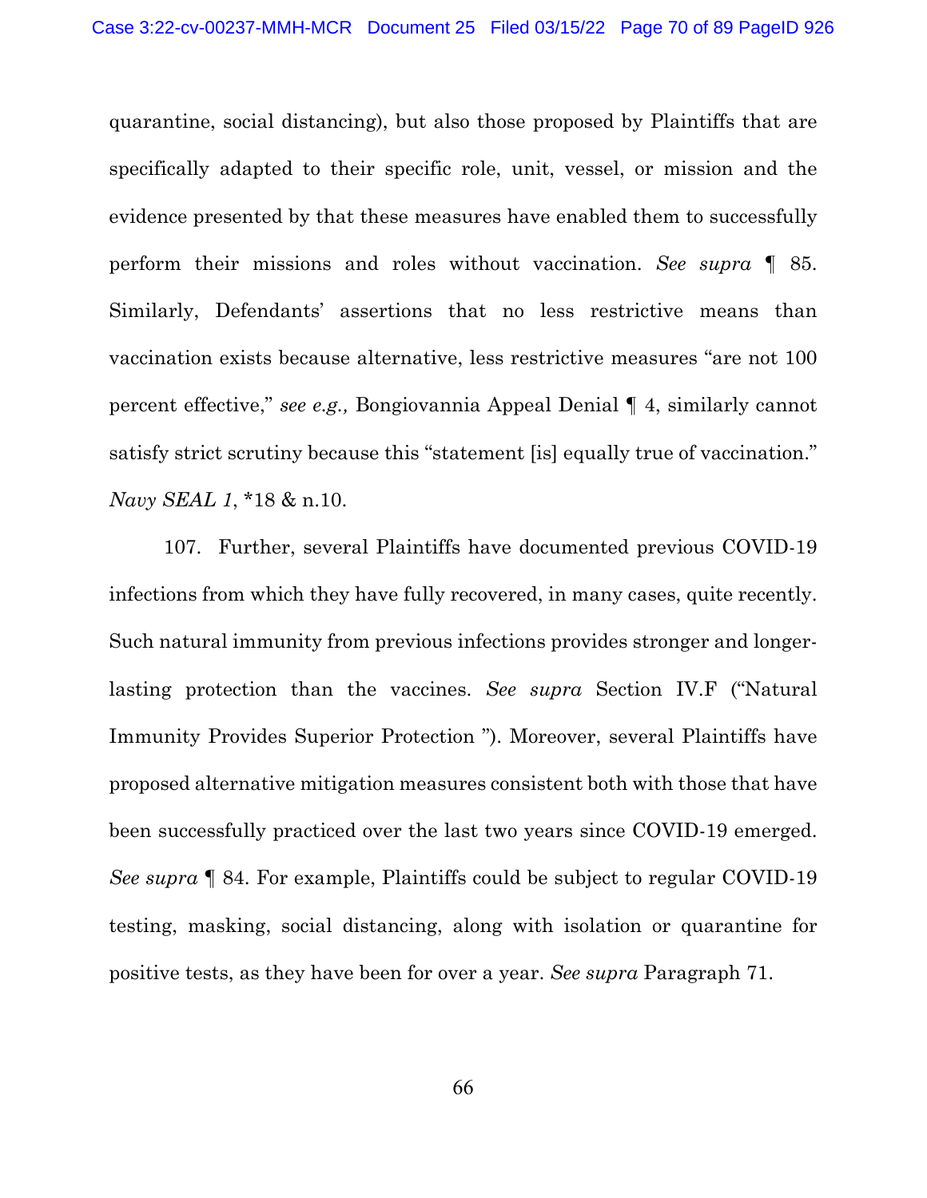quarantine, social distancing), but also those proposed by Plaintiffs that are specifically adapted to their specific role, unit, vessel, or mission and the evidence presented by that these measures have enabled them to successfully perform their missions and roles without vaccination. *See supra* ¶ 85. Similarly, Defendants' assertions that no less restrictive means than vaccination exists because alternative, less restrictive measures "are not 100 percent effective," *see e.g.,* Bongiovannia Appeal Denial ¶ 4, similarly cannot satisfy strict scrutiny because this "statement [is] equally true of vaccination." *Navy SEAL 1*, *18 & n.10.

107. Further, several Plaintiffs have documented previous COVID-19 infections from which they have fully recovered, in many cases, quite recently. Such natural immunity from previous infections provides stronger and longer-lasting protection than the vaccines. *See supra* Section IV.F ("Natural Immunity Provides Superior Protection "). Moreover, several Plaintiffs have proposed alternative mitigation measures consistent both with those that have been successfully practiced over the last two years since COVID-19 emerged. *See supra* ¶ 84. For example, Plaintiffs could be subject to regular COVID-19 testing, masking, social distancing, along with isolation or quarantine for positive tests, as they have been for over a year. *See supra* Paragraph 71.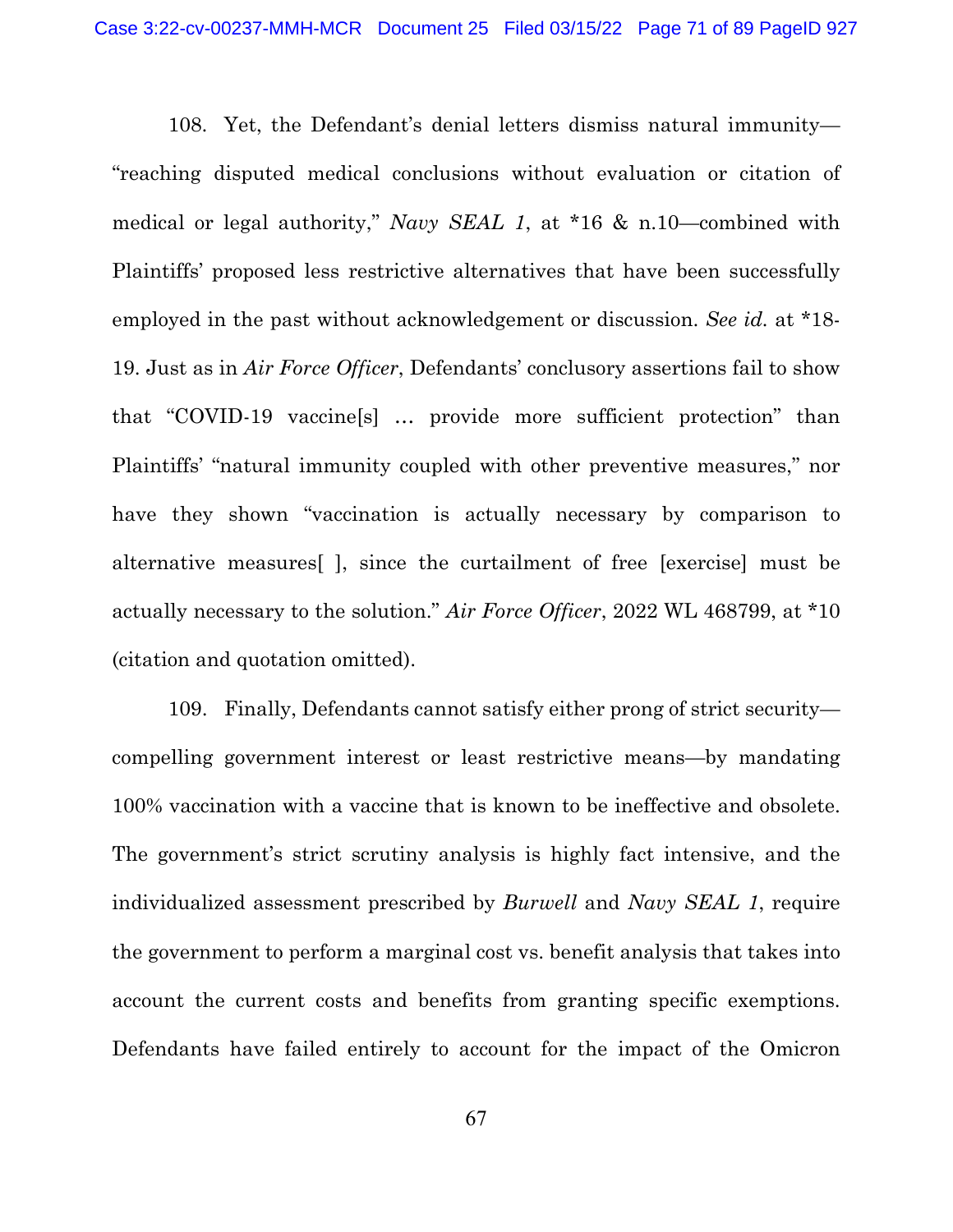108. Yet, the Defendant's denial letters dismiss natural immunity—"reaching disputed medical conclusions without evaluation or citation of medical or legal authority," *Navy SEAL 1*, at *16 & n.10—combined with Plaintiffs' proposed less restrictive alternatives that have been successfully employed in the past without acknowledgement or discussion. *See id.* at *18-19. Just as in *Air Force Officer*, Defendants' conclusory assertions fail to show that "COVID-19 vaccine[s] … provide more sufficient protection" than Plaintiffs' "natural immunity coupled with other preventive measures," nor have they shown "vaccination is actually necessary by comparison to alternative measures[ ], since the curtailment of free [exercise] must be actually necessary to the solution." *Air Force Officer*, 2022 WL 468799, at *10 (citation and quotation omitted).

109. Finally, Defendants cannot satisfy either prong of strict security—compelling government interest or least restrictive means—by mandating 100% vaccination with a vaccine that is known to be ineffective and obsolete. The government's strict scrutiny analysis is highly fact intensive, and the individualized assessment prescribed by *Burwell* and *Navy SEAL 1*, require the government to perform a marginal cost vs. benefit analysis that takes into account the current costs and benefits from granting specific exemptions. Defendants have failed entirely to account for the impact of the Omicron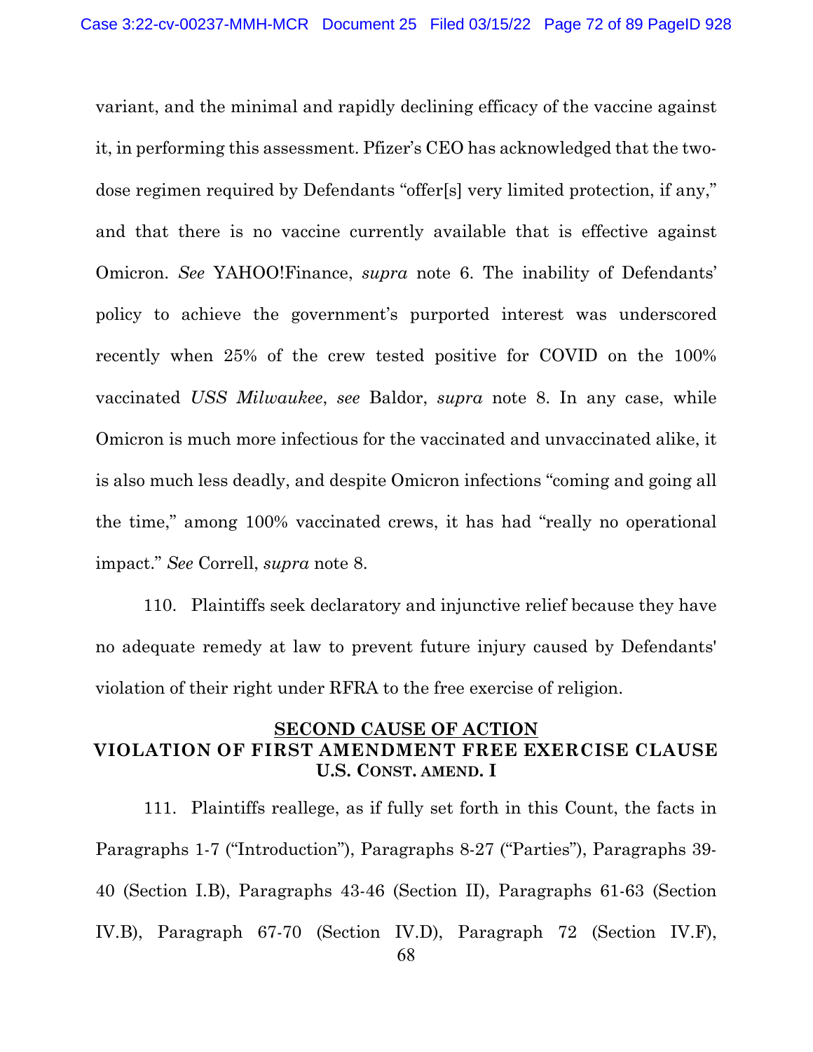variant, and the minimal and rapidly declining efficacy of the vaccine against it, in performing this assessment. Pfizer's CEO has acknowledged that the two-dose regimen required by Defendants "offer[s] very limited protection, if any," and that there is no vaccine currently available that is effective against Omicron. *See* YAHOO!Finance, *supra* note 6. The inability of Defendants' policy to achieve the government's purported interest was underscored recently when 25% of the crew tested positive for COVID on the 100% vaccinated *USS Milwaukee*, *see* Baldor, *supra* note 8. In any case, while Omicron is much more infectious for the vaccinated and unvaccinated alike, it is also much less deadly, and despite Omicron infections "coming and going all the time," among 100% vaccinated crews, it has had "really no operational impact." *See* Correll, *supra* note 8.

110. Plaintiffs seek declaratory and injunctive relief because they have no adequate remedy at law to prevent future injury caused by Defendants' violation of their right under RFRA to the free exercise of religion.

## SECOND CAUSE OF ACTION
## VIOLATION OF FIRST AMENDMENT FREE EXERCISE CLAUSE
## U.S. CONST. AMEND. I

111. Plaintiffs reallege, as if fully set forth in this Count, the facts in Paragraphs 1-7 ("Introduction"), Paragraphs 8-27 ("Parties"), Paragraphs 39-40 (Section I.B), Paragraphs 43-46 (Section II), Paragraphs 61-63 (Section IV.B), Paragraph 67-70 (Section IV.D), Paragraph 72 (Section IV.F),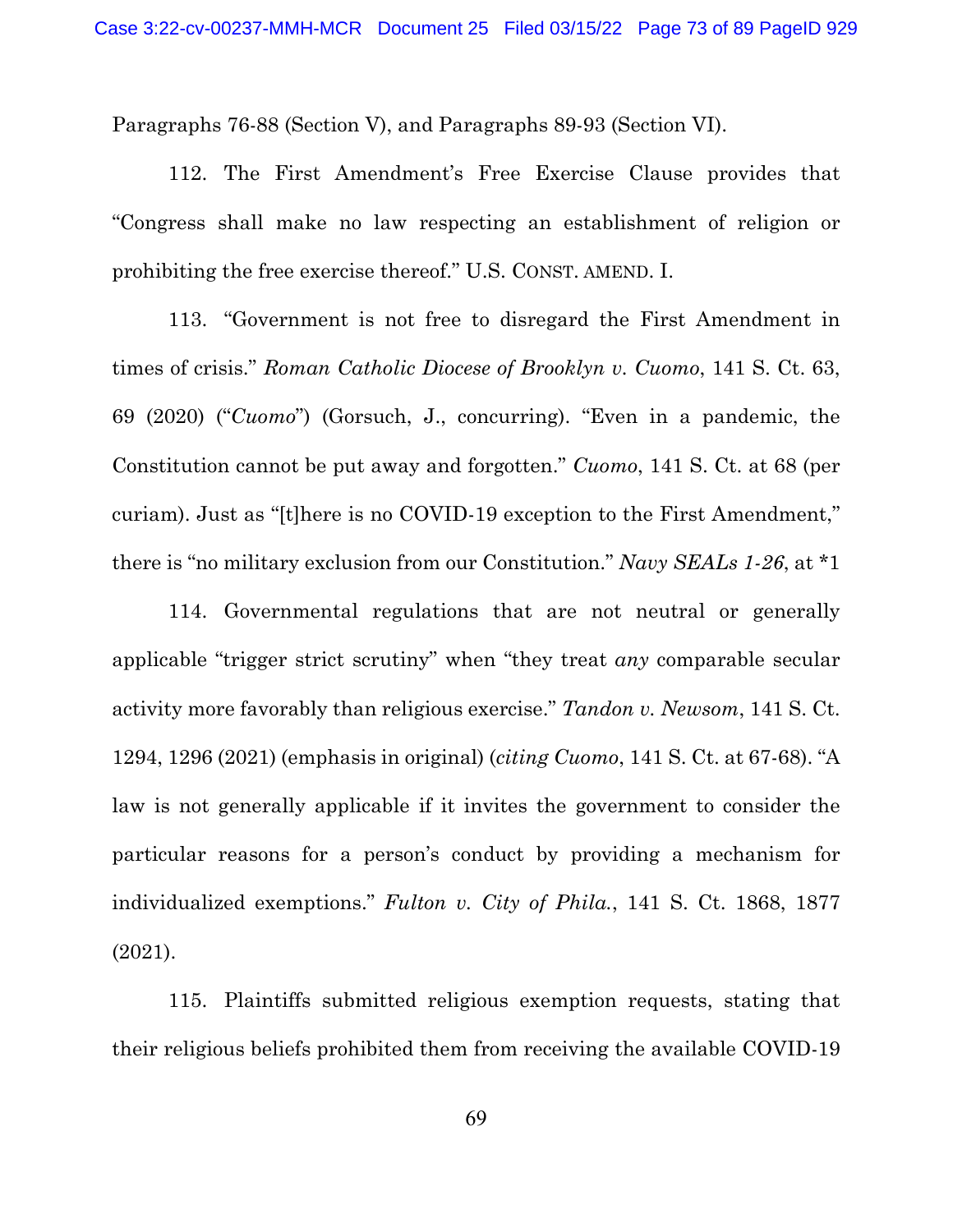Paragraphs 76-88 (Section V), and Paragraphs 89-93 (Section VI).

112. The First Amendment's Free Exercise Clause provides that "Congress shall make no law respecting an establishment of religion or prohibiting the free exercise thereof." U.S. CONST. AMEND. I.

113. "Government is not free to disregard the First Amendment in times of crisis." *Roman Catholic Diocese of Brooklyn v. Cuomo*, 141 S. Ct. 63, 69 (2020) ("*Cuomo*") (Gorsuch, J., concurring). "Even in a pandemic, the Constitution cannot be put away and forgotten." *Cuomo*, 141 S. Ct. at 68 (per curiam). Just as "[t]here is no COVID-19 exception to the First Amendment," there is "no military exclusion from our Constitution." *Navy SEALs 1-26*, at *1

114. Governmental regulations that are not neutral or generally applicable "trigger strict scrutiny" when "they treat *any* comparable secular activity more favorably than religious exercise." *Tandon v. Newsom*, 141 S. Ct. 1294, 1296 (2021) (emphasis in original) (*citing Cuomo*, 141 S. Ct. at 67-68). "A law is not generally applicable if it invites the government to consider the particular reasons for a person's conduct by providing a mechanism for individualized exemptions." *Fulton v. City of Phila.*, 141 S. Ct. 1868, 1877 (2021).

115. Plaintiffs submitted religious exemption requests, stating that their religious beliefs prohibited them from receiving the available COVID-19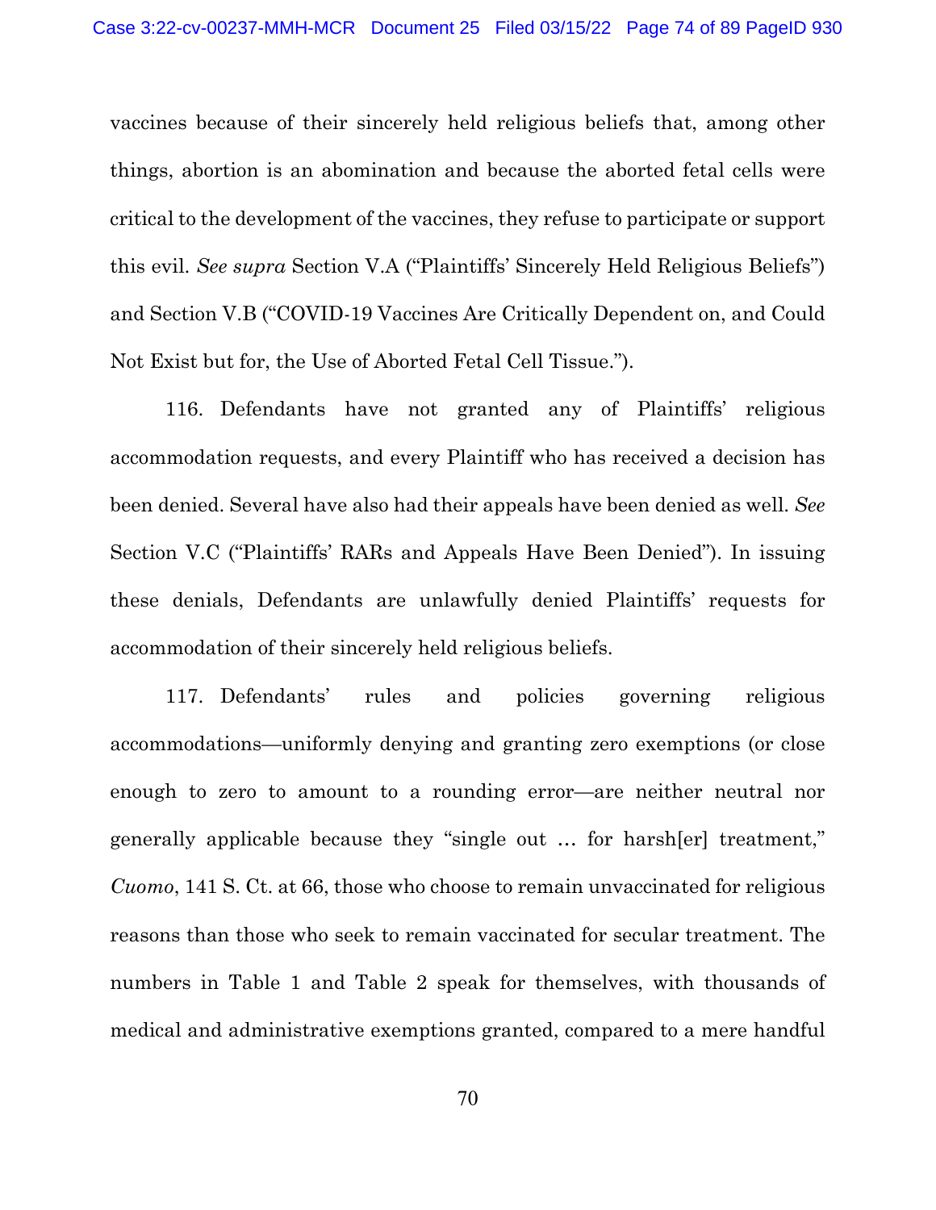vaccines because of their sincerely held religious beliefs that, among other things, abortion is an abomination and because the aborted fetal cells were critical to the development of the vaccines, they refuse to participate or support this evil. *See supra* Section V.A ("Plaintiffs' Sincerely Held Religious Beliefs") and Section V.B ("COVID-19 Vaccines Are Critically Dependent on, and Could Not Exist but for, the Use of Aborted Fetal Cell Tissue.").

116. Defendants have not granted any of Plaintiffs' religious accommodation requests, and every Plaintiff who has received a decision has been denied. Several have also had their appeals have been denied as well. *See* Section V.C ("Plaintiffs' RARs and Appeals Have Been Denied"). In issuing these denials, Defendants are unlawfully denied Plaintiffs' requests for accommodation of their sincerely held religious beliefs.

117. Defendants' rules and policies governing religious accommodations—uniformly denying and granting zero exemptions (or close enough to zero to amount to a rounding error—are neither neutral nor generally applicable because they "single out … for harsh[er] treatment," *Cuomo*, 141 S. Ct. at 66, those who choose to remain unvaccinated for religious reasons than those who seek to remain vaccinated for secular treatment. The numbers in Table 1 and Table 2 speak for themselves, with thousands of medical and administrative exemptions granted, compared to a mere handful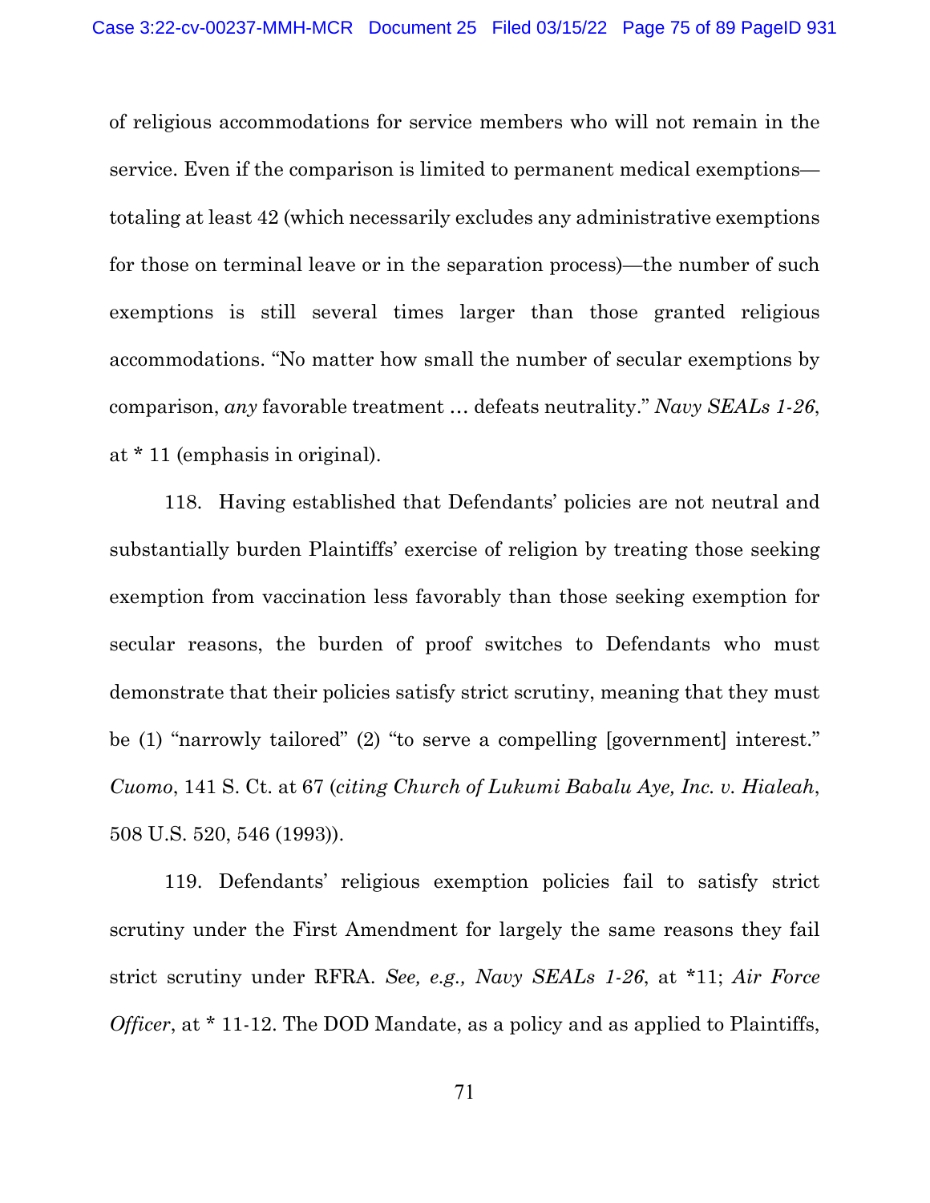of religious accommodations for service members who will not remain in the service. Even if the comparison is limited to permanent medical exemptions—totaling at least 42 (which necessarily excludes any administrative exemptions for those on terminal leave or in the separation process)—the number of such exemptions is still several times larger than those granted religious accommodations. "No matter how small the number of secular exemptions by comparison, *any* favorable treatment … defeats neutrality." *Navy SEALs 1-26*, at * 11 (emphasis in original).

118. Having established that Defendants' policies are not neutral and substantially burden Plaintiffs' exercise of religion by treating those seeking exemption from vaccination less favorably than those seeking exemption for secular reasons, the burden of proof switches to Defendants who must demonstrate that their policies satisfy strict scrutiny, meaning that they must be (1) "narrowly tailored" (2) "to serve a compelling [government] interest." *Cuomo*, 141 S. Ct. at 67 (*citing Church of Lukumi Babalu Aye, Inc. v. Hialeah*, 508 U.S. 520, 546 (1993)).

119. Defendants' religious exemption policies fail to satisfy strict scrutiny under the First Amendment for largely the same reasons they fail strict scrutiny under RFRA. *See, e.g., Navy SEALs 1-26*, at *11; *Air Force Officer*, at * 11-12. The DOD Mandate, as a policy and as applied to Plaintiffs,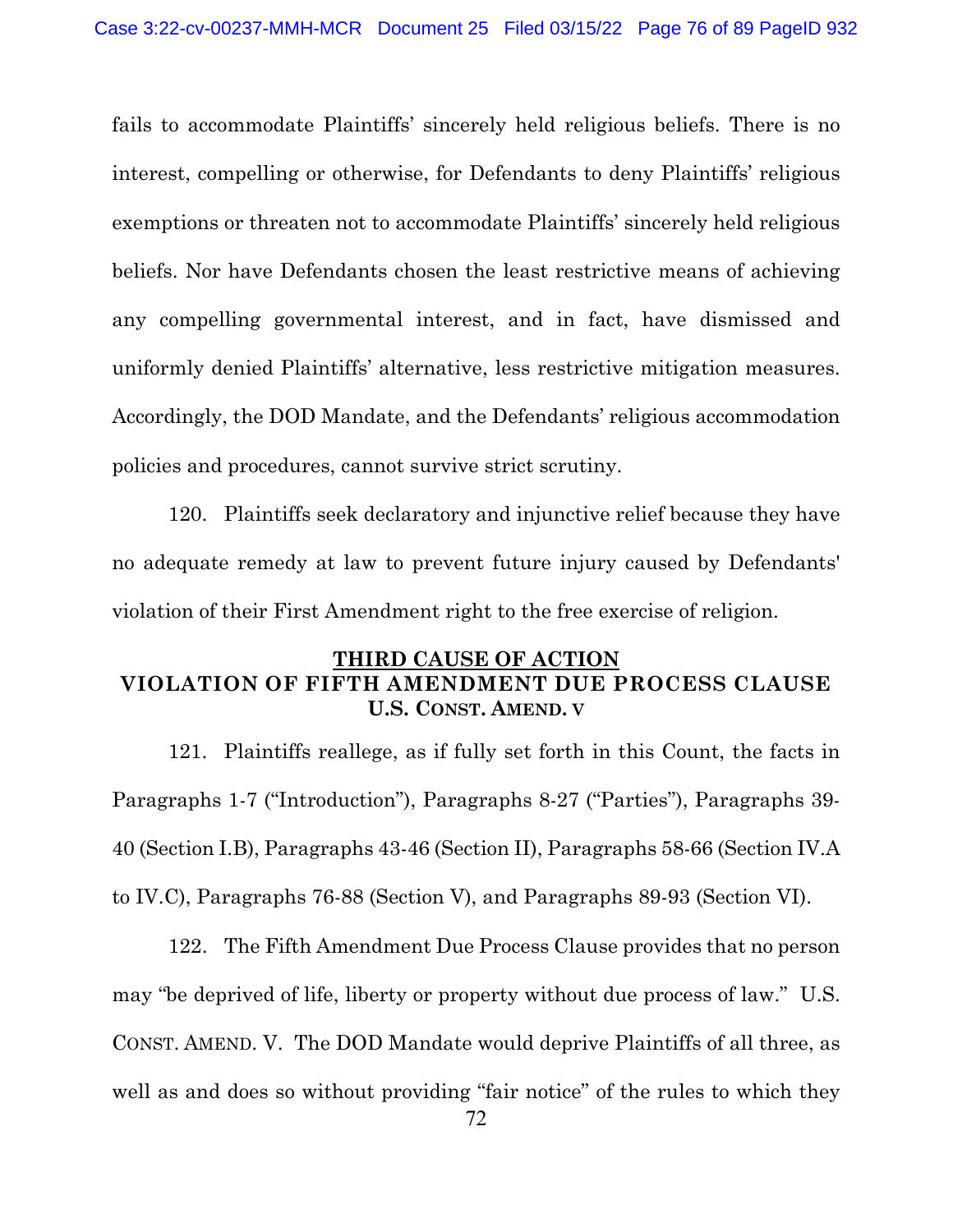fails to accommodate Plaintiffs' sincerely held religious beliefs. There is no interest, compelling or otherwise, for Defendants to deny Plaintiffs' religious exemptions or threaten not to accommodate Plaintiffs' sincerely held religious beliefs. Nor have Defendants chosen the least restrictive means of achieving any compelling governmental interest, and in fact, have dismissed and uniformly denied Plaintiffs' alternative, less restrictive mitigation measures. Accordingly, the DOD Mandate, and the Defendants' religious accommodation policies and procedures, cannot survive strict scrutiny.

120. Plaintiffs seek declaratory and injunctive relief because they have no adequate remedy at law to prevent future injury caused by Defendants' violation of their First Amendment right to the free exercise of religion.

## <u>THIRD CAUSE OF ACTION</u>
## VIOLATION OF FIFTH AMENDMENT DUE PROCESS CLAUSE
### U.S. CONST. AMEND. V

121. Plaintiffs reallege, as if fully set forth in this Count, the facts in Paragraphs 1-7 ("Introduction"), Paragraphs 8-27 ("Parties"), Paragraphs 39-40 (Section I.B), Paragraphs 43-46 (Section II), Paragraphs 58-66 (Section IV.A to IV.C), Paragraphs 76-88 (Section V), and Paragraphs 89-93 (Section VI).

122. The Fifth Amendment Due Process Clause provides that no person may "be deprived of life, liberty or property without due process of law." U.S. CONST. AMEND. V. The DOD Mandate would deprive Plaintiffs of all three, as well as and does so without providing "fair notice" of the rules to which they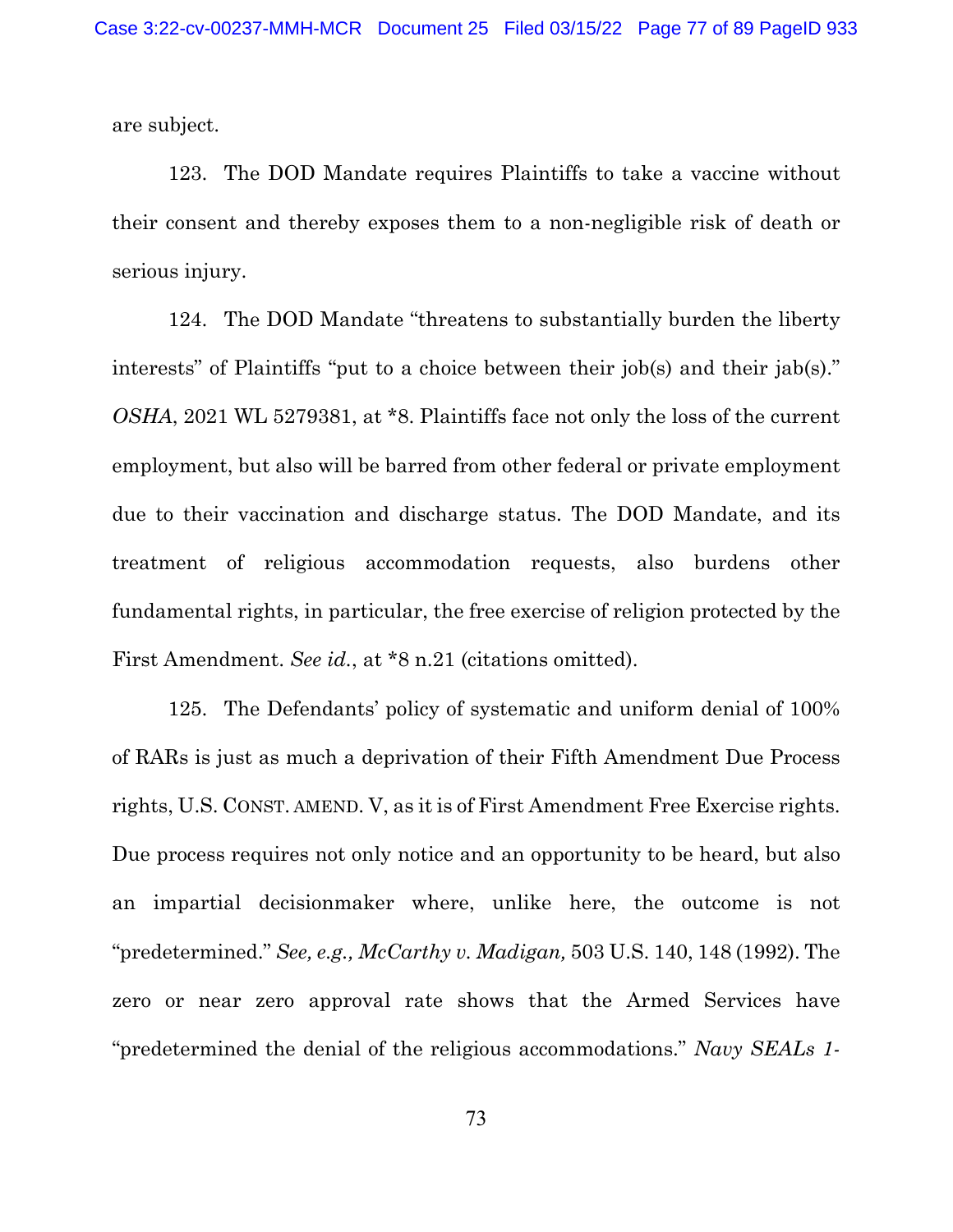are subject.

123. The DOD Mandate requires Plaintiffs to take a vaccine without their consent and thereby exposes them to a non-negligible risk of death or serious injury.

124. The DOD Mandate "threatens to substantially burden the liberty interests" of Plaintiffs "put to a choice between their job(s) and their jab(s)." *OSHA*, 2021 WL 5279381, at *8. Plaintiffs face not only the loss of the current employment, but also will be barred from other federal or private employment due to their vaccination and discharge status. The DOD Mandate, and its treatment of religious accommodation requests, also burdens other fundamental rights, in particular, the free exercise of religion protected by the First Amendment. *See id.*, at *8 n.21 (citations omitted).

125. The Defendants' policy of systematic and uniform denial of 100% of RARs is just as much a deprivation of their Fifth Amendment Due Process rights, U.S. CONST. AMEND. V, as it is of First Amendment Free Exercise rights. Due process requires not only notice and an opportunity to be heard, but also an impartial decisionmaker where, unlike here, the outcome is not "predetermined." *See, e.g., McCarthy v. Madigan,* 503 U.S. 140, 148 (1992). The zero or near zero approval rate shows that the Armed Services have "predetermined the denial of the religious accommodations." *Navy SEALs 1-*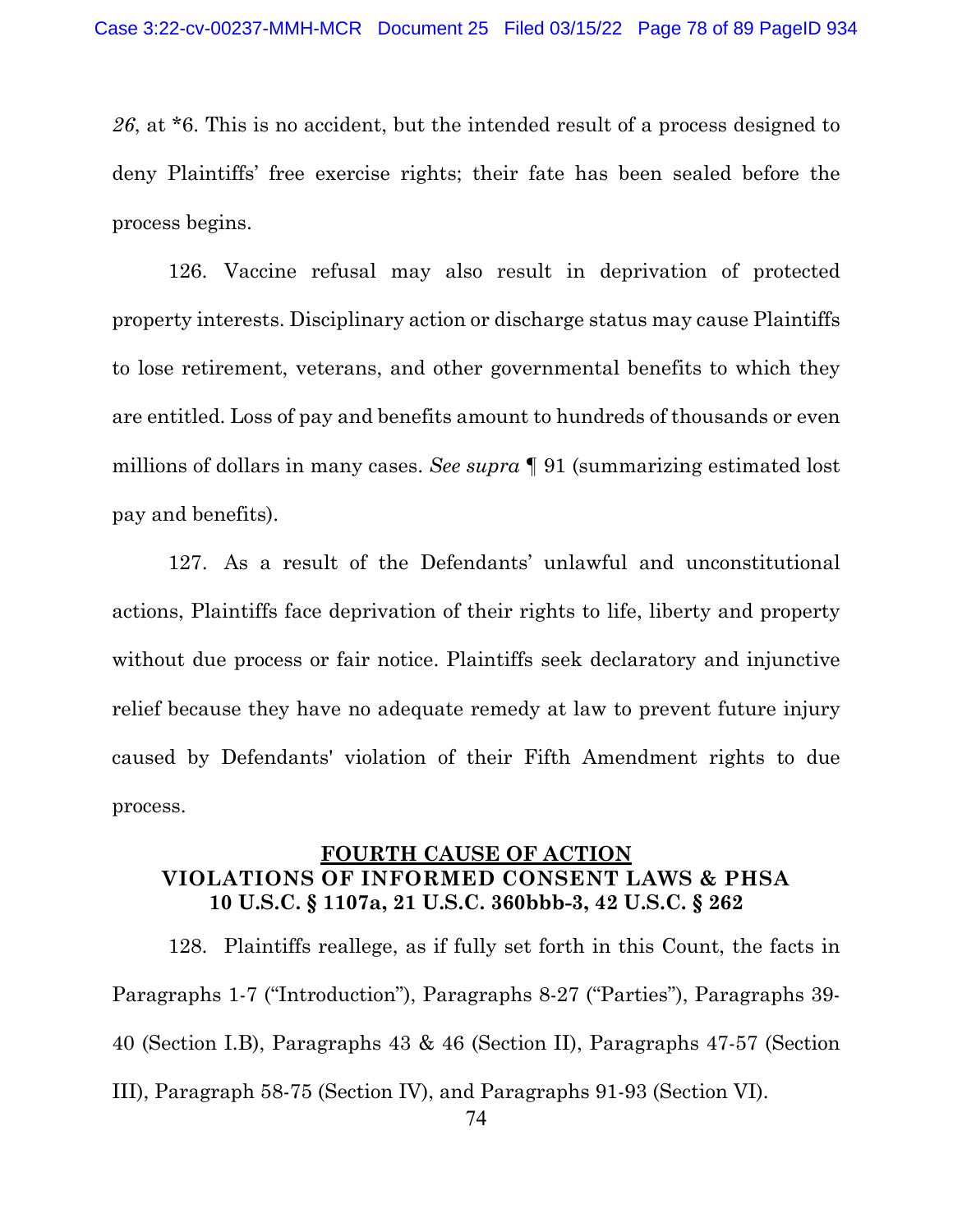*26*, at *6. This is no accident, but the intended result of a process designed to deny Plaintiffs' free exercise rights; their fate has been sealed before the process begins.

126. Vaccine refusal may also result in deprivation of protected property interests. Disciplinary action or discharge status may cause Plaintiffs to lose retirement, veterans, and other governmental benefits to which they are entitled. Loss of pay and benefits amount to hundreds of thousands or even millions of dollars in many cases. *See supra* ¶ 91 (summarizing estimated lost pay and benefits).

127. As a result of the Defendants' unlawful and unconstitutional actions, Plaintiffs face deprivation of their rights to life, liberty and property without due process or fair notice. Plaintiffs seek declaratory and injunctive relief because they have no adequate remedy at law to prevent future injury caused by Defendants' violation of their Fifth Amendment rights to due process.

## <u>FOURTH CAUSE OF ACTION</u>
## VIOLATIONS OF INFORMED CONSENT LAWS & PHSA 10 U.S.C. § 1107a, 21 U.S.C. 360bbb-3, 42 U.S.C. § 262

128. Plaintiffs reallege, as if fully set forth in this Count, the facts in Paragraphs 1-7 ("Introduction"), Paragraphs 8-27 ("Parties"), Paragraphs 39-40 (Section I.B), Paragraphs 43 & 46 (Section II), Paragraphs 47-57 (Section III), Paragraph 58-75 (Section IV), and Paragraphs 91-93 (Section VI).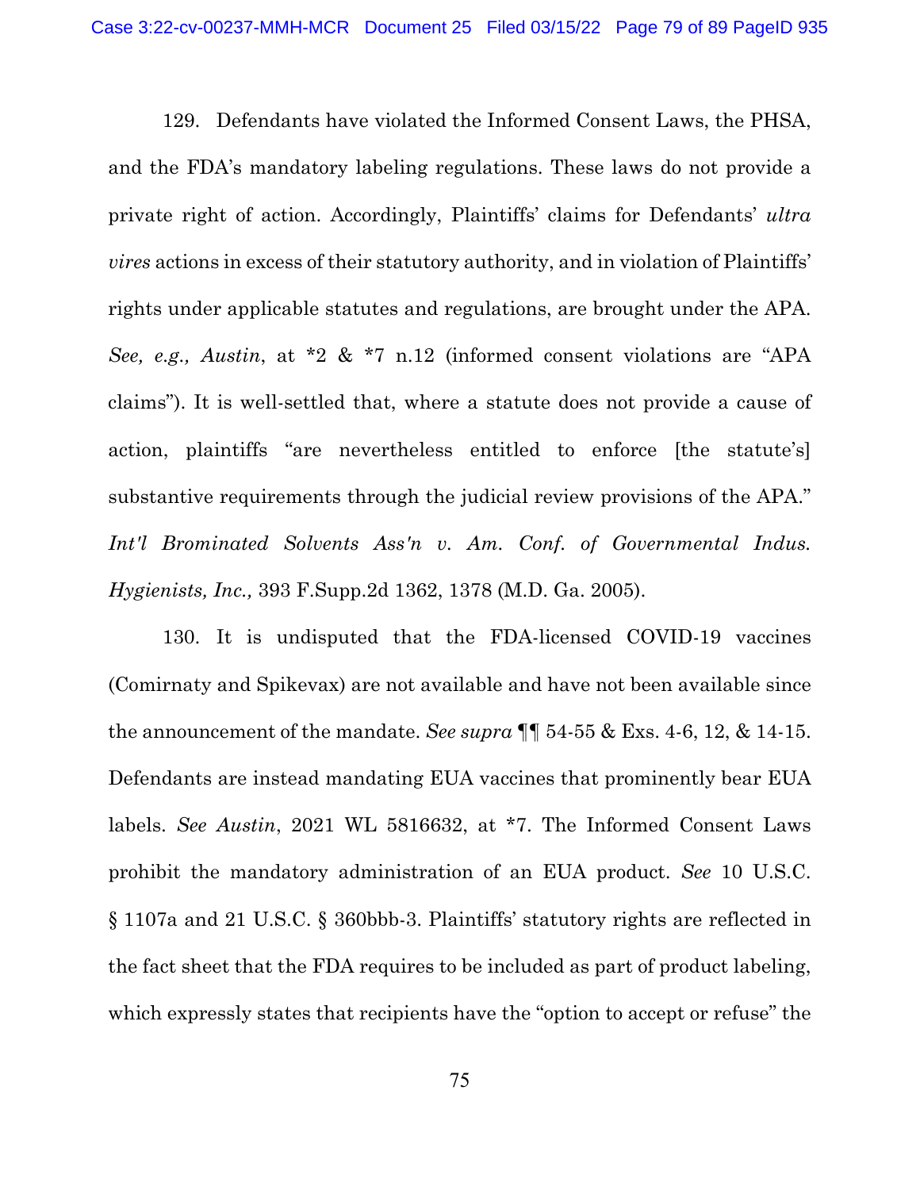129. Defendants have violated the Informed Consent Laws, the PHSA, and the FDA's mandatory labeling regulations. These laws do not provide a private right of action. Accordingly, Plaintiffs' claims for Defendants' *ultra vires* actions in excess of their statutory authority, and in violation of Plaintiffs' rights under applicable statutes and regulations, are brought under the APA. *See, e.g., Austin*, at *2 & *7 n.12 (informed consent violations are "APA claims"). It is well-settled that, where a statute does not provide a cause of action, plaintiffs "are nevertheless entitled to enforce [the statute's] substantive requirements through the judicial review provisions of the APA." *Int'l Brominated Solvents Ass'n v. Am. Conf. of Governmental Indus. Hygienists, Inc.,* 393 F.Supp.2d 1362, 1378 (M.D. Ga. 2005).

130. It is undisputed that the FDA-licensed COVID-19 vaccines (Comirnaty and Spikevax) are not available and have not been available since the announcement of the mandate. *See supra* ¶¶ 54-55 & Exs. 4-6, 12, & 14-15. Defendants are instead mandating EUA vaccines that prominently bear EUA labels. *See Austin*, 2021 WL 5816632, at *7. The Informed Consent Laws prohibit the mandatory administration of an EUA product. *See* 10 U.S.C. § 1107a and 21 U.S.C. § 360bbb-3. Plaintiffs' statutory rights are reflected in the fact sheet that the FDA requires to be included as part of product labeling, which expressly states that recipients have the "option to accept or refuse" the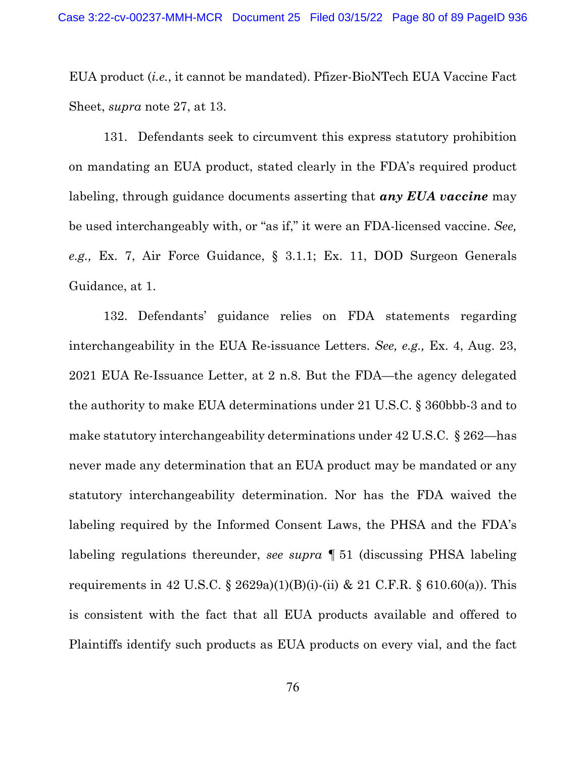EUA product (*i.e.*, it cannot be mandated). Pfizer-BioNTech EUA Vaccine Fact Sheet, *supra* note 27, at 13.

131. Defendants seek to circumvent this express statutory prohibition on mandating an EUA product, stated clearly in the FDA's required product labeling, through guidance documents asserting that ***any EUA vaccine*** may be used interchangeably with, or "as if," it were an FDA-licensed vaccine. *See, e.g.,* Ex. 7, Air Force Guidance, § 3.1.1; Ex. 11, DOD Surgeon Generals Guidance, at 1.

132. Defendants' guidance relies on FDA statements regarding interchangeability in the EUA Re-issuance Letters. *See, e.g.,* Ex. 4, Aug. 23, 2021 EUA Re-Issuance Letter, at 2 n.8. But the FDA—the agency delegated the authority to make EUA determinations under 21 U.S.C. § 360bbb-3 and to make statutory interchangeability determinations under 42 U.S.C. § 262—has never made any determination that an EUA product may be mandated or any statutory interchangeability determination. Nor has the FDA waived the labeling required by the Informed Consent Laws, the PHSA and the FDA's labeling regulations thereunder, *see supra* ¶ 51 (discussing PHSA labeling requirements in 42 U.S.C. § 2629a)(1)(B)(i)-(ii) & 21 C.F.R. § 610.60(a)). This is consistent with the fact that all EUA products available and offered to Plaintiffs identify such products as EUA products on every vial, and the fact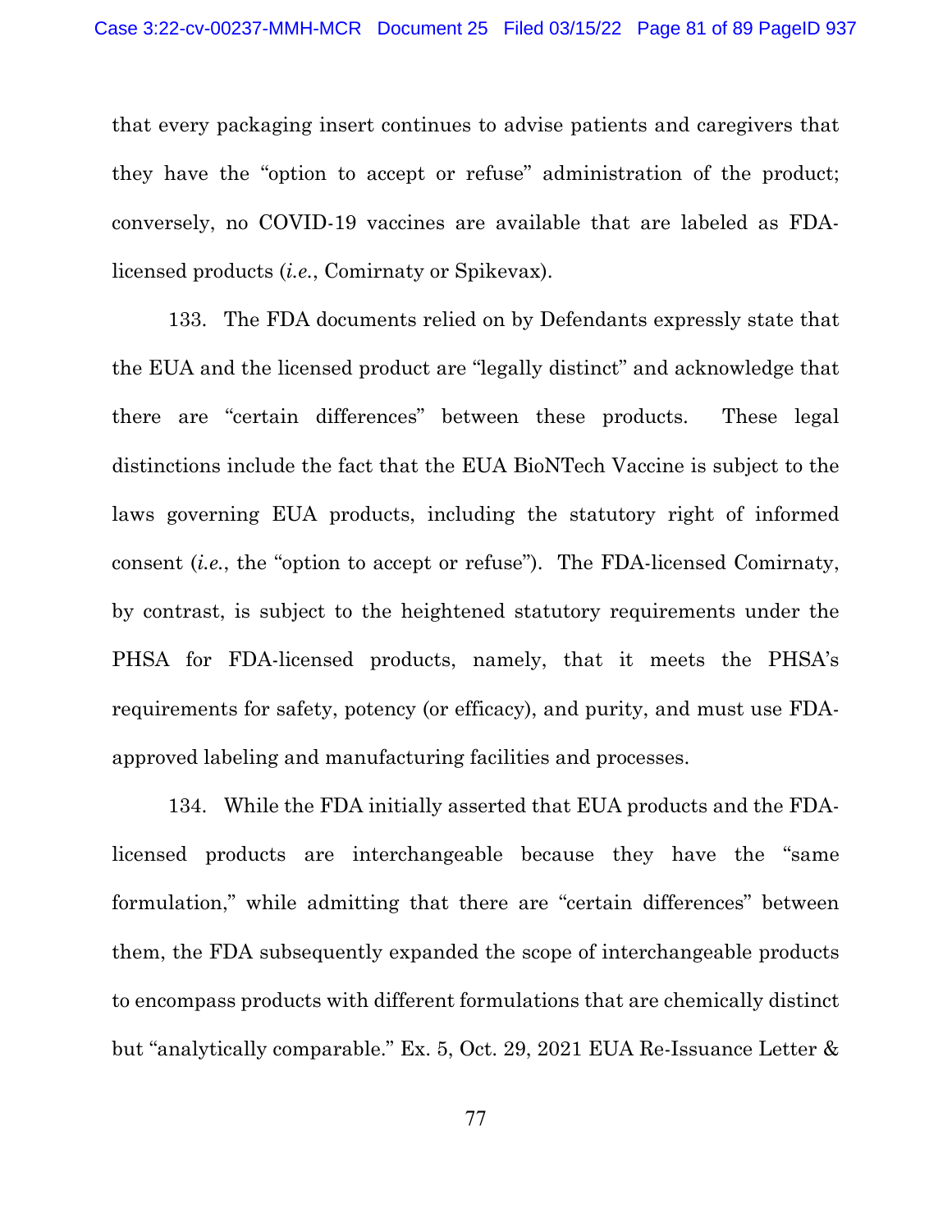that every packaging insert continues to advise patients and caregivers that they have the "option to accept or refuse" administration of the product; conversely, no COVID-19 vaccines are available that are labeled as FDA-licensed products (*i.e.*, Comirnaty or Spikevax).

133. The FDA documents relied on by Defendants expressly state that the EUA and the licensed product are "legally distinct" and acknowledge that there are "certain differences" between these products. These legal distinctions include the fact that the EUA BioNTech Vaccine is subject to the laws governing EUA products, including the statutory right of informed consent (*i.e.*, the "option to accept or refuse"). The FDA-licensed Comirnaty, by contrast, is subject to the heightened statutory requirements under the PHSA for FDA-licensed products, namely, that it meets the PHSA's requirements for safety, potency (or efficacy), and purity, and must use FDA-approved labeling and manufacturing facilities and processes.

134. While the FDA initially asserted that EUA products and the FDA-licensed products are interchangeable because they have the "same formulation," while admitting that there are "certain differences" between them, the FDA subsequently expanded the scope of interchangeable products to encompass products with different formulations that are chemically distinct but "analytically comparable." Ex. 5, Oct. 29, 2021 EUA Re-Issuance Letter &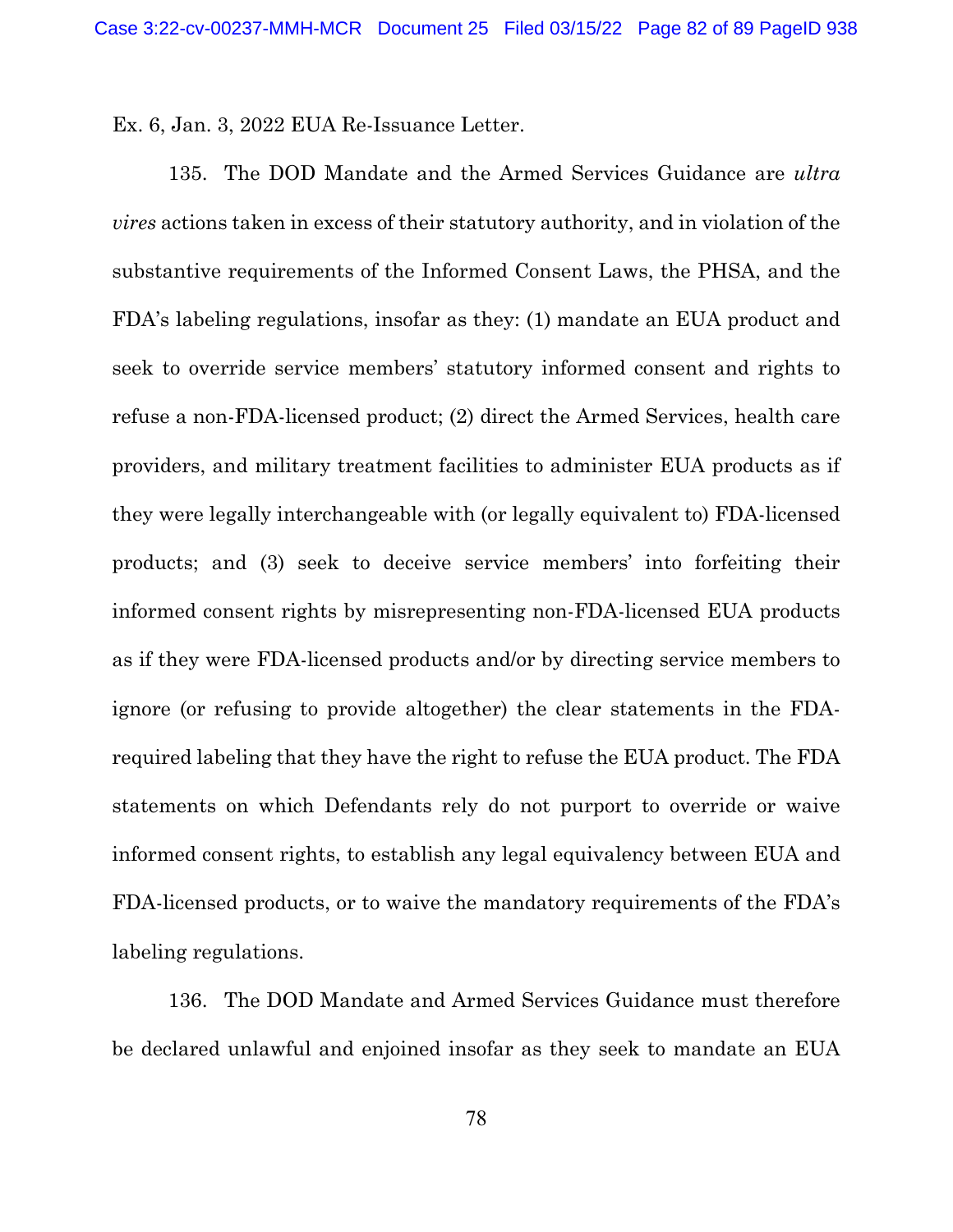Ex. 6, Jan. 3, 2022 EUA Re-Issuance Letter.

135. The DOD Mandate and the Armed Services Guidance are *ultra vires* actions taken in excess of their statutory authority, and in violation of the substantive requirements of the Informed Consent Laws, the PHSA, and the FDA's labeling regulations, insofar as they: (1) mandate an EUA product and seek to override service members' statutory informed consent and rights to refuse a non-FDA-licensed product; (2) direct the Armed Services, health care providers, and military treatment facilities to administer EUA products as if they were legally interchangeable with (or legally equivalent to) FDA-licensed products; and (3) seek to deceive service members' into forfeiting their informed consent rights by misrepresenting non-FDA-licensed EUA products as if they were FDA-licensed products and/or by directing service members to ignore (or refusing to provide altogether) the clear statements in the FDA-required labeling that they have the right to refuse the EUA product. The FDA statements on which Defendants rely do not purport to override or waive informed consent rights, to establish any legal equivalency between EUA and FDA-licensed products, or to waive the mandatory requirements of the FDA's labeling regulations.

136. The DOD Mandate and Armed Services Guidance must therefore be declared unlawful and enjoined insofar as they seek to mandate an EUA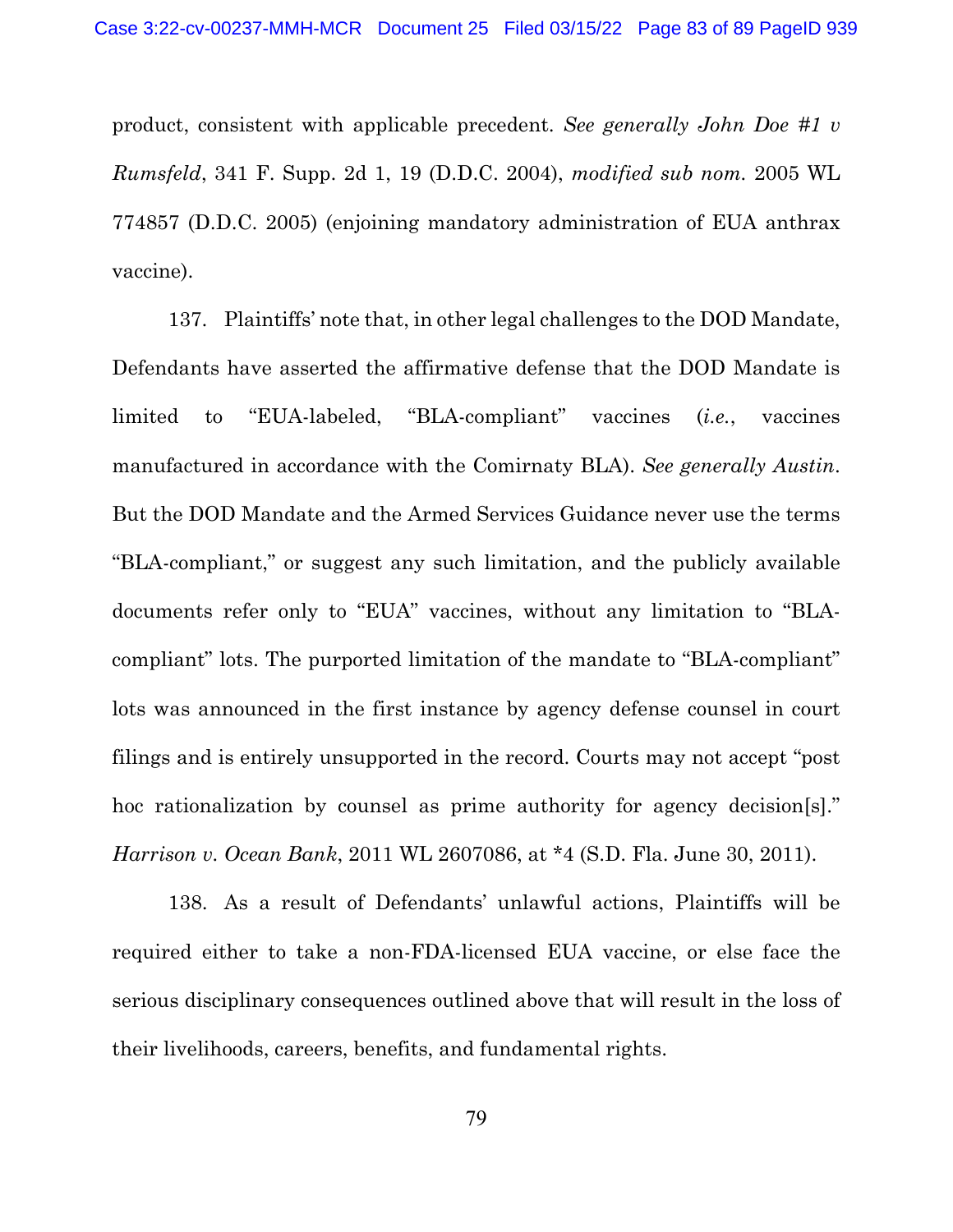product, consistent with applicable precedent. *See generally John Doe #1 v Rumsfeld*, 341 F. Supp. 2d 1, 19 (D.D.C. 2004), *modified sub nom.* 2005 WL 774857 (D.D.C. 2005) (enjoining mandatory administration of EUA anthrax vaccine).

137. Plaintiffs' note that, in other legal challenges to the DOD Mandate, Defendants have asserted the affirmative defense that the DOD Mandate is limited to "EUA-labeled, "BLA-compliant" vaccines (*i.e.*, vaccines manufactured in accordance with the Comirnaty BLA). *See generally Austin*. But the DOD Mandate and the Armed Services Guidance never use the terms "BLA-compliant," or suggest any such limitation, and the publicly available documents refer only to "EUA" vaccines, without any limitation to "BLA-compliant" lots. The purported limitation of the mandate to "BLA-compliant" lots was announced in the first instance by agency defense counsel in court filings and is entirely unsupported in the record. Courts may not accept "post hoc rationalization by counsel as prime authority for agency decision[s]." *Harrison v. Ocean Bank*, 2011 WL 2607086, at *4 (S.D. Fla. June 30, 2011).

138. As a result of Defendants' unlawful actions, Plaintiffs will be required either to take a non-FDA-licensed EUA vaccine, or else face the serious disciplinary consequences outlined above that will result in the loss of their livelihoods, careers, benefits, and fundamental rights.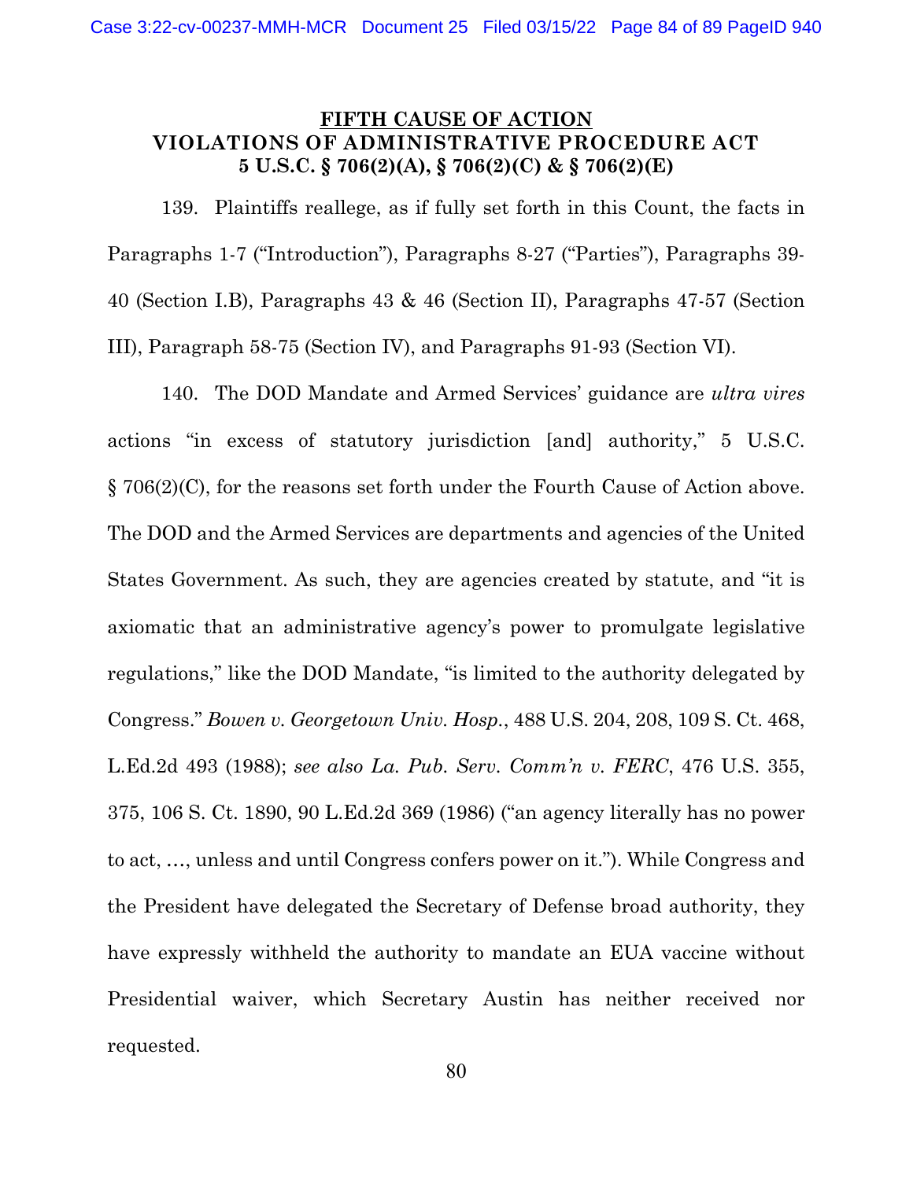**<u>FIFTH CAUSE OF ACTION</u>**
**VIOLATIONS OF ADMINISTRATIVE PROCEDURE ACT**
**5 U.S.C. § 706(2)(A), § 706(2)(C) & § 706(2)(E)**

139. Plaintiffs reallege, as if fully set forth in this Count, the facts in Paragraphs 1-7 ("Introduction"), Paragraphs 8-27 ("Parties"), Paragraphs 39-40 (Section I.B), Paragraphs 43 & 46 (Section II), Paragraphs 47-57 (Section III), Paragraph 58-75 (Section IV), and Paragraphs 91-93 (Section VI).

140. The DOD Mandate and Armed Services' guidance are *ultra vires* actions "in excess of statutory jurisdiction [and] authority," 5 U.S.C. § 706(2)(C), for the reasons set forth under the Fourth Cause of Action above. The DOD and the Armed Services are departments and agencies of the United States Government. As such, they are agencies created by statute, and "it is axiomatic that an administrative agency's power to promulgate legislative regulations," like the DOD Mandate, "is limited to the authority delegated by Congress." *Bowen v. Georgetown Univ. Hosp.*, 488 U.S. 204, 208, 109 S. Ct. 468, L.Ed.2d 493 (1988); *see also La. Pub. Serv. Comm'n v. FERC*, 476 U.S. 355, 375, 106 S. Ct. 1890, 90 L.Ed.2d 369 (1986) ("an agency literally has no power to act, …, unless and until Congress confers power on it."). While Congress and the President have delegated the Secretary of Defense broad authority, they have expressly withheld the authority to mandate an EUA vaccine without Presidential waiver, which Secretary Austin has neither received nor requested.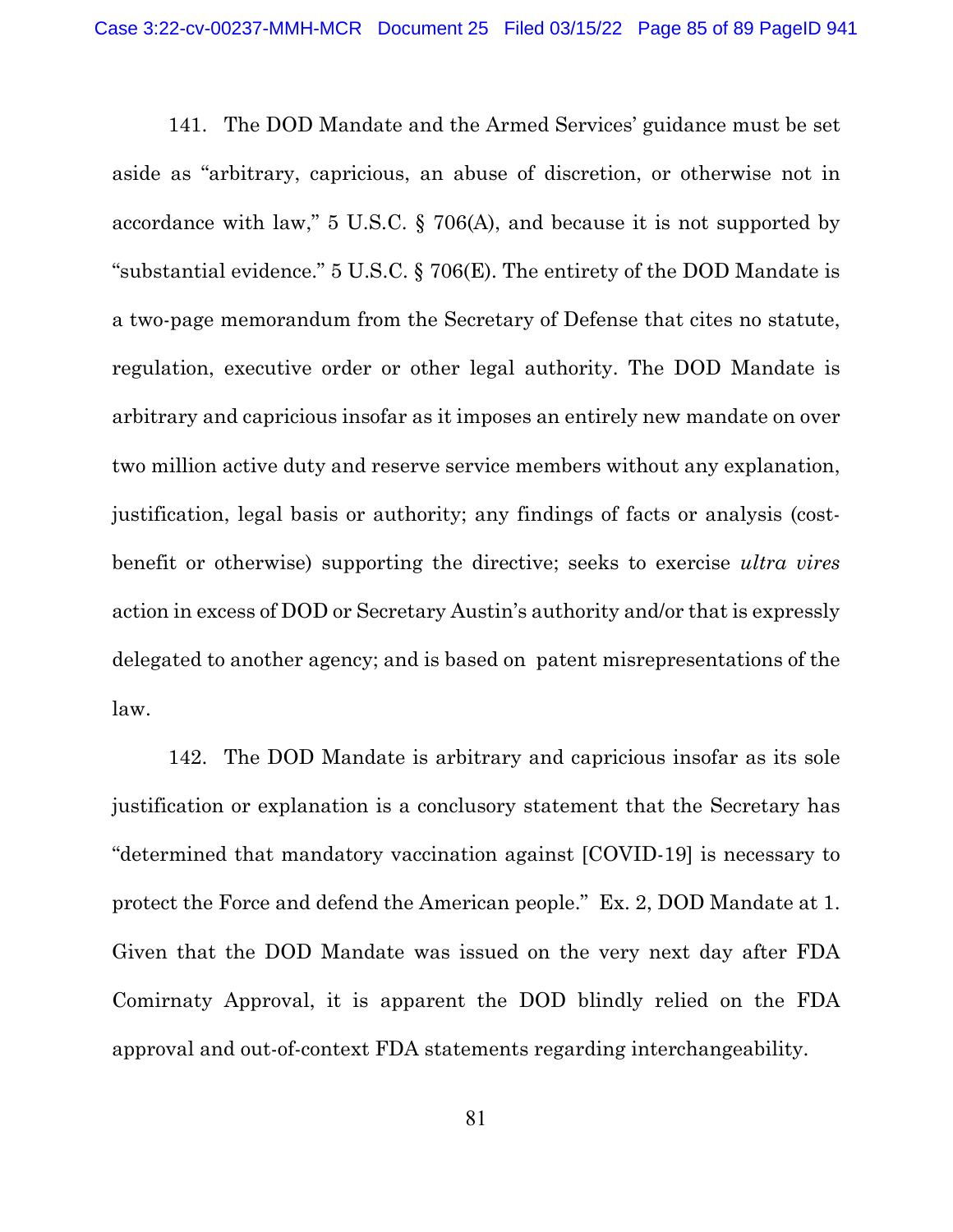141. The DOD Mandate and the Armed Services' guidance must be set aside as "arbitrary, capricious, an abuse of discretion, or otherwise not in accordance with law," 5 U.S.C. § 706(A), and because it is not supported by "substantial evidence." 5 U.S.C. § 706(E). The entirety of the DOD Mandate is a two-page memorandum from the Secretary of Defense that cites no statute, regulation, executive order or other legal authority. The DOD Mandate is arbitrary and capricious insofar as it imposes an entirely new mandate on over two million active duty and reserve service members without any explanation, justification, legal basis or authority; any findings of facts or analysis (cost-benefit or otherwise) supporting the directive; seeks to exercise *ultra vires* action in excess of DOD or Secretary Austin's authority and/or that is expressly delegated to another agency; and is based on patent misrepresentations of the law.

142. The DOD Mandate is arbitrary and capricious insofar as its sole justification or explanation is a conclusory statement that the Secretary has "determined that mandatory vaccination against [COVID-19] is necessary to protect the Force and defend the American people." Ex. 2, DOD Mandate at 1. Given that the DOD Mandate was issued on the very next day after FDA Comirnaty Approval, it is apparent the DOD blindly relied on the FDA approval and out-of-context FDA statements regarding interchangeability.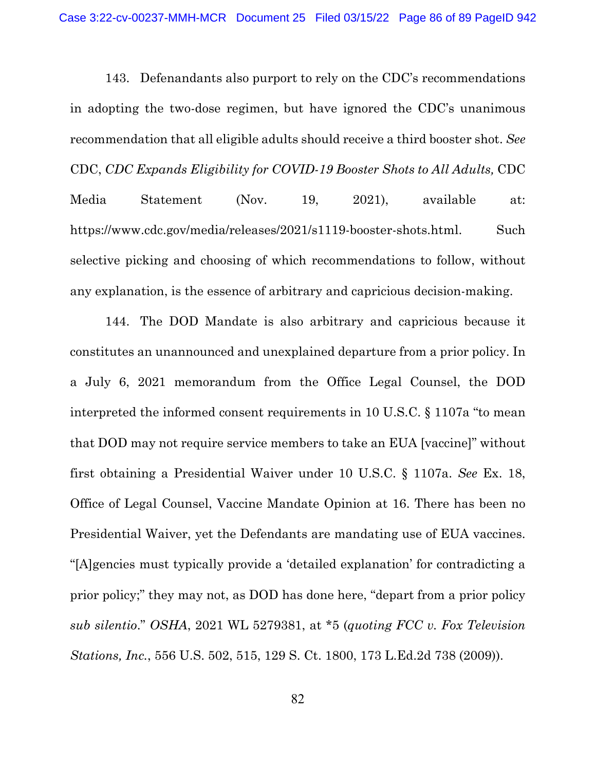143. Defenandants also purport to rely on the CDC's recommendations in adopting the two-dose regimen, but have ignored the CDC's unanimous recommendation that all eligible adults should receive a third booster shot. *See* CDC, *CDC Expands Eligibility for COVID-19 Booster Shots to All Adults,* CDC Media Statement (Nov. 19, 2021), available at: https://www.cdc.gov/media/releases/2021/s1119-booster-shots.html. Such selective picking and choosing of which recommendations to follow, without any explanation, is the essence of arbitrary and capricious decision-making.

144. The DOD Mandate is also arbitrary and capricious because it constitutes an unannounced and unexplained departure from a prior policy. In a July 6, 2021 memorandum from the Office Legal Counsel, the DOD interpreted the informed consent requirements in 10 U.S.C. § 1107a "to mean that DOD may not require service members to take an EUA [vaccine]" without first obtaining a Presidential Waiver under 10 U.S.C. § 1107a. *See* Ex. 18, Office of Legal Counsel, Vaccine Mandate Opinion at 16. There has been no Presidential Waiver, yet the Defendants are mandating use of EUA vaccines. "[A]gencies must typically provide a 'detailed explanation' for contradicting a prior policy;" they may not, as DOD has done here, "depart from a prior policy *sub silentio*." *OSHA*, 2021 WL 5279381, at *5 (*quoting FCC v. Fox Television Stations, Inc.*, 556 U.S. 502, 515, 129 S. Ct. 1800, 173 L.Ed.2d 738 (2009)).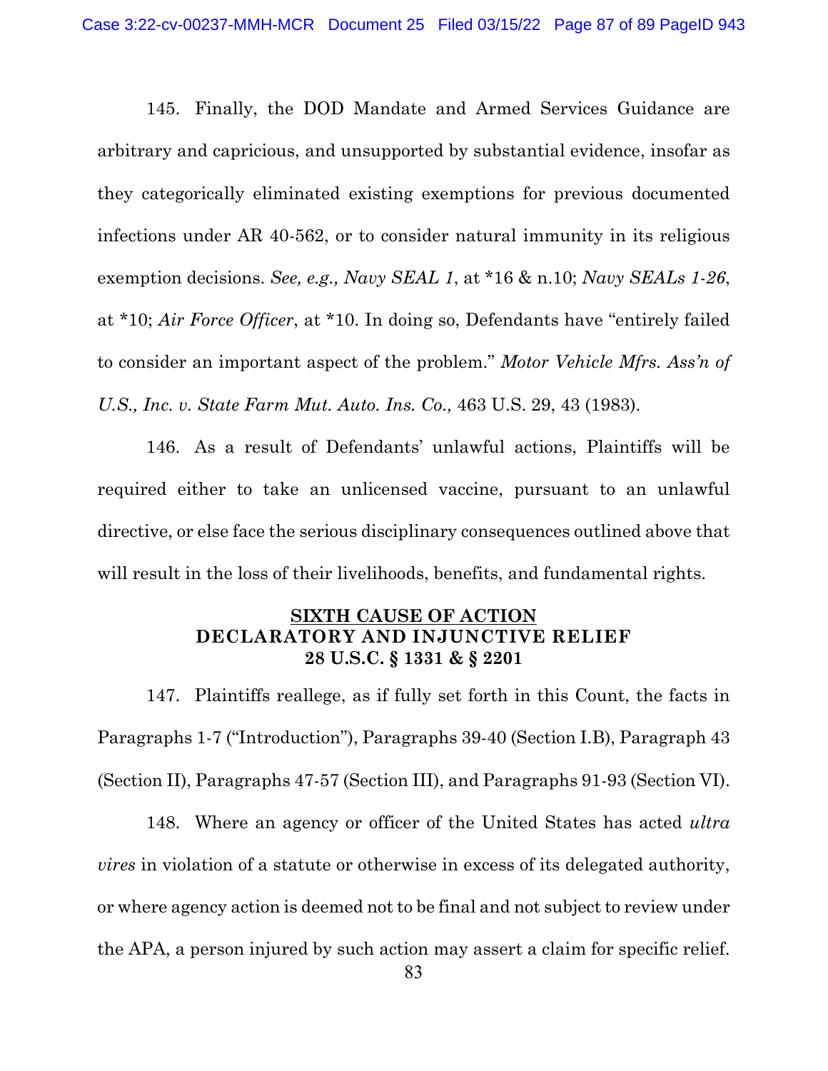145. Finally, the DOD Mandate and Armed Services Guidance are arbitrary and capricious, and unsupported by substantial evidence, insofar as they categorically eliminated existing exemptions for previous documented infections under AR 40-562, or to consider natural immunity in its religious exemption decisions. *See, e.g., Navy SEAL 1*, at *16 & n.10; *Navy SEALs 1-26*, at *10; *Air Force Officer*, at *10. In doing so, Defendants have "entirely failed to consider an important aspect of the problem." *Motor Vehicle Mfrs. Ass'n of U.S., Inc. v. State Farm Mut. Auto. Ins. Co.,* 463 U.S. 29, 43 (1983).

146. As a result of Defendants' unlawful actions, Plaintiffs will be required either to take an unlicensed vaccine, pursuant to an unlawful directive, or else face the serious disciplinary consequences outlined above that will result in the loss of their livelihoods, benefits, and fundamental rights.

## SIXTH CAUSE OF ACTION
## DECLARATORY AND INJUNCTIVE RELIEF
## 28 U.S.C. § 1331 & § 2201

147. Plaintiffs reallege, as if fully set forth in this Count, the facts in Paragraphs 1-7 ("Introduction"), Paragraphs 39-40 (Section I.B), Paragraph 43 (Section II), Paragraphs 47-57 (Section III), and Paragraphs 91-93 (Section VI).

148. Where an agency or officer of the United States has acted *ultra vires* in violation of a statute or otherwise in excess of its delegated authority, or where agency action is deemed not to be final and not subject to review under the APA, a person injured by such action may assert a claim for specific relief.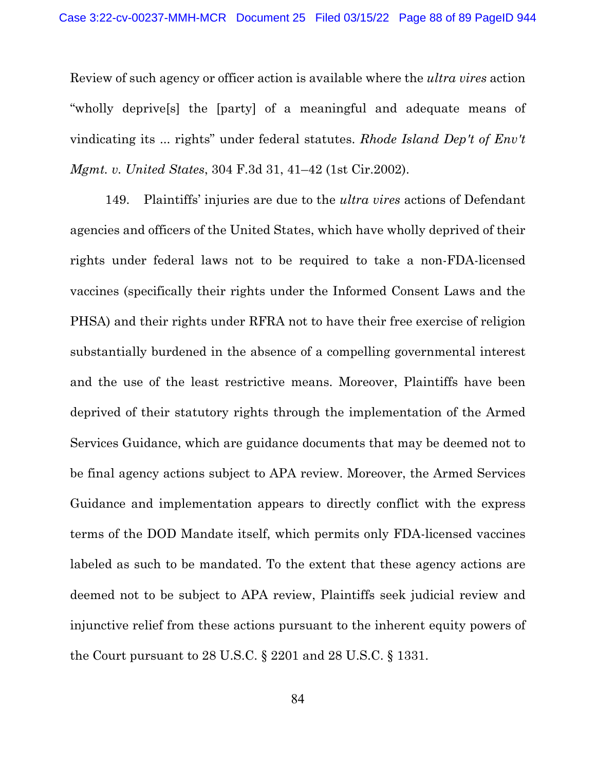Review of such agency or officer action is available where the *ultra vires* action "wholly deprive[s] the [party] of a meaningful and adequate means of vindicating its ... rights" under federal statutes. *Rhode Island Dep't of Env't Mgmt. v. United States*, 304 F.3d 31, 41–42 (1st Cir.2002).

149. Plaintiffs' injuries are due to the *ultra vires* actions of Defendant agencies and officers of the United States, which have wholly deprived of their rights under federal laws not to be required to take a non-FDA-licensed vaccines (specifically their rights under the Informed Consent Laws and the PHSA) and their rights under RFRA not to have their free exercise of religion substantially burdened in the absence of a compelling governmental interest and the use of the least restrictive means. Moreover, Plaintiffs have been deprived of their statutory rights through the implementation of the Armed Services Guidance, which are guidance documents that may be deemed not to be final agency actions subject to APA review. Moreover, the Armed Services Guidance and implementation appears to directly conflict with the express terms of the DOD Mandate itself, which permits only FDA-licensed vaccines labeled as such to be mandated. To the extent that these agency actions are deemed not to be subject to APA review, Plaintiffs seek judicial review and injunctive relief from these actions pursuant to the inherent equity powers of the Court pursuant to 28 U.S.C. § 2201 and 28 U.S.C. § 1331.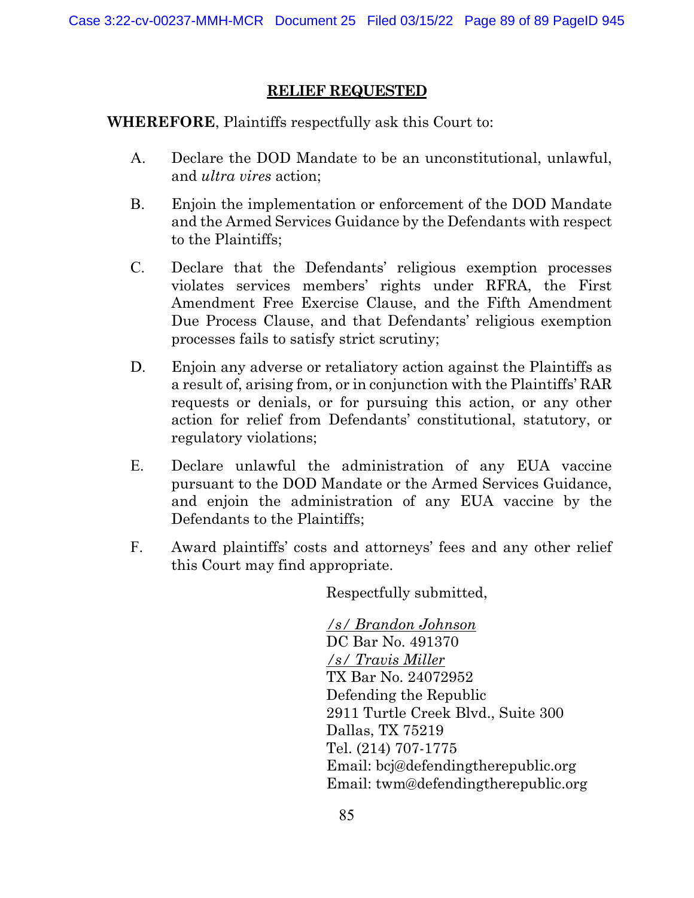## RELIEF REQUESTED

**WHEREFORE**, Plaintiffs respectfully ask this Court to:

A. Declare the DOD Mandate to be an unconstitutional, unlawful, and *ultra vires* action;

B. Enjoin the implementation or enforcement of the DOD Mandate and the Armed Services Guidance by the Defendants with respect to the Plaintiffs;

C. Declare that the Defendants' religious exemption processes violates services members' rights under RFRA, the First Amendment Free Exercise Clause, and the Fifth Amendment Due Process Clause, and that Defendants' religious exemption processes fails to satisfy strict scrutiny;

D. Enjoin any adverse or retaliatory action against the Plaintiffs as a result of, arising from, or in conjunction with the Plaintiffs' RAR requests or denials, or for pursuing this action, or any other action for relief from Defendants' constitutional, statutory, or regulatory violations;

E. Declare unlawful the administration of any EUA vaccine pursuant to the DOD Mandate or the Armed Services Guidance, and enjoin the administration of any EUA vaccine by the Defendants to the Plaintiffs;

F. Award plaintiffs' costs and attorneys' fees and any other relief this Court may find appropriate.

Respectfully submitted,

*/s/ Brandon Johnson*
DC Bar No. 491370
*/s/ Travis Miller*
TX Bar No. 24072952
Defending the Republic
2911 Turtle Creek Blvd., Suite 300
Dallas, TX 75219
Tel. (214) 707-1775
Email: bcj@defendingtherepublic.org
Email: twm@defendingtherepublic.org